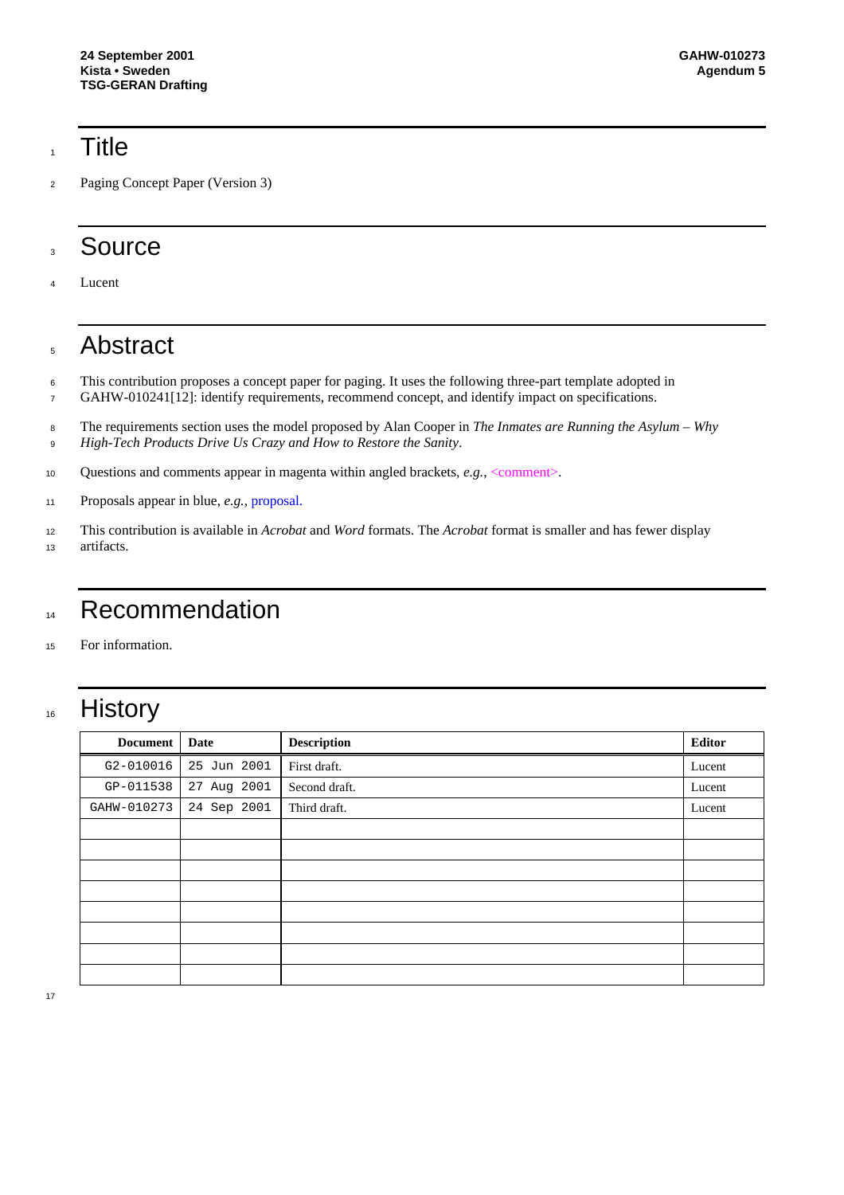24 September 2001
Kista • Sweden
TSG-GERAN Drafting

GAHW-010273
Agendum 5

# Title

Paging Concept Paper (Version 3)

# Source

Lucent

# Abstract

This contribution proposes a concept paper for paging. It uses the following three-part template adopted in GAHW-010241[12]: identify requirements, recommend concept, and identify impact on specifications.

The requirements section uses the model proposed by Alan Cooper in *The Inmates are Running the Asylum – Why High-Tech Products Drive Us Crazy and How to Restore the Sanity*.

Questions and comments appear in magenta within angled brackets, *e.g.*, <comment>.

Proposals appear in blue, *e.g.*, proposal.

This contribution is available in *Acrobat* and *Word* formats. The *Acrobat* format is smaller and has fewer display artifacts.

# Recommendation

For information.

# History

| Document | Date | Description | Editor |
|---|---|---|---|
| G2-010016 | 25 Jun 2001 | First draft. | Lucent |
| GP-011538 | 27 Aug 2001 | Second draft. | Lucent |
| GAHW-010273 | 24 Sep 2001 | Third draft. | Lucent |
| | | | |
| | | | |
| | | | |
| | | | |
| | | | |
| | | | |
| | | | |
| | | | |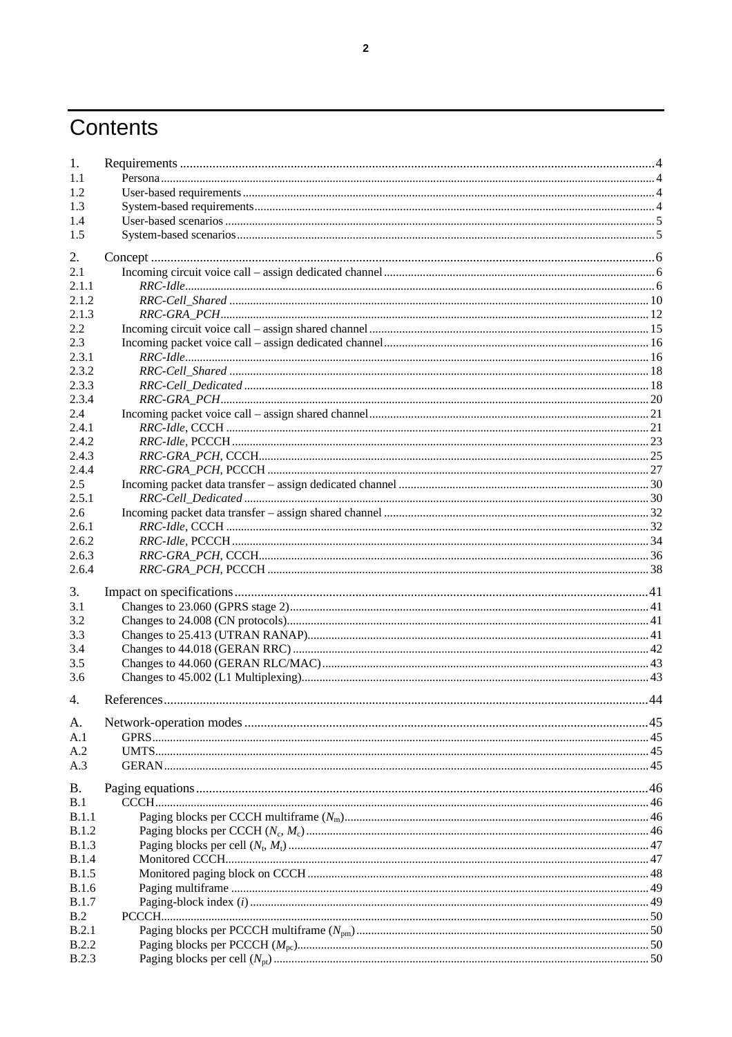# Contents

1. Requirements ........................................................................................................................................ 4
1.1 Persona ......................................................................................................................................................... 4
1.2 User-based requirements ............................................................................................................................. 4
1.3 System-based requirements ......................................................................................................................... 4
1.4 User-based scenarios ................................................................................................................................... 5
1.5 System-based scenarios ............................................................................................................................... 5

2. Concept ................................................................................................................................................. 6
2.1 Incoming circuit voice call – assign dedicated channel ............................................................................... 6
2.1.1 *RRC-Idle* .................................................................................................................................................... 6
2.1.2 *RRC-Cell_Shared* ..................................................................................................................................... 10
2.1.3 *RRC-GRA_PCH* ........................................................................................................................................ 12
2.2 Incoming circuit voice call – assign shared channel .................................................................................. 15
2.3 Incoming packet voice call – assign dedicated channel ............................................................................. 16
2.3.1 *RRC-Idle* .................................................................................................................................................. 16
2.3.2 *RRC-Cell_Shared* ..................................................................................................................................... 18
2.3.3 *RRC-Cell_Dedicated* ................................................................................................................................ 18
2.3.4 *RRC-GRA_PCH* ........................................................................................................................................ 20
2.4 Incoming packet voice call – assign shared channel .................................................................................. 21
2.4.1 *RRC-Idle*, CCCH ...................................................................................................................................... 21
2.4.2 *RRC-Idle*, PCCCH .................................................................................................................................... 23
2.4.3 *RRC-GRA_PCH*, CCCH ........................................................................................................................... 25
2.4.4 *RRC-GRA_PCH*, PCCCH ......................................................................................................................... 27
2.5 Incoming packet data transfer – assign dedicated channel ........................................................................ 30
2.5.1 *RRC-Cell_Dedicated* ................................................................................................................................ 30
2.6 Incoming packet data transfer – assign shared channel ............................................................................. 32
2.6.1 *RRC-Idle*, CCCH ...................................................................................................................................... 32
2.6.2 *RRC-Idle*, PCCCH .................................................................................................................................... 34
2.6.3 *RRC-GRA_PCH*, CCCH ........................................................................................................................... 36
2.6.4 *RRC-GRA_PCH*, PCCCH ......................................................................................................................... 38

3. Impact on specifications ..................................................................................................................... 41
3.1 Changes to 23.060 (GPRS stage 2) ............................................................................................................ 41
3.2 Changes to 24.008 (CN protocols) ............................................................................................................. 41
3.3 Changes to 25.413 (UTRAN RANAP) ....................................................................................................... 41
3.4 Changes to 44.018 (GERAN RRC) ............................................................................................................ 42
3.5 Changes to 44.060 (GERAN RLC/MAC) ................................................................................................... 43
3.6 Changes to 45.002 (L1 Multiplexing) ........................................................................................................ 43

4. References ........................................................................................................................................... 44

A. Network-operation modes ................................................................................................................... 45
A.1 GPRS .......................................................................................................................................................... 45
A.2 UMTS ......................................................................................................................................................... 45
A.3 GERAN ....................................................................................................................................................... 45

B. Paging equations ................................................................................................................................. 46
B.1 CCCH ......................................................................................................................................................... 46
B.1.1 Paging blocks per CCCH multiframe ($N_m$) ............................................................................................ 46
B.1.2 Paging blocks per CCCH ($N_c$, $M_c$) .................................................................................................... 46
B.1.3 Paging blocks per cell ($N_t$, $M_t$) .......................................................................................................... 47
B.1.4 Monitored CCCH ........................................................................................................................................ 47
B.1.5 Monitored paging block on CCCH ............................................................................................................. 48
B.1.6 Paging multiframe ....................................................................................................................................... 49
B.1.7 Paging-block index ($i$) .............................................................................................................................. 49
B.2 PCCCH ....................................................................................................................................................... 50
B.2.1 Paging blocks per PCCCH multiframe ($N_{pm}$) ....................................................................................... 50
B.2.2 Paging blocks per PCCCH ($M_{pc}$) .......................................................................................................... 50
B.2.3 Paging blocks per cell ($N_{pt}$) .................................................................................................................. 50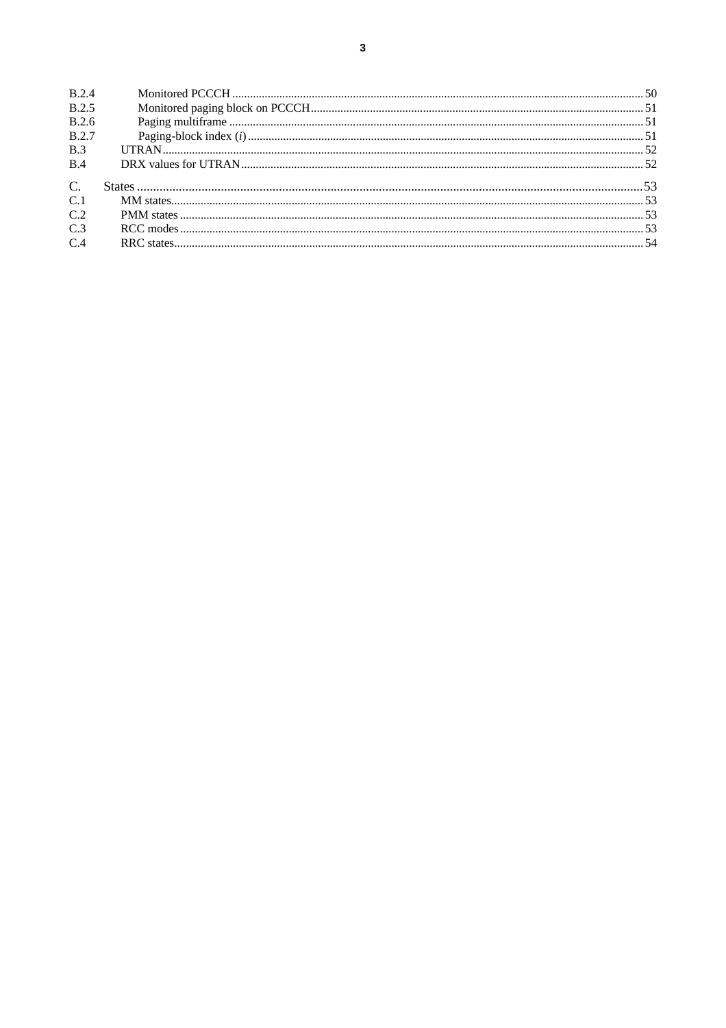B.2.4 Monitored PCCCH ........................................................................................................................................ 50
B.2.5 Monitored paging block on PCCCH................................................................................................................ 51
B.2.6 Paging multiframe ........................................................................................................................................ 51
B.2.7 Paging-block index (*i*) .................................................................................................................................. 51
B.3 UTRAN.................................................................................................................................................................. 52
B.4 DRX values for UTRAN........................................................................................................................................ 52

C. States ........................................................................................................................................................................ 53
C.1 MM states.............................................................................................................................................................. 53
C.2 PMM states ............................................................................................................................................................ 53
C.3 RCC modes ............................................................................................................................................................ 53
C.4 RRC states.............................................................................................................................................................. 54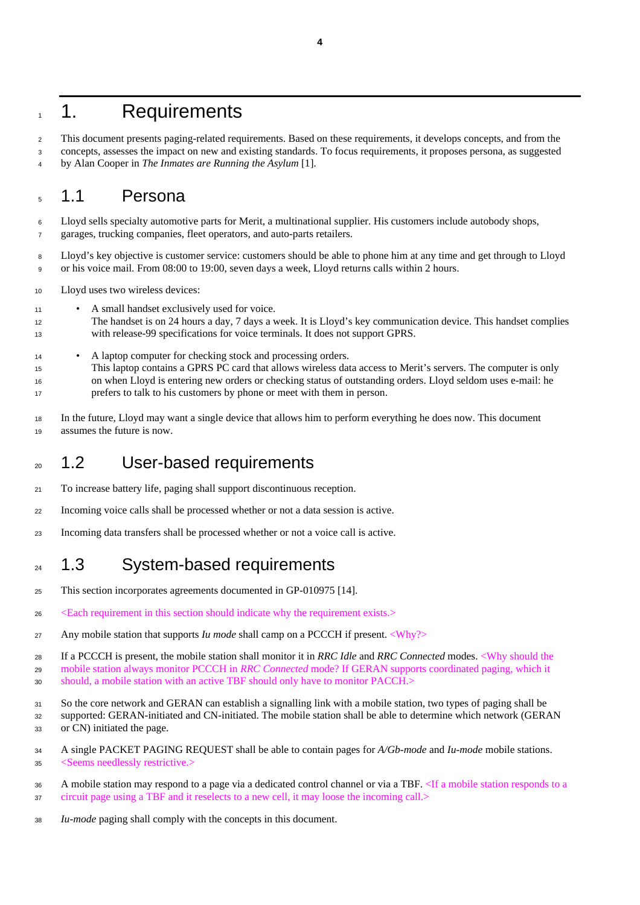# 1. Requirements

This document presents paging-related requirements. Based on these requirements, it develops concepts, and from the concepts, assesses the impact on new and existing standards. To focus requirements, it proposes persona, as suggested by Alan Cooper in *The Inmates are Running the Asylum* [1].

## 1.1 Persona

Lloyd sells specialty automotive parts for Merit, a multinational supplier. His customers include autobody shops, garages, trucking companies, fleet operators, and auto-parts retailers.

Lloyd's key objective is customer service: customers should be able to phone him at any time and get through to Lloyd or his voice mail. From 08:00 to 19:00, seven days a week, Lloyd returns calls within 2 hours.

Lloyd uses two wireless devices:

- A small handset exclusively used for voice.
  The handset is on 24 hours a day, 7 days a week. It is Lloyd's key communication device. This handset complies with release-99 specifications for voice terminals. It does not support GPRS.
- A laptop computer for checking stock and processing orders.
  This laptop contains a GPRS PC card that allows wireless data access to Merit's servers. The computer is only on when Lloyd is entering new orders or checking status of outstanding orders. Lloyd seldom uses e-mail: he prefers to talk to his customers by phone or meet with them in person.

In the future, Lloyd may want a single device that allows him to perform everything he does now. This document assumes the future is now.

## 1.2 User-based requirements

To increase battery life, paging shall support discontinuous reception.

Incoming voice calls shall be processed whether or not a data session is active.

Incoming data transfers shall be processed whether or not a voice call is active.

## 1.3 System-based requirements

This section incorporates agreements documented in GP-010975 [14].

<Each requirement in this section should indicate why the requirement exists.>

Any mobile station that supports *Iu mode* shall camp on a PCCCH if present. <Why?>

If a PCCCH is present, the mobile station shall monitor it in *RRC Idle* and *RRC Connected* modes. <Why should the mobile station always monitor PCCCH in *RRC Connected* mode? If GERAN supports coordinated paging, which it should, a mobile station with an active TBF should only have to monitor PACCH.>

So the core network and GERAN can establish a signalling link with a mobile station, two types of paging shall be supported: GERAN-initiated and CN-initiated. The mobile station shall be able to determine which network (GERAN or CN) initiated the page.

A single PACKET PAGING REQUEST shall be able to contain pages for *A/Gb-mode* and *Iu-mode* mobile stations. <Seems needlessly restrictive.>

A mobile station may respond to a page via a dedicated control channel or via a TBF. <If a mobile station responds to a circuit page using a TBF and it reselects to a new cell, it may loose the incoming call.>

*Iu-mode* paging shall comply with the concepts in this document.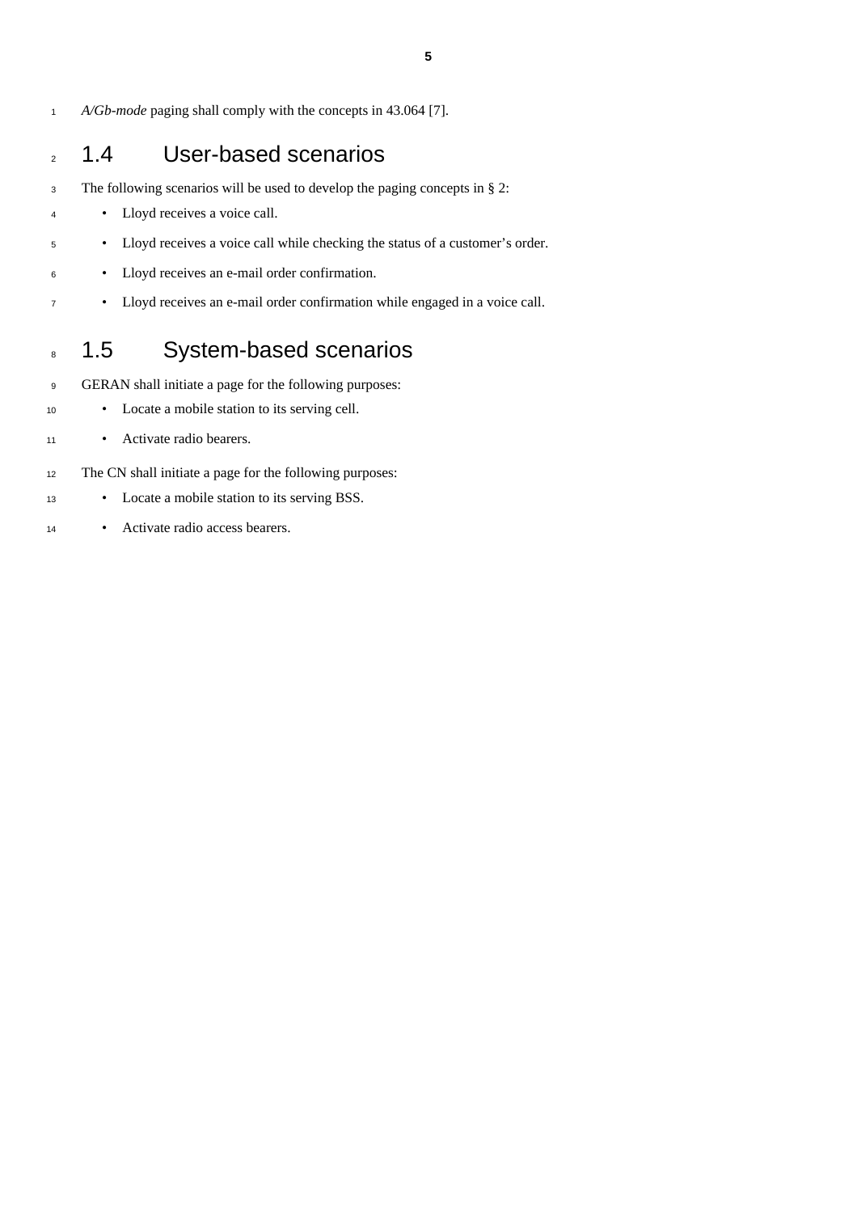*A/Gb-mode* paging shall comply with the concepts in 43.064 [7].

## 1.4 User-based scenarios

The following scenarios will be used to develop the paging concepts in § 2:

- Lloyd receives a voice call.
- Lloyd receives a voice call while checking the status of a customer's order.
- Lloyd receives an e-mail order confirmation.
- Lloyd receives an e-mail order confirmation while engaged in a voice call.

## 1.5 System-based scenarios

GERAN shall initiate a page for the following purposes:

- Locate a mobile station to its serving cell.
- Activate radio bearers.

The CN shall initiate a page for the following purposes:

- Locate a mobile station to its serving BSS.
- Activate radio access bearers.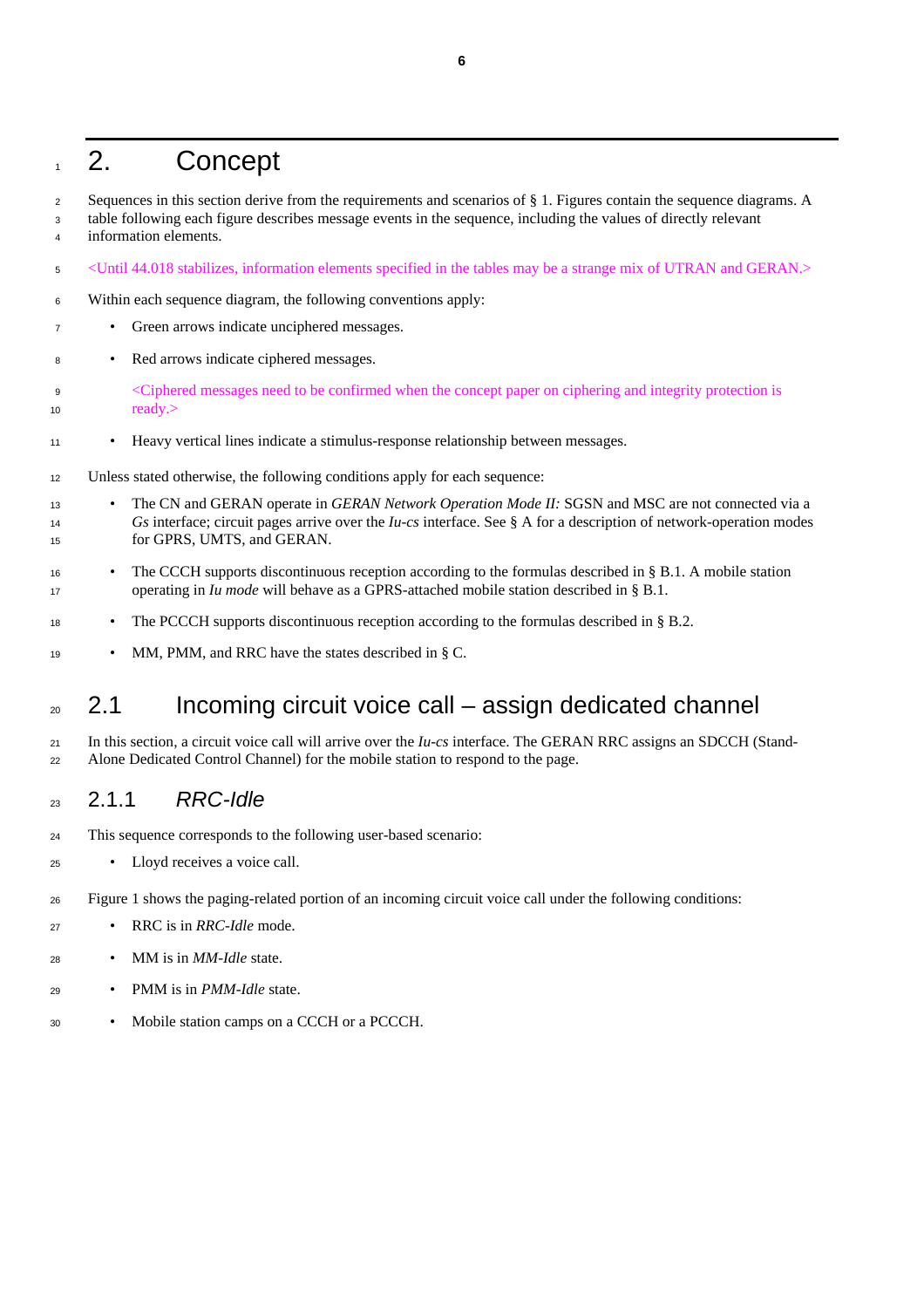# 2. Concept

Sequences in this section derive from the requirements and scenarios of § 1. Figures contain the sequence diagrams. A table following each figure describes message events in the sequence, including the values of directly relevant information elements.

<Until 44.018 stabilizes, information elements specified in the tables may be a strange mix of UTRAN and GERAN.>

Within each sequence diagram, the following conventions apply:

- Green arrows indicate unciphered messages.
- Red arrows indicate ciphered messages.

  <Ciphered messages need to be confirmed when the concept paper on ciphering and integrity protection is ready.>

- Heavy vertical lines indicate a stimulus-response relationship between messages.

Unless stated otherwise, the following conditions apply for each sequence:

- The CN and GERAN operate in *GERAN Network Operation Mode II:* SGSN and MSC are not connected via a *Gs* interface; circuit pages arrive over the *Iu-cs* interface. See § A for a description of network-operation modes for GPRS, UMTS, and GERAN.
- The CCCH supports discontinuous reception according to the formulas described in § B.1. A mobile station operating in *Iu mode* will behave as a GPRS-attached mobile station described in § B.1.
- The PCCCH supports discontinuous reception according to the formulas described in § B.2.
- MM, PMM, and RRC have the states described in § C.

## 2.1 Incoming circuit voice call – assign dedicated channel

In this section, a circuit voice call will arrive over the *Iu-cs* interface. The GERAN RRC assigns an SDCCH (Stand-Alone Dedicated Control Channel) for the mobile station to respond to the page.

### 2.1.1 *RRC-Idle*

This sequence corresponds to the following user-based scenario:

- Lloyd receives a voice call.

Figure 1 shows the paging-related portion of an incoming circuit voice call under the following conditions:

- RRC is in *RRC-Idle* mode.
- MM is in *MM-Idle* state.
- PMM is in *PMM-Idle* state.
- Mobile station camps on a CCCH or a PCCCH.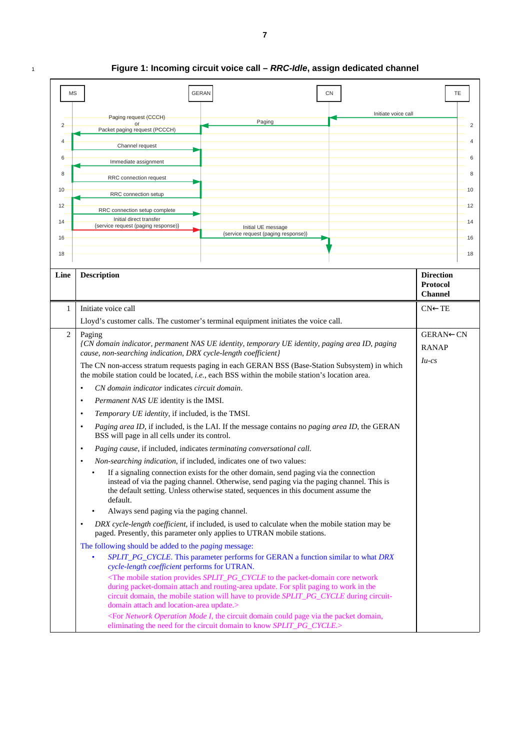**Figure 1: Incoming circuit voice call – *RRC-Idle*, assign dedicated channel**

MS

GERAN

CN

TE

Initiate voice call

Paging

Paging request (CCCH)
or
Packet paging request (PCCCH)

Channel request

Immediate assignment

RRC connection request

RRC connection setup

RRC connection setup complete

Initial direct transfer
{service request (paging response)}

Initial UE message
{service request (paging response)}

2
4
6
8
10
12
14
16
18

| Line | Description | Direction Protocol Channel |
|---|---|---|
| 1 | Initiate voice call<br><br>Lloyd's customer calls. The customer's terminal equipment initiates the voice call. | CN← TE |
| 2 | Paging<br>*{CN domain indicator, permanent NAS UE identity, temporary UE identity, paging area ID, paging cause, non-searching indication, DRX cycle-length coefficient}*<br><br>The CN non-access stratum requests paging in each GERAN BSS (Base-Station Subsystem) in which the mobile station could be located, *i.e.*, each BSS within the mobile station's location area.<br><br>• *CN domain indicator* indicates *circuit domain*.<br>• *Permanent NAS UE* identity is the IMSI.<br>• *Temporary UE identity*, if included, is the TMSI.<br>• *Paging area ID*, if included, is the LAI. If the message contains no *paging area ID*, the GERAN BSS will page in all cells under its control.<br>• *Paging cause*, if included, indicates *terminating conversational call.*<br>• *Non-searching indication*, if included, indicates one of two values:<br>  • If a signaling connection exists for the other domain, send paging via the connection instead of via the paging channel. Otherwise, send paging via the paging channel. This is the default setting. Unless otherwise stated, sequences in this document assume the default.<br>  • Always send paging via the paging channel.<br>• *DRX cycle-length coefficient*, if included, is used to calculate when the mobile station may be paged. Presently, this parameter only applies to UTRAN mobile stations.<br><br>The following should be added to the *paging* message:<br>  • *SPLIT_PG_CYCLE*. This parameter performs for GERAN a function similar to what *DRX cycle-length coefficient* performs for UTRAN.<br>  <The mobile station provides *SPLIT_PG_CYCLE* to the packet-domain core network during packet-domain attach and routing-area update. For split paging to work in the circuit domain, the mobile station will have to provide *SPLIT_PG_CYCLE* during circuit-domain attach and location-area update.><br>  <For *Network Operation Mode I*, the circuit domain could page via the packet domain, eliminating the need for the circuit domain to know *SPLIT_PG_CYCLE*.> | GERAN← CN<br><br>RANAP<br><br>*Iu-cs* |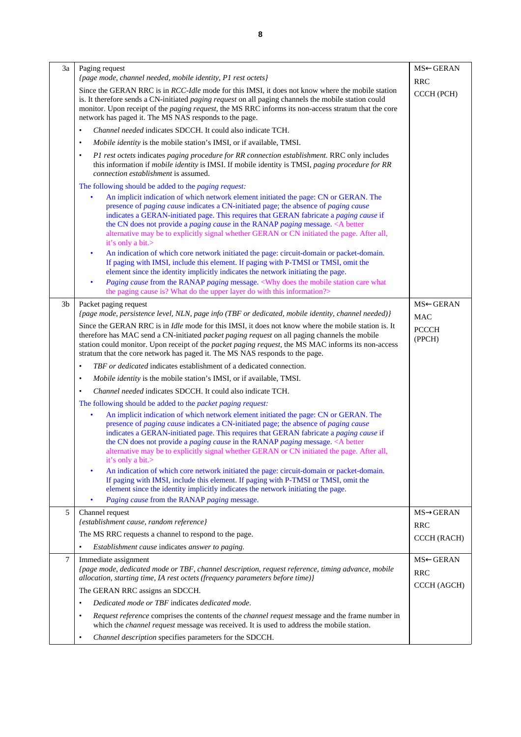| | | |
|---|---|---|
| 3a | Paging request<br>*{page mode, channel needed, mobile identity, P1 rest octets}*<br><br>Since the GERAN RRC is in *RCC-Idle* mode for this IMSI, it does not know where the mobile station is. It therefore sends a CN-initiated *paging request* on all paging channels the mobile station could monitor. Upon receipt of the *paging request*, the MS RRC informs its non-access stratum that the core network has paged it. The MS NAS responds to the page.<br><br>• *Channel needed* indicates SDCCH. It could also indicate TCH.<br>• *Mobile identity* is the mobile station's IMSI, or if available, TMSI.<br>• *P1 rest octets* indicates *paging procedure for RR connection establishment.* RRC only includes this information if *mobile identity* is IMSI. If mobile identity is TMSI, *paging procedure for RR connection establishment* is assumed.<br><br>The following should be added to the *paging request:*<br>• An implicit indication of which network element initiated the page: CN or GERAN. The presence of *paging cause* indicates a CN-initiated page; the absence of *paging cause* indicates a GERAN-initiated page. This requires that GERAN fabricate a *paging cause* if the CN does not provide a *paging cause* in the RANAP *paging* message. <A better alternative may be to explicitly signal whether GERAN or CN initiated the page. After all, it's only a bit.><br>• An indication of which core network initiated the page: circuit-domain or packet-domain. If paging with IMSI, include this element. If paging with P-TMSI or TMSI, omit the element since the identity implicitly indicates the network initiating the page.<br>• *Paging cause* from the RANAP *paging* message. <Why does the mobile station care what the paging cause is? What do the upper layer do with this information?> | MS←GERAN<br>RRC<br>CCCH (PCH) |
| 3b | Packet paging request<br>*{page mode, persistence level, NLN, page info (TBF or dedicated, mobile identity, channel needed)}*<br><br>Since the GERAN RRC is in *Idle* mode for this IMSI, it does not know where the mobile station is. It therefore has MAC send a CN-initiated *packet paging request* on all paging channels the mobile station could monitor. Upon receipt of the *packet paging request*, the MS MAC informs its non-access stratum that the core network has paged it. The MS NAS responds to the page.<br><br>• *TBF or dedicated* indicates establishment of a dedicated connection.<br>• *Mobile identity* is the mobile station's IMSI, or if available, TMSI.<br>• *Channel needed* indicates SDCCH. It could also indicate TCH.<br><br>The following should be added to the *packet paging request:*<br>• An implicit indication of which network element initiated the page: CN or GERAN. The presence of *paging cause* indicates a CN-initiated page; the absence of *paging cause* indicates a GERAN-initiated page. This requires that GERAN fabricate a *paging cause* if the CN does not provide a *paging cause* in the RANAP *paging* message. <A better alternative may be to explicitly signal whether GERAN or CN initiated the page. After all, it's only a bit.><br>• An indication of which core network initiated the page: circuit-domain or packet-domain. If paging with IMSI, include this element. If paging with P-TMSI or TMSI, omit the element since the identity implicitly indicates the network initiating the page.<br>• *Paging cause* from the RANAP *paging* message. | MS←GERAN<br>MAC<br>PCCCH (PPCH) |
| 5 | Channel request<br>*{establishment cause, random reference}*<br><br>The MS RRC requests a channel to respond to the page.<br><br>• *Establishment cause* indicates *answer to paging.* | MS→GERAN<br>RRC<br>CCCH (RACH) |
| 7 | Immediate assignment<br>*{page mode, dedicated mode or TBF, channel description, request reference, timing advance, mobile allocation, starting time, IA rest octets (frequency parameters before time)}*<br><br>The GERAN RRC assigns an SDCCH.<br><br>• *Dedicated mode or TBF* indicates *dedicated mode.*<br>• *Request reference* comprises the contents of the *channel request* message and the frame number in which the *channel request* message was received. It is used to address the mobile station.<br>• *Channel description* specifies parameters for the SDCCH. | MS←GERAN<br>RRC<br>CCCH (AGCH) |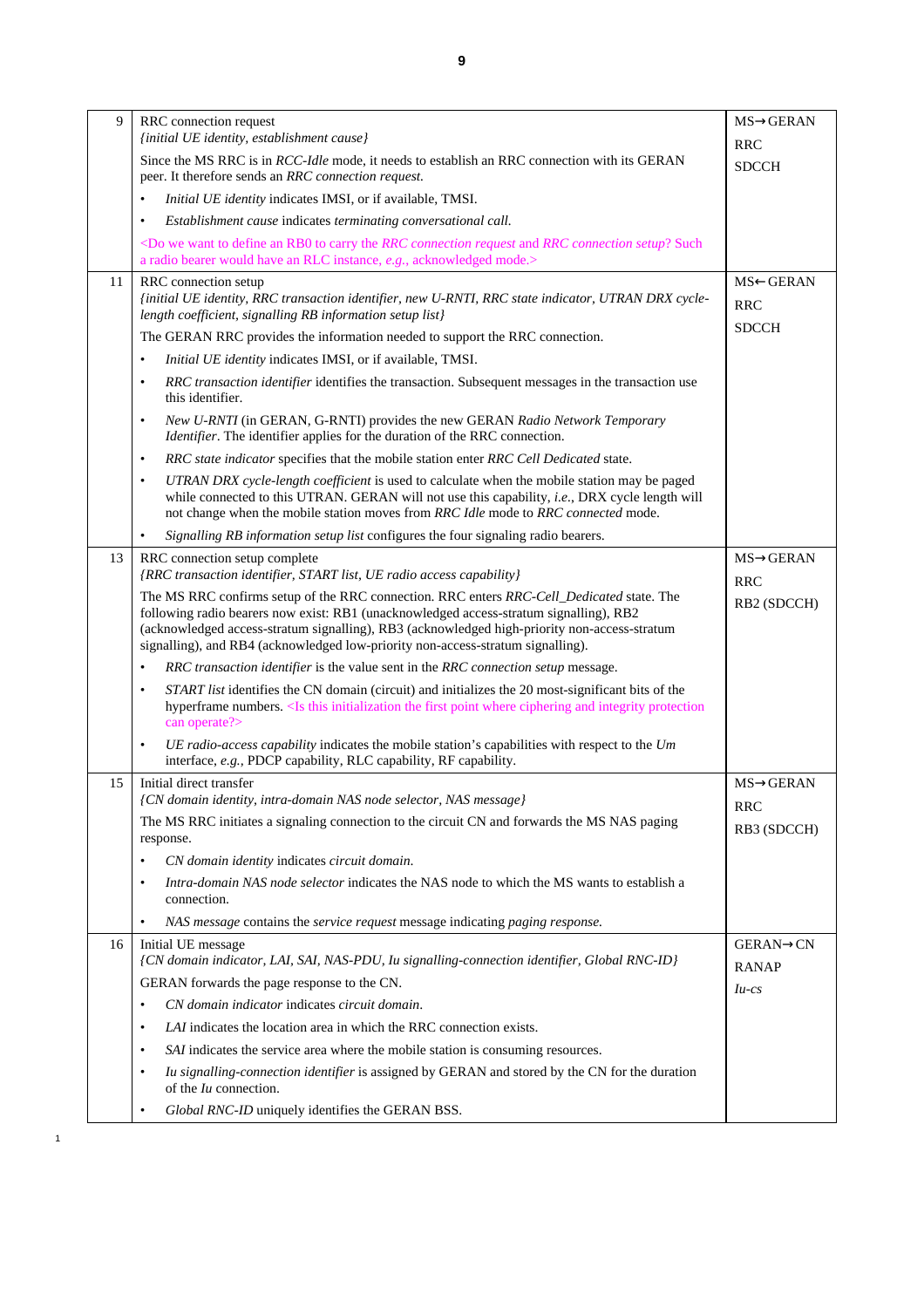| | | |
|---|---|---|
| 9 | RRC connection request<br>*{initial UE identity, establishment cause}*<br>Since the MS RRC is in *RCC-Idle* mode, it needs to establish an RRC connection with its GERAN peer. It therefore sends an *RRC connection request.*<br>• *Initial UE identity* indicates IMSI, or if available, TMSI.<br>• *Establishment cause* indicates *terminating conversational call.*<br><Do we want to define an RB0 to carry the *RRC connection request* and *RRC connection setup*? Such a radio bearer would have an RLC instance, *e.g.*, acknowledged mode.> | MS→GERAN<br>RRC<br>SDCCH |
| 11 | RRC connection setup<br>*{initial UE identity, RRC transaction identifier, new U-RNTI, RRC state indicator, UTRAN DRX cycle-length coefficient, signalling RB information setup list}*<br>The GERAN RRC provides the information needed to support the RRC connection.<br>• *Initial UE identity* indicates IMSI, or if available, TMSI.<br>• *RRC transaction identifier* identifies the transaction. Subsequent messages in the transaction use this identifier.<br>• *New U-RNTI* (in GERAN, G-RNTI) provides the new GERAN *Radio Network Temporary Identifier*. The identifier applies for the duration of the RRC connection.<br>• *RRC state indicator* specifies that the mobile station enter *RRC Cell Dedicated* state.<br>• *UTRAN DRX cycle-length coefficient* is used to calculate when the mobile station may be paged while connected to this UTRAN. GERAN will not use this capability, *i.e.*, DRX cycle length will not change when the mobile station moves from *RRC Idle* mode to *RRC connected* mode.<br>• *Signalling RB information setup list* configures the four signaling radio bearers. | MS←GERAN<br>RRC<br>SDCCH |
| 13 | RRC connection setup complete<br>*{RRC transaction identifier, START list, UE radio access capability}*<br>The MS RRC confirms setup of the RRC connection. RRC enters *RRC-Cell_Dedicated* state. The following radio bearers now exist: RB1 (unacknowledged access-stratum signalling), RB2 (acknowledged access-stratum signalling), RB3 (acknowledged high-priority non-access-stratum signalling), and RB4 (acknowledged low-priority non-access-stratum signalling).<br>• *RRC transaction identifier* is the value sent in the *RRC connection setup* message.<br>• *START list* identifies the CN domain (circuit) and initializes the 20 most-significant bits of the hyperframe numbers. <Is this initialization the first point where ciphering and integrity protection can operate?><br>• *UE radio-access capability* indicates the mobile station's capabilities with respect to the *Um* interface, *e.g.*, PDCP capability, RLC capability, RF capability. | MS→GERAN<br>RRC<br>RB2 (SDCCH) |
| 15 | Initial direct transfer<br>*{CN domain identity, intra-domain NAS node selector, NAS message}*<br>The MS RRC initiates a signaling connection to the circuit CN and forwards the MS NAS paging response.<br>• *CN domain identity* indicates *circuit domain*.<br>• *Intra-domain NAS node selector* indicates the NAS node to which the MS wants to establish a connection.<br>• *NAS message* contains the *service request* message indicating *paging response.* | MS→GERAN<br>RRC<br>RB3 (SDCCH) |
| 16 | Initial UE message<br>*{CN domain indicator, LAI, SAI, NAS-PDU, Iu signalling-connection identifier, Global RNC-ID}*<br>GERAN forwards the page response to the CN.<br>• *CN domain indicator* indicates *circuit domain*.<br>• *LAI* indicates the location area in which the RRC connection exists.<br>• *SAI* indicates the service area where the mobile station is consuming resources.<br>• *Iu signalling-connection identifier* is assigned by GERAN and stored by the CN for the duration of the *Iu* connection.<br>• *Global RNC-ID* uniquely identifies the GERAN BSS. | GERAN→CN<br>RANAP<br>*Iu-cs* |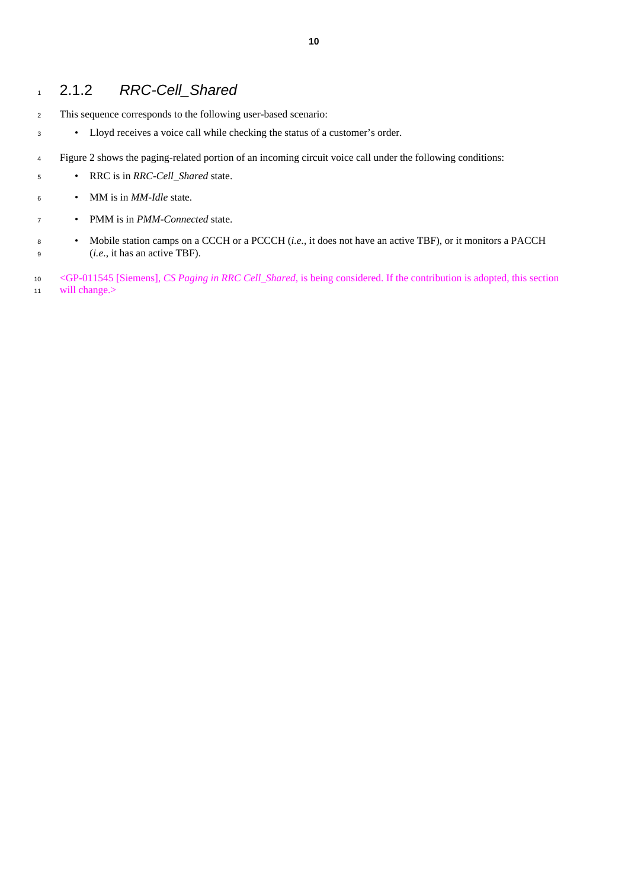### 2.1.2 *RRC-Cell_Shared*

This sequence corresponds to the following user-based scenario:

- Lloyd receives a voice call while checking the status of a customer's order.

Figure 2 shows the paging-related portion of an incoming circuit voice call under the following conditions:

- RRC is in *RRC-Cell_Shared* state.
- MM is in *MM-Idle* state.
- PMM is in *PMM-Connected* state.
- Mobile station camps on a CCCH or a PCCCH (*i.e.*, it does not have an active TBF), or it monitors a PACCH (*i.e.*, it has an active TBF).

<GP-011545 [Siemens], *CS Paging in RRC Cell_Shared*, is being considered. If the contribution is adopted, this section will change.>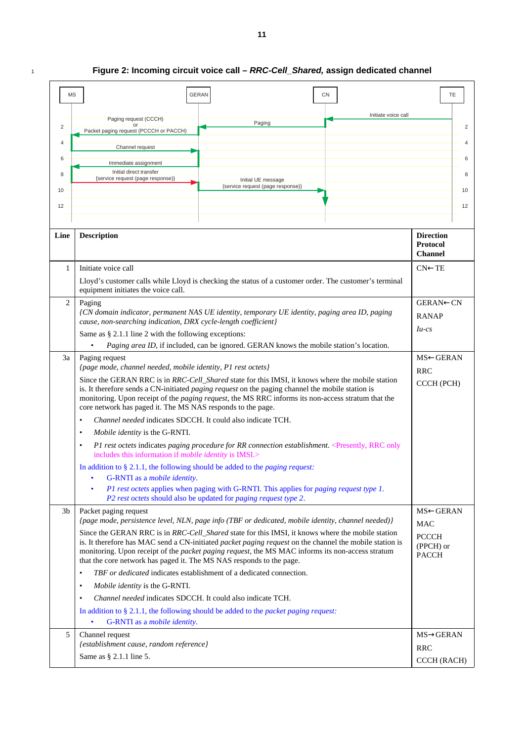**Figure 2: Incoming circuit voice call – *RRC-Cell_Shared,* assign dedicated channel**

MS
GERAN
CN
TE

Initiate voice call
Paging
Paging request (CCCH)
or
Packet paging request (PCCCH or PACCH)
Channel request
Immediate assignment
Initial direct transfer
{service request (page response)}
Initial UE message
{service request (page response)}

2
4
6
8
10
12

| Line | Description | Direction<br>Protocol<br>Channel |
|---|---|---|
| 1 | Initiate voice call<br><br>Lloyd's customer calls while Lloyd is checking the status of a customer order. The customer's terminal equipment initiates the voice call. | CN← TE |
| 2 | Paging<br>*{CN domain indicator, permanent NAS UE identity, temporary UE identity, paging area ID, paging cause, non-searching indication, DRX cycle-length coefficient}*<br><br>Same as § 2.1.1 line 2 with the following exceptions:<br>• *Paging area ID*, if included, can be ignored. GERAN knows the mobile station's location. | GERAN← CN<br><br>RANAP<br><br>*Iu-cs* |
| 3a | Paging request<br>*{page mode, channel needed, mobile identity, P1 rest octets}*<br><br>Since the GERAN RRC is in *RRC-Cell_Shared* state for this IMSI, it knows where the mobile station is. It therefore sends a CN-initiated *paging request* on the paging channel the mobile station is monitoring. Upon receipt of the *paging request*, the MS RRC informs its non-access stratum that the core network has paged it. The MS NAS responds to the page.<br>• *Channel needed* indicates SDCCH. It could also indicate TCH.<br>• *Mobile identity* is the G-RNTI.<br>• *P1 rest octets* indicates *paging procedure for RR connection establishment.* <Presently, RRC only includes this information if *mobile identity* is IMSI.><br><br>In addition to § 2.1.1, the following should be added to the *paging request:*<br>• G-RNTI as a *mobile identity*.<br>• *P1 rest octets* applies when paging with G-RNTI. This applies for *paging request type 1*. *P2 rest octets* should also be updated for *paging request type 2*. | MS← GERAN<br><br>RRC<br><br>CCCH (PCH) |
| 3b | Packet paging request<br>*{page mode, persistence level, NLN, page info (TBF or dedicated, mobile identity, channel needed)}*<br><br>Since the GERAN RRC is in *RRC-Cell_Shared* state for this IMSI, it knows where the mobile station is. It therefore has MAC send a CN-initiated *packet paging request* on the channel the mobile station is monitoring. Upon receipt of the *packet paging request*, the MS MAC informs its non-access stratum that the core network has paged it. The MS NAS responds to the page.<br>• *TBF or dedicated* indicates establishment of a dedicated connection.<br>• *Mobile identity* is the G-RNTI.<br>• *Channel needed* indicates SDCCH. It could also indicate TCH.<br><br>In addition to § 2.1.1, the following should be added to the *packet paging request:*<br>• G-RNTI as a *mobile identity*. | MS← GERAN<br><br>MAC<br><br>PCCCH (PPCH) or PACCH |
| 5 | Channel request<br>*{establishment cause, random reference}*<br><br>Same as § 2.1.1 line 5. | MS→ GERAN<br><br>RRC<br><br>CCCH (RACH) |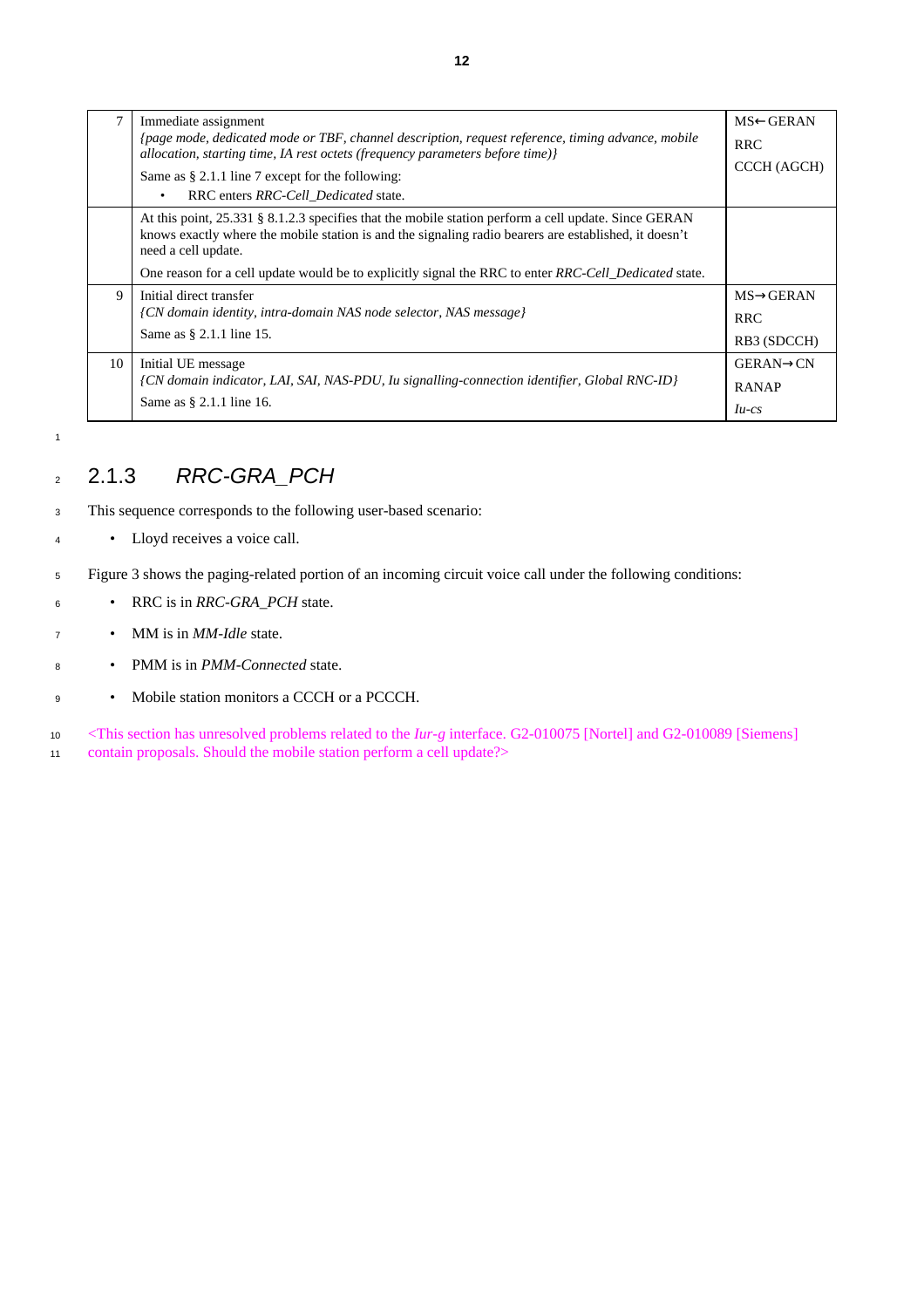| | | |
|---|---|---|
| 7 | Immediate assignment<br>*{page mode, dedicated mode or TBF, channel description, request reference, timing advance, mobile allocation, starting time, IA rest octets (frequency parameters before time)}*<br>Same as § 2.1.1 line 7 except for the following:<br>• RRC enters *RRC-Cell_Dedicated* state. | MS←GERAN<br>RRC<br>CCCH (AGCH) |
| | At this point, 25.331 § 8.1.2.3 specifies that the mobile station perform a cell update. Since GERAN knows exactly where the mobile station is and the signaling radio bearers are established, it doesn't need a cell update.<br>One reason for a cell update would be to explicitly signal the RRC to enter *RRC-Cell_Dedicated* state. | |
| 9 | Initial direct transfer<br>*{CN domain identity, intra-domain NAS node selector, NAS message}*<br>Same as § 2.1.1 line 15. | MS→GERAN<br>RRC<br>RB3 (SDCCH) |
| 10 | Initial UE message<br>*{CN domain indicator, LAI, SAI, NAS-PDU, Iu signalling-connection identifier, Global RNC-ID}*<br>Same as § 2.1.1 line 16. | GERAN→CN<br>RANAP<br>*Iu-cs* |

### 2.1.3 *RRC-GRA_PCH*

This sequence corresponds to the following user-based scenario:

- Lloyd receives a voice call.

Figure 3 shows the paging-related portion of an incoming circuit voice call under the following conditions:

- RRC is in *RRC-GRA_PCH* state.
- MM is in *MM-Idle* state.
- PMM is in *PMM-Connected* state.
- Mobile station monitors a CCCH or a PCCCH.

<This section has unresolved problems related to the *Iur-g* interface. G2-010075 [Nortel] and G2-010089 [Siemens] contain proposals. Should the mobile station perform a cell update?>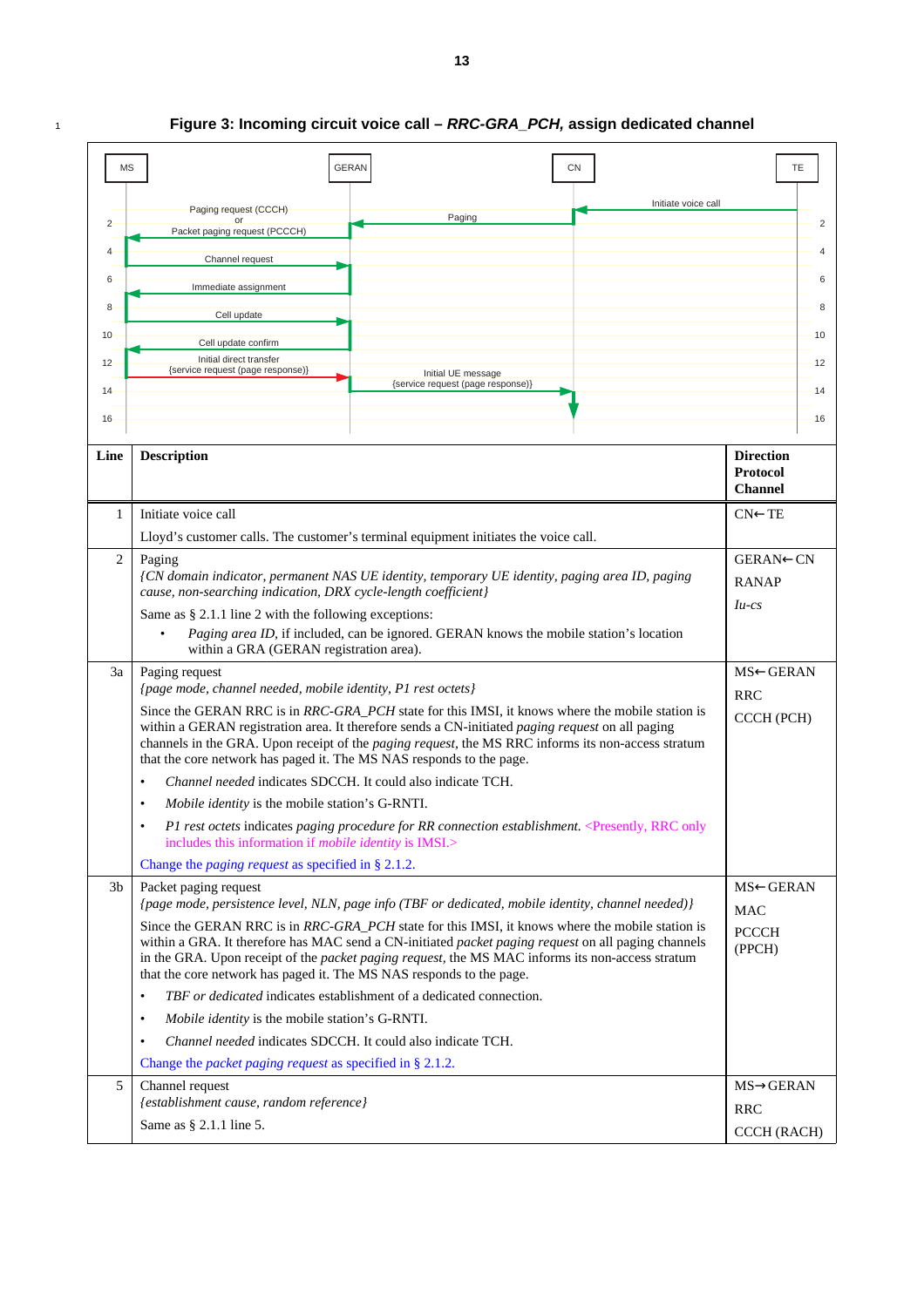**Figure 3: Incoming circuit voice call – *RRC-GRA_PCH,* assign dedicated channel**

MS

GERAN

CN

TE

Initiate voice call

Paging

Paging request (CCCH)
or
Packet paging request (PCCCH)

Channel request

Immediate assignment

Cell update

Cell update confirm

Initial direct transfer
{service request (page response)}

Initial UE message
{service request (page response)}

2
4
6
8
10
12
14
16

| Line | Description | Direction<br>Protocol<br>Channel |
|---|---|---|
| 1 | Initiate voice call<br><br>Lloyd's customer calls. The customer's terminal equipment initiates the voice call. | CN←TE |
| 2 | Paging<br>*{CN domain indicator, permanent NAS UE identity, temporary UE identity, paging area ID, paging cause, non-searching indication, DRX cycle-length coefficient}*<br><br>Same as § 2.1.1 line 2 with the following exceptions:<br>• *Paging area ID*, if included, can be ignored. GERAN knows the mobile station's location within a GRA (GERAN registration area). | GERAN←CN<br><br>RANAP<br><br>*Iu-cs* |
| 3a | Paging request<br>*{page mode, channel needed, mobile identity, P1 rest octets}*<br><br>Since the GERAN RRC is in *RRC-GRA_PCH* state for this IMSI, it knows where the mobile station is within a GERAN registration area. It therefore sends a CN-initiated *paging request* on all paging channels in the GRA. Upon receipt of the *paging request*, the MS RRC informs its non-access stratum that the core network has paged it. The MS NAS responds to the page.<br><br>• *Channel needed* indicates SDCCH. It could also indicate TCH.<br>• *Mobile identity* is the mobile station's G-RNTI.<br>• *P1 rest octets* indicates *paging procedure for RR connection establishment.* <Presently, RRC only includes this information if *mobile identity* is IMSI.><br><br>Change the *paging request* as specified in § 2.1.2. | MS←GERAN<br><br>RRC<br><br>CCCH (PCH) |
| 3b | Packet paging request<br>*{page mode, persistence level, NLN, page info (TBF or dedicated, mobile identity, channel needed)}*<br><br>Since the GERAN RRC is in *RRC-GRA_PCH* state for this IMSI, it knows where the mobile station is within a GRA. It therefore has MAC send a CN-initiated *packet paging request* on all paging channels in the GRA. Upon receipt of the *packet paging request*, the MS MAC informs its non-access stratum that the core network has paged it. The MS NAS responds to the page.<br><br>• *TBF or dedicated* indicates establishment of a dedicated connection.<br>• *Mobile identity* is the mobile station's G-RNTI.<br>• *Channel needed* indicates SDCCH. It could also indicate TCH.<br><br>Change the *packet paging request* as specified in § 2.1.2. | MS←GERAN<br><br>MAC<br><br>PCCCH (PPCH) |
| 5 | Channel request<br>*{establishment cause, random reference}*<br><br>Same as § 2.1.1 line 5. | MS→GERAN<br><br>RRC<br><br>CCCH (RACH) |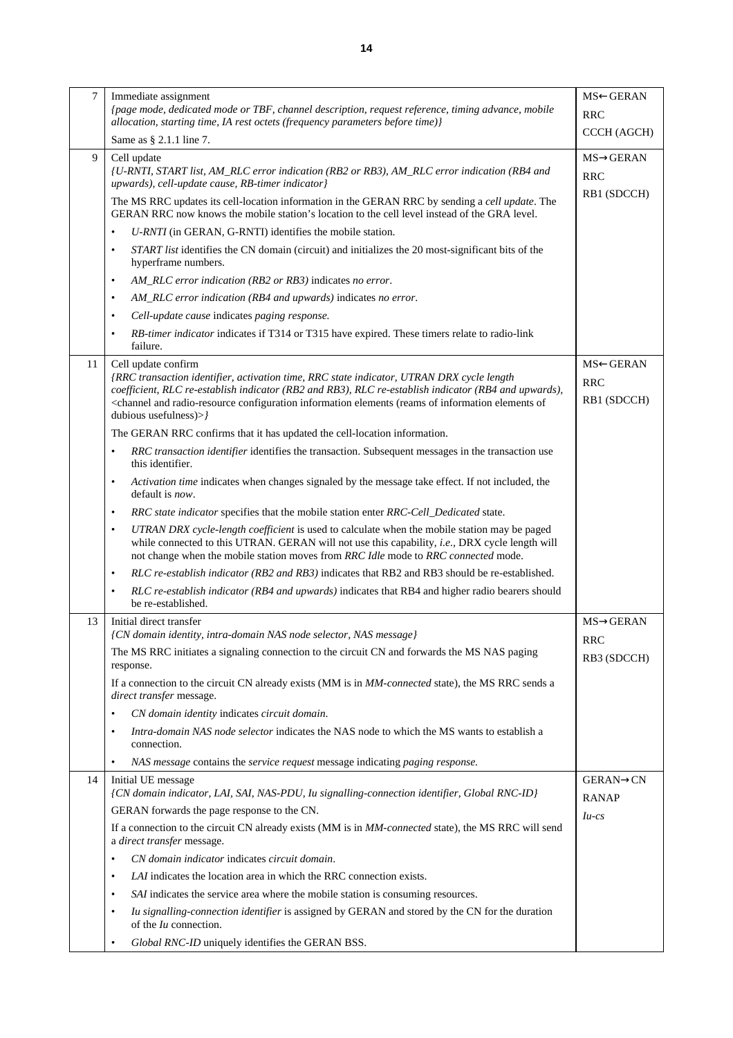| | | |
|---|---|---|
| 7 | Immediate assignment<br>*{page mode, dedicated mode or TBF, channel description, request reference, timing advance, mobile allocation, starting time, IA rest octets (frequency parameters before time)}*<br><br>Same as § 2.1.1 line 7. | MS←GERAN<br>RRC<br>CCCH (AGCH) |
| 9 | Cell update<br>*{U-RNTI, START list, AM_RLC error indication (RB2 or RB3), AM_RLC error indication (RB4 and upwards), cell-update cause, RB-timer indicator}*<br><br>The MS RRC updates its cell-location information in the GERAN RRC by sending a *cell update*. The GERAN RRC now knows the mobile station's location to the cell level instead of the GRA level.<br>• *U-RNTI* (in GERAN, G-RNTI) identifies the mobile station.<br>• *START list* identifies the CN domain (circuit) and initializes the 20 most-significant bits of the hyperframe numbers.<br>• *AM_RLC error indication (RB2 or RB3)* indicates *no error*.<br>• *AM_RLC error indication (RB4 and upwards)* indicates *no error*.<br>• *Cell-update cause* indicates *paging response.*<br>• *RB-timer indicator* indicates if T314 or T315 have expired. These timers relate to radio-link failure. | MS→GERAN<br>RRC<br>RB1 (SDCCH) |
| 11 | Cell update confirm<br>*{RRC transaction identifier, activation time, RRC state indicator, UTRAN DRX cycle length coefficient, RLC re-establish indicator (RB2 and RB3), RLC re-establish indicator (RB4 and upwards),* <channel and radio-resource configuration information elements (reams of information elements of dubious usefulness)>*}*<br><br>The GERAN RRC confirms that it has updated the cell-location information.<br>• *RRC transaction identifier* identifies the transaction. Subsequent messages in the transaction use this identifier.<br>• *Activation time* indicates when changes signaled by the message take effect. If not included, the default is *now*.<br>• *RRC state indicator* specifies that the mobile station enter *RRC-Cell_Dedicated* state.<br>• *UTRAN DRX cycle-length coefficient* is used to calculate when the mobile station may be paged while connected to this UTRAN. GERAN will not use this capability, *i.e.*, DRX cycle length will not change when the mobile station moves from *RRC Idle* mode to *RRC connected* mode.<br>• *RLC re-establish indicator (RB2 and RB3)* indicates that RB2 and RB3 should be re-established.<br>• *RLC re-establish indicator (RB4 and upwards)* indicates that RB4 and higher radio bearers should be re-established. | MS←GERAN<br>RRC<br>RB1 (SDCCH) |
| 13 | Initial direct transfer<br>*{CN domain identity, intra-domain NAS node selector, NAS message}*<br><br>The MS RRC initiates a signaling connection to the circuit CN and forwards the MS NAS paging response.<br><br>If a connection to the circuit CN already exists (MM is in *MM-connected* state), the MS RRC sends a *direct transfer* message.<br>• *CN domain identity* indicates *circuit domain*.<br>• *Intra-domain NAS node selector* indicates the NAS node to which the MS wants to establish a connection.<br>• *NAS message* contains the *service request* message indicating *paging response.* | MS→GERAN<br>RRC<br>RB3 (SDCCH) |
| 14 | Initial UE message<br>*{CN domain indicator, LAI, SAI, NAS-PDU, Iu signalling-connection identifier, Global RNC-ID}*<br><br>GERAN forwards the page response to the CN.<br><br>If a connection to the circuit CN already exists (MM is in *MM-connected* state), the MS RRC will send a *direct transfer* message.<br>• *CN domain indicator* indicates *circuit domain*.<br>• *LAI* indicates the location area in which the RRC connection exists.<br>• *SAI* indicates the service area where the mobile station is consuming resources.<br>• *Iu signalling-connection identifier* is assigned by GERAN and stored by the CN for the duration of the *Iu* connection.<br>• *Global RNC-ID* uniquely identifies the GERAN BSS. | GERAN→CN<br>RANAP<br>*Iu-cs* |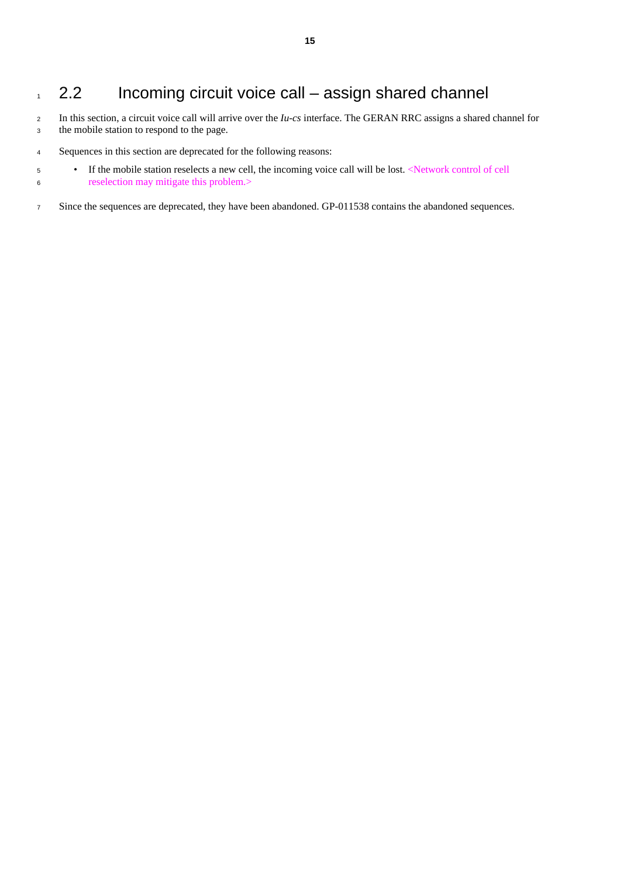## 2.2 Incoming circuit voice call – assign shared channel

In this section, a circuit voice call will arrive over the *Iu-cs* interface. The GERAN RRC assigns a shared channel for the mobile station to respond to the page.

Sequences in this section are deprecated for the following reasons:

- If the mobile station reselects a new cell, the incoming voice call will be lost. <Network control of cell reselection may mitigate this problem.>

Since the sequences are deprecated, they have been abandoned. GP-011538 contains the abandoned sequences.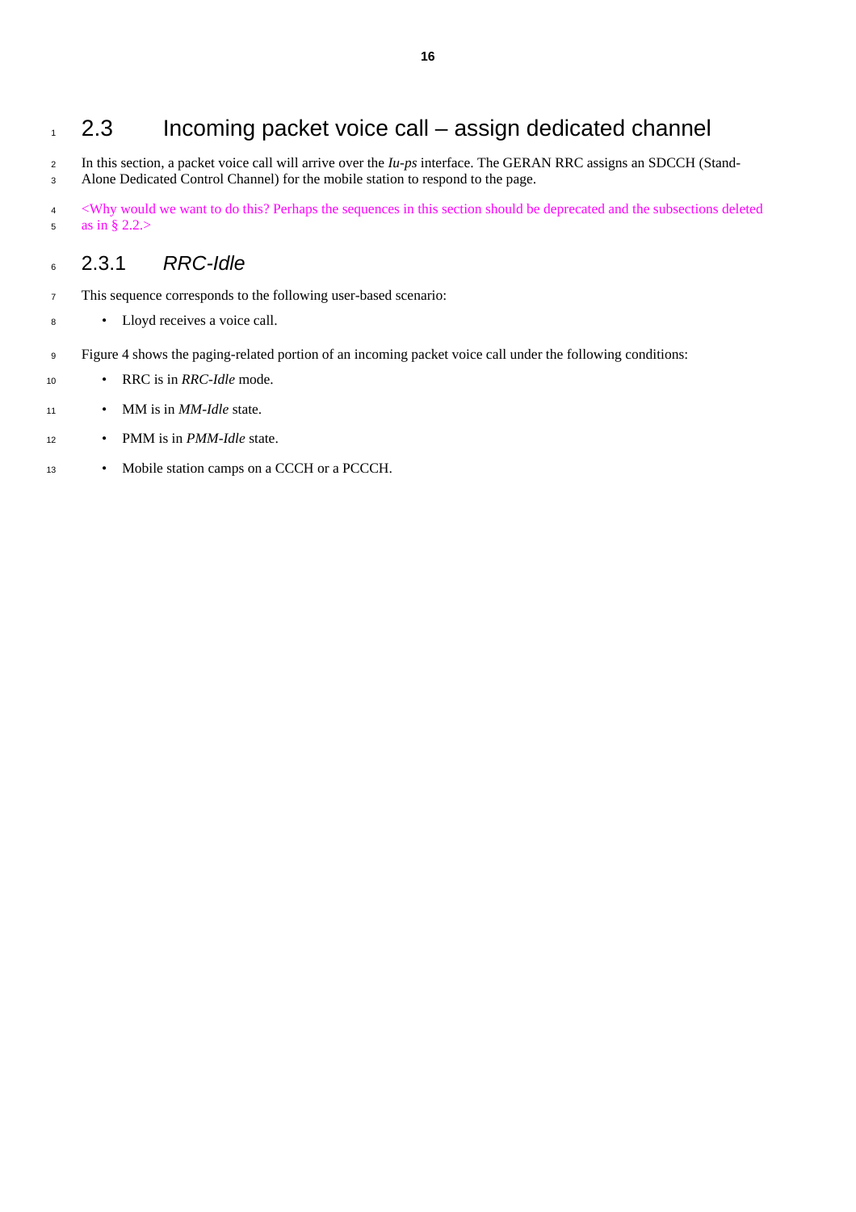## 2.3 Incoming packet voice call – assign dedicated channel

In this section, a packet voice call will arrive over the *Iu-ps* interface. The GERAN RRC assigns an SDCCH (Stand-Alone Dedicated Control Channel) for the mobile station to respond to the page.

<Why would we want to do this? Perhaps the sequences in this section should be deprecated and the subsections deleted as in § 2.2.>

### 2.3.1 *RRC-Idle*

This sequence corresponds to the following user-based scenario:

- Lloyd receives a voice call.

Figure 4 shows the paging-related portion of an incoming packet voice call under the following conditions:

- RRC is in *RRC-Idle* mode.
- MM is in *MM-Idle* state.
- PMM is in *PMM-Idle* state.
- Mobile station camps on a CCCH or a PCCCH.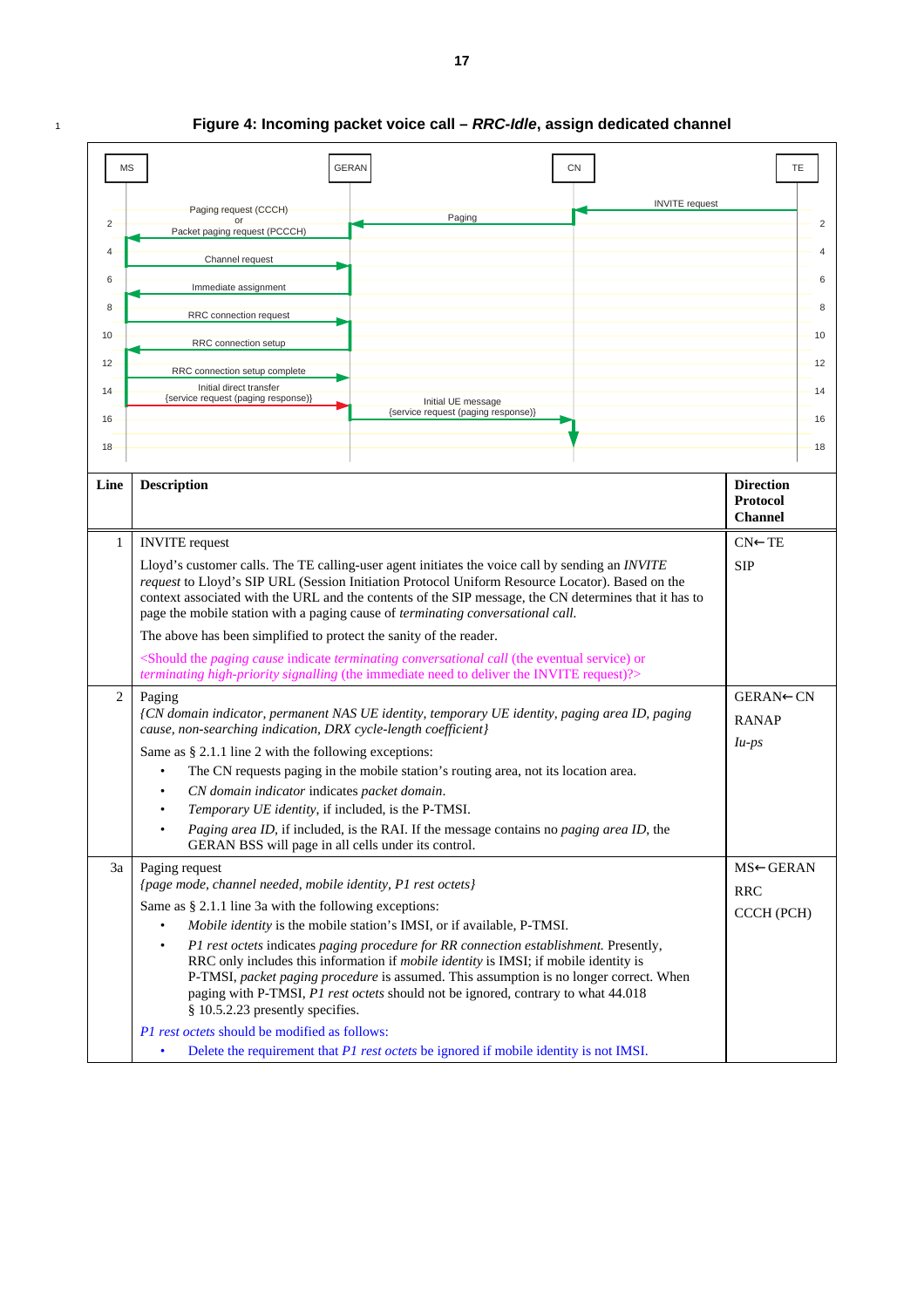**Figure 4: Incoming packet voice call – *RRC-Idle*, assign dedicated channel**

MS

GERAN

CN

TE

INVITE request

Paging request (CCCH)
or
Packet paging request (PCCCH)

Paging

Channel request

Immediate assignment

RRC connection request

RRC connection setup

RRC connection setup complete

Initial direct transfer
{service request (paging response)}

Initial UE message
{service request (paging response)}

2
4
6
8
10
12
14
16
18

| Line | Description | Direction<br>Protocol<br>Channel |
|---|---|---|
| 1 | INVITE request<br><br>Lloyd's customer calls. The TE calling-user agent initiates the voice call by sending an *INVITE request* to Lloyd's SIP URL (Session Initiation Protocol Uniform Resource Locator). Based on the context associated with the URL and the contents of the SIP message, the CN determines that it has to page the mobile station with a paging cause of *terminating conversational call.*<br><br>The above has been simplified to protect the sanity of the reader.<br><br><Should the *paging cause* indicate *terminating conversational call* (the eventual service) or *terminating high-priority signalling* (the immediate need to deliver the INVITE request)?> | CN←TE<br><br>SIP |
| 2 | Paging<br>*{CN domain indicator, permanent NAS UE identity, temporary UE identity, paging area ID, paging cause, non-searching indication, DRX cycle-length coefficient}*<br><br>Same as § 2.1.1 line 2 with the following exceptions:<br>• The CN requests paging in the mobile station's routing area, not its location area.<br>• *CN domain indicator* indicates *packet domain*.<br>• *Temporary UE identity*, if included, is the P-TMSI.<br>• *Paging area ID*, if included, is the RAI. If the message contains no *paging area ID*, the GERAN BSS will page in all cells under its control. | GERAN←CN<br><br>RANAP<br><br>*Iu-ps* |
| 3a | Paging request<br>*{page mode, channel needed, mobile identity, P1 rest octets}*<br><br>Same as § 2.1.1 line 3a with the following exceptions:<br>• *Mobile identity* is the mobile station's IMSI, or if available, P-TMSI.<br>• *P1 rest octets* indicates *paging procedure for RR connection establishment.* Presently, RRC only includes this information if *mobile identity* is IMSI; if mobile identity is P-TMSI, *packet paging procedure* is assumed. This assumption is no longer correct. When paging with P-TMSI, *P1 rest octets* should not be ignored, contrary to what 44.018 § 10.5.2.23 presently specifies.<br><br>*P1 rest octets* should be modified as follows:<br>• Delete the requirement that *P1 rest octets* be ignored if mobile identity is not IMSI. | MS←GERAN<br><br>RRC<br><br>CCCH (PCH) |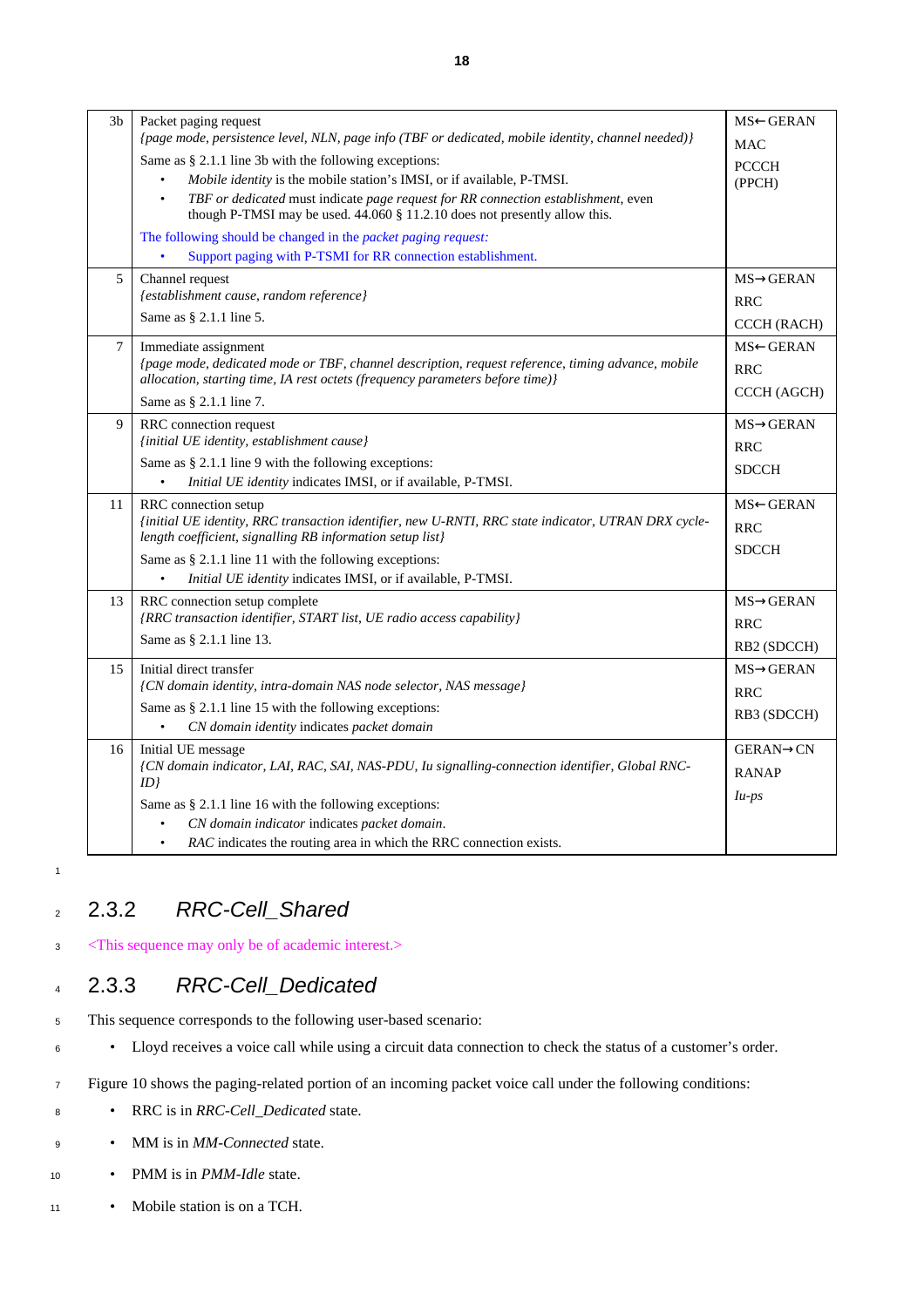| | | |
|---|---|---|
| 3b | Packet paging request<br>*{page mode, persistence level, NLN, page info (TBF or dedicated, mobile identity, channel needed)}*<br>Same as § 2.1.1 line 3b with the following exceptions:<br>• *Mobile identity* is the mobile station's IMSI, or if available, P-TMSI.<br>• *TBF or dedicated* must indicate *page request for RR connection establishment*, even though P-TMSI may be used. 44.060 § 11.2.10 does not presently allow this.<br>The following should be changed in the *packet paging request:*<br>• Support paging with P-TSMI for RR connection establishment. | MS←GERAN<br>MAC<br>PCCCH<br>(PPCH) |
| 5 | Channel request<br>*{establishment cause, random reference}*<br>Same as § 2.1.1 line 5. | MS→GERAN<br>RRC<br>CCCH (RACH) |
| 7 | Immediate assignment<br>*{page mode, dedicated mode or TBF, channel description, request reference, timing advance, mobile allocation, starting time, IA rest octets (frequency parameters before time)}*<br>Same as § 2.1.1 line 7. | MS←GERAN<br>RRC<br>CCCH (AGCH) |
| 9 | RRC connection request<br>*{initial UE identity, establishment cause}*<br>Same as § 2.1.1 line 9 with the following exceptions:<br>• *Initial UE identity* indicates IMSI, or if available, P-TMSI. | MS→GERAN<br>RRC<br>SDCCH |
| 11 | RRC connection setup<br>*{initial UE identity, RRC transaction identifier, new U-RNTI, RRC state indicator, UTRAN DRX cycle-length coefficient, signalling RB information setup list}*<br>Same as § 2.1.1 line 11 with the following exceptions:<br>• *Initial UE identity* indicates IMSI, or if available, P-TMSI. | MS←GERAN<br>RRC<br>SDCCH |
| 13 | RRC connection setup complete<br>*{RRC transaction identifier, START list, UE radio access capability}*<br>Same as § 2.1.1 line 13. | MS→GERAN<br>RRC<br>RB2 (SDCCH) |
| 15 | Initial direct transfer<br>*{CN domain identity, intra-domain NAS node selector, NAS message}*<br>Same as § 2.1.1 line 15 with the following exceptions:<br>• *CN domain identity* indicates *packet domain* | MS→GERAN<br>RRC<br>RB3 (SDCCH) |
| 16 | Initial UE message<br>*{CN domain indicator, LAI, RAC, SAI, NAS-PDU, Iu signalling-connection identifier, Global RNC-ID}*<br>Same as § 2.1.1 line 16 with the following exceptions:<br>• *CN domain indicator* indicates *packet domain*.<br>• *RAC* indicates the routing area in which the RRC connection exists. | GERAN→CN<br>RANAP<br>*Iu-ps* |

## 2.3.2 *RRC-Cell_Shared*

<This sequence may only be of academic interest.>

## 2.3.3 *RRC-Cell_Dedicated*

This sequence corresponds to the following user-based scenario:

- Lloyd receives a voice call while using a circuit data connection to check the status of a customer's order.

Figure 10 shows the paging-related portion of an incoming packet voice call under the following conditions:

- RRC is in *RRC-Cell_Dedicated* state.
- MM is in *MM-Connected* state.
- PMM is in *PMM-Idle* state.
- Mobile station is on a TCH.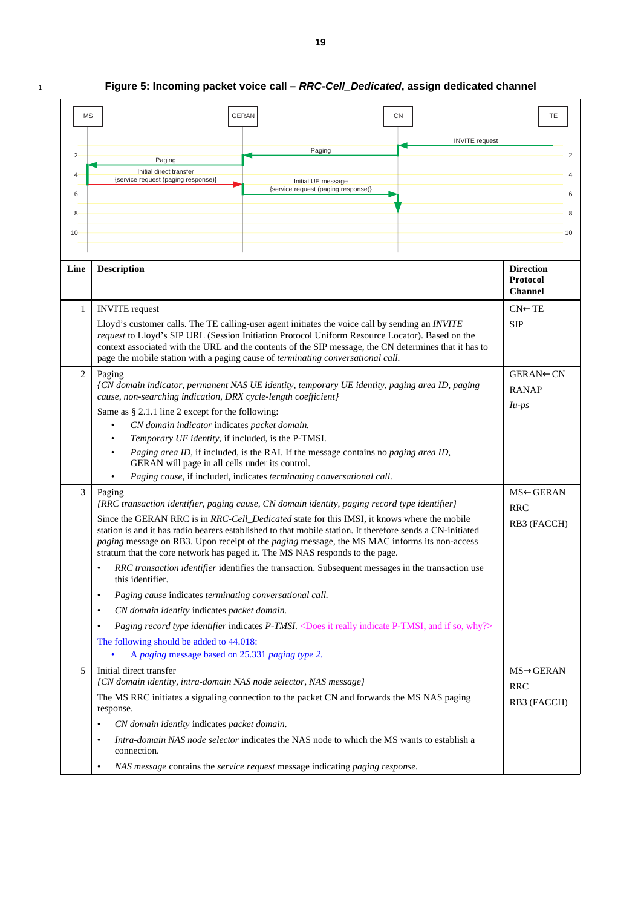**Figure 5: Incoming packet voice call – *RRC-Cell_Dedicated*, assign dedicated channel**

MS | GERAN | CN | TE

INVITE request

Paging

Paging

Initial direct transfer
{service request (paging response)}

Initial UE message
{service request (paging response)}

| Line | Description | Direction Protocol Channel |
|---|---|---|
| 1 | INVITE request<br><br>Lloyd's customer calls. The TE calling-user agent initiates the voice call by sending an *INVITE request* to Lloyd's SIP URL (Session Initiation Protocol Uniform Resource Locator). Based on the context associated with the URL and the contents of the SIP message, the CN determines that it has to page the mobile station with a paging cause of *terminating conversational call.* | CN←TE<br><br>SIP |
| 2 | Paging<br>*{CN domain indicator, permanent NAS UE identity, temporary UE identity, paging area ID, paging cause, non-searching indication, DRX cycle-length coefficient}*<br><br>Same as § 2.1.1 line 2 except for the following:<br>• *CN domain indicator* indicates *packet domain.*<br>• *Temporary UE identity*, if included, is the P-TMSI.<br>• *Paging area ID*, if included, is the RAI. If the message contains no *paging area ID*, GERAN will page in all cells under its control.<br>• *Paging cause*, if included, indicates *terminating conversational call.* | GERAN←CN<br><br>RANAP<br><br>*Iu-ps* |
| 3 | Paging<br>*{RRC transaction identifier, paging cause, CN domain identity, paging record type identifier}*<br><br>Since the GERAN RRC is in *RRC-Cell_Dedicated* state for this IMSI, it knows where the mobile station is and it has radio bearers established to that mobile station. It therefore sends a CN-initiated *paging* message on RB3. Upon receipt of the *paging* message, the MS MAC informs its non-access stratum that the core network has paged it. The MS NAS responds to the page.<br><br>• *RRC transaction identifier* identifies the transaction. Subsequent messages in the transaction use this identifier.<br>• *Paging cause* indicates *terminating conversational call.*<br>• *CN domain identity* indicates *packet domain.*<br>• *Paging record type identifier* indicates *P-TMSI.* <Does it really indicate P-TMSI, and if so, why?><br><br>The following should be added to 44.018:<br>• A *paging* message based on 25.331 *paging type 2.* | MS←GERAN<br><br>RRC<br><br>RB3 (FACCH) |
| 5 | Initial direct transfer<br>*{CN domain identity, intra-domain NAS node selector, NAS message}*<br><br>The MS RRC initiates a signaling connection to the packet CN and forwards the MS NAS paging response.<br><br>• *CN domain identity* indicates *packet domain*.<br>• *Intra-domain NAS node selector* indicates the NAS node to which the MS wants to establish a connection.<br>• *NAS message* contains the *service request* message indicating *paging response.* | MS→GERAN<br><br>RRC<br><br>RB3 (FACCH) |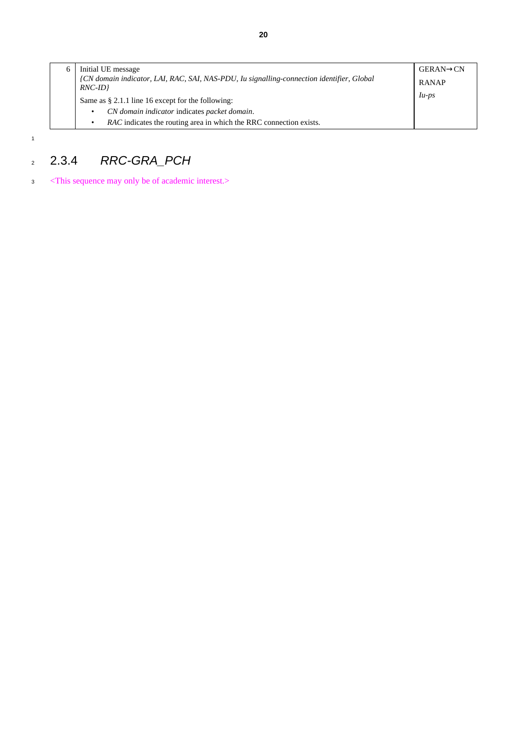| | | |
|---|---|---|
| 6 | Initial UE message<br>*{CN domain indicator, LAI, RAC, SAI, NAS-PDU, Iu signalling-connection identifier, Global RNC-ID}*<br>Same as § 2.1.1 line 16 except for the following:<br>• *CN domain indicator* indicates *packet domain*.<br>• *RAC* indicates the routing area in which the RRC connection exists. | GERAN→CN<br>RANAP<br>*Iu-ps* |

### 2.3.4 *RRC-GRA_PCH*

<This sequence may only be of academic interest.>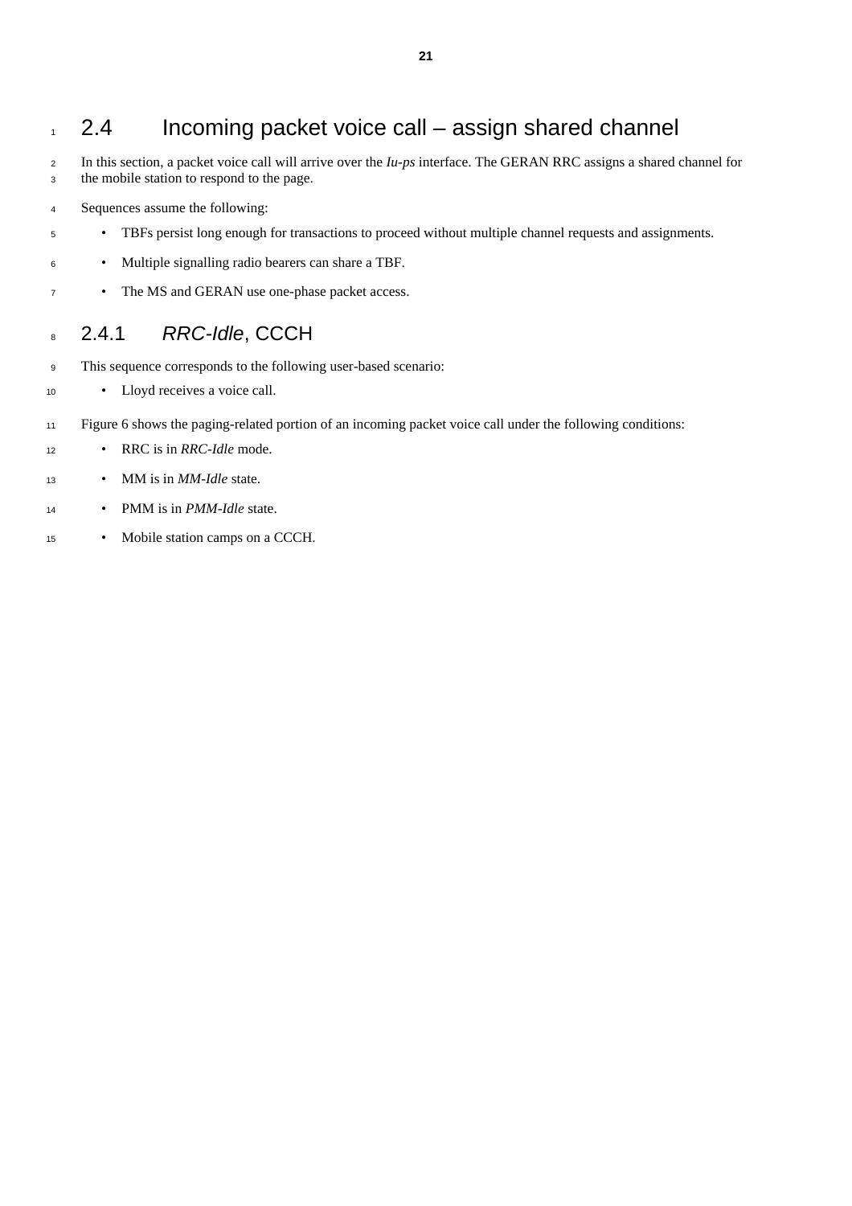## 2.4 Incoming packet voice call – assign shared channel

In this section, a packet voice call will arrive over the *Iu-ps* interface. The GERAN RRC assigns a shared channel for the mobile station to respond to the page.

Sequences assume the following:

- TBFs persist long enough for transactions to proceed without multiple channel requests and assignments.
- Multiple signalling radio bearers can share a TBF.
- The MS and GERAN use one-phase packet access.

### 2.4.1 *RRC-Idle*, CCCH

This sequence corresponds to the following user-based scenario:

- Lloyd receives a voice call.

Figure 6 shows the paging-related portion of an incoming packet voice call under the following conditions:

- RRC is in *RRC-Idle* mode.
- MM is in *MM-Idle* state.
- PMM is in *PMM-Idle* state.
- Mobile station camps on a CCCH.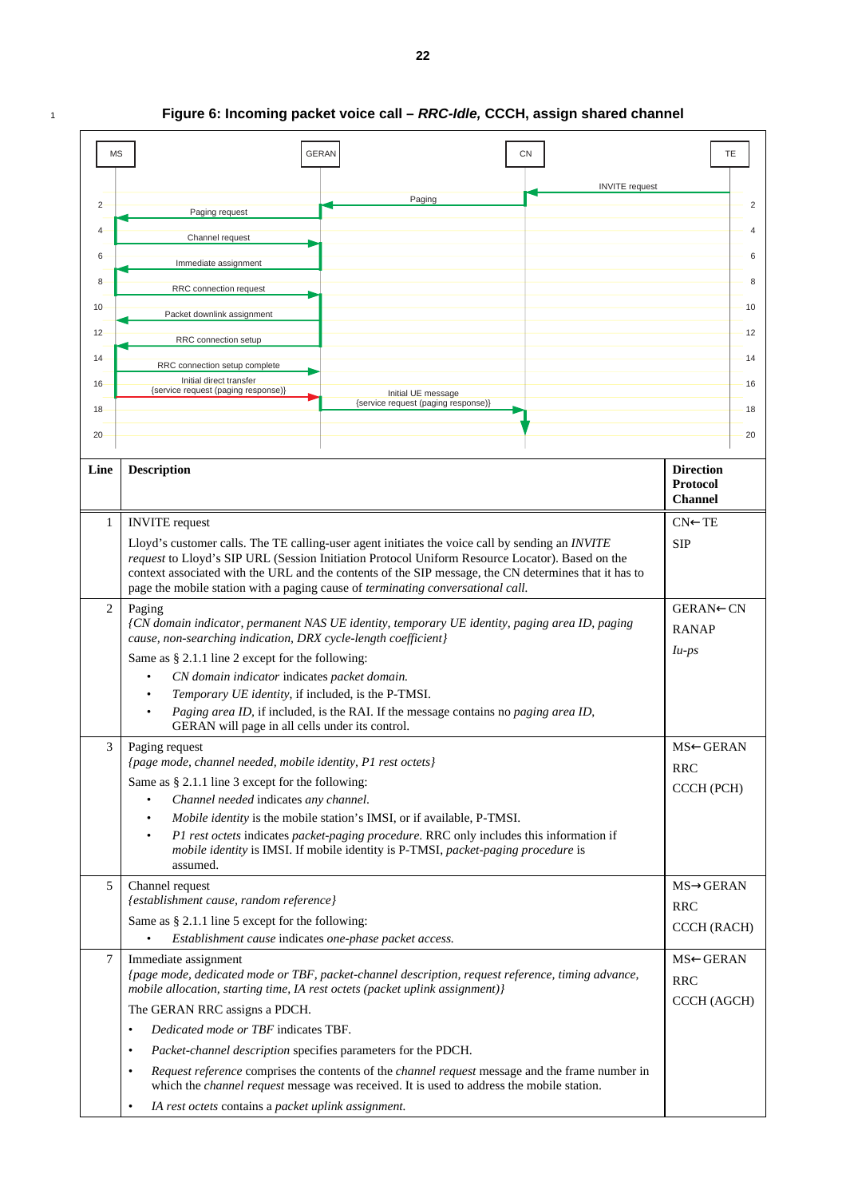**Figure 6: Incoming packet voice call – *RRC-Idle,* CCCH, assign shared channel**

MS
GERAN
CN
TE

INVITE request
Paging
Paging request
Channel request
Immediate assignment
RRC connection request
Packet downlink assignment
RRC connection setup
RRC connection setup complete
Initial direct transfer
{service request (paging response)}
Initial UE message
{service request (paging response)}

2
4
6
8
10
12
14
16
18
20

| Line | Description | Direction<br>Protocol<br>Channel |
|---|---|---|
| 1 | INVITE request<br><br>Lloyd's customer calls. The TE calling-user agent initiates the voice call by sending an *INVITE request* to Lloyd's SIP URL (Session Initiation Protocol Uniform Resource Locator). Based on the context associated with the URL and the contents of the SIP message, the CN determines that it has to page the mobile station with a paging cause of *terminating conversational call.* | CN←TE<br><br>SIP |
| 2 | Paging<br>*{CN domain indicator, permanent NAS UE identity, temporary UE identity, paging area ID, paging cause, non-searching indication, DRX cycle-length coefficient}*<br><br>Same as § 2.1.1 line 2 except for the following:<br>• *CN domain indicator* indicates *packet domain.*<br>• *Temporary UE identity*, if included, is the P-TMSI.<br>• *Paging area ID*, if included, is the RAI. If the message contains no *paging area ID*, GERAN will page in all cells under its control. | GERAN←CN<br><br>RANAP<br><br>*Iu-ps* |
| 3 | Paging request<br>*{page mode, channel needed, mobile identity, P1 rest octets}*<br><br>Same as § 2.1.1 line 3 except for the following:<br>• *Channel needed* indicates *any channel.*<br>• *Mobile identity* is the mobile station's IMSI, or if available, P-TMSI.<br>• *P1 rest octets* indicates *packet-paging procedure.* RRC only includes this information if *mobile identity* is IMSI. If mobile identity is P-TMSI, *packet-paging procedure* is assumed. | MS←GERAN<br><br>RRC<br><br>CCCH (PCH) |
| 5 | Channel request<br>*{establishment cause, random reference}*<br><br>Same as § 2.1.1 line 5 except for the following:<br>• *Establishment cause* indicates *one-phase packet access.* | MS→GERAN<br><br>RRC<br><br>CCCH (RACH) |
| 7 | Immediate assignment<br>*{page mode, dedicated mode or TBF, packet-channel description, request reference, timing advance, mobile allocation, starting time, IA rest octets (packet uplink assignment)}*<br><br>The GERAN RRC assigns a PDCH.<br>• *Dedicated mode or TBF* indicates TBF.<br>• *Packet-channel description* specifies parameters for the PDCH.<br>• *Request reference* comprises the contents of the *channel request* message and the frame number in which the *channel request* message was received. It is used to address the mobile station.<br>• *IA rest octets* contains a *packet uplink assignment.* | MS←GERAN<br><br>RRC<br><br>CCCH (AGCH) |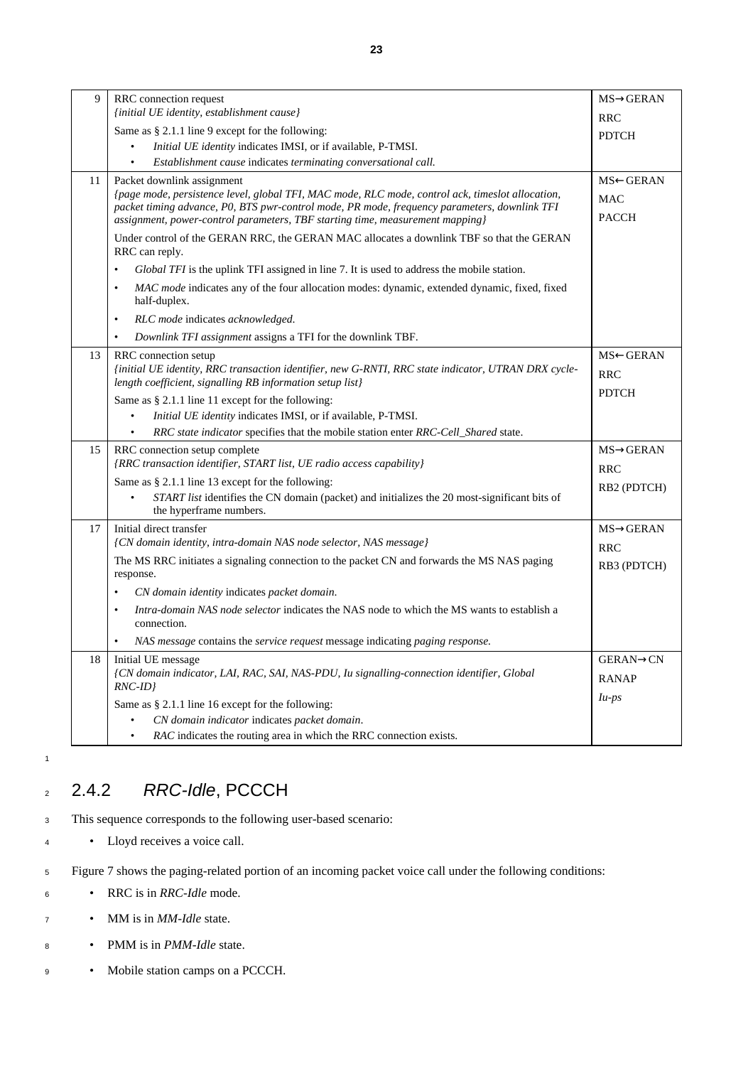| | | |
|---|---|---|
| 9 | RRC connection request<br>*{initial UE identity, establishment cause}*<br>Same as § 2.1.1 line 9 except for the following:<br>• *Initial UE identity* indicates IMSI, or if available, P-TMSI.<br>• *Establishment cause* indicates *terminating conversational call.* | MS→GERAN<br>RRC<br>PDTCH |
| 11 | Packet downlink assignment<br>*{page mode, persistence level, global TFI, MAC mode, RLC mode, control ack, timeslot allocation, packet timing advance, P0, BTS pwr-control mode, PR mode, frequency parameters, downlink TFI assignment, power-control parameters, TBF starting time, measurement mapping}*<br>Under control of the GERAN RRC, the GERAN MAC allocates a downlink TBF so that the GERAN RRC can reply.<br>• *Global TFI* is the uplink TFI assigned in line 7. It is used to address the mobile station.<br>• *MAC mode* indicates any of the four allocation modes: dynamic, extended dynamic, fixed, fixed half-duplex.<br>• *RLC mode* indicates *acknowledged*.<br>• *Downlink TFI assignment* assigns a TFI for the downlink TBF. | MS←GERAN<br>MAC<br>PACCH |
| 13 | RRC connection setup<br>*{initial UE identity, RRC transaction identifier, new G-RNTI, RRC state indicator, UTRAN DRX cycle-length coefficient, signalling RB information setup list}*<br>Same as § 2.1.1 line 11 except for the following:<br>• *Initial UE identity* indicates IMSI, or if available, P-TMSI.<br>• *RRC state indicator* specifies that the mobile station enter *RRC-Cell_Shared* state. | MS←GERAN<br>RRC<br>PDTCH |
| 15 | RRC connection setup complete<br>*{RRC transaction identifier, START list, UE radio access capability}*<br>Same as § 2.1.1 line 13 except for the following:<br>• *START list* identifies the CN domain (packet) and initializes the 20 most-significant bits of the hyperframe numbers. | MS→GERAN<br>RRC<br>RB2 (PDTCH) |
| 17 | Initial direct transfer<br>*{CN domain identity, intra-domain NAS node selector, NAS message}*<br>The MS RRC initiates a signaling connection to the packet CN and forwards the MS NAS paging response.<br>• *CN domain identity* indicates *packet domain*.<br>• *Intra-domain NAS node selector* indicates the NAS node to which the MS wants to establish a connection.<br>• *NAS message* contains the *service request* message indicating *paging response.* | MS→GERAN<br>RRC<br>RB3 (PDTCH) |
| 18 | Initial UE message<br>*{CN domain indicator, LAI, RAC, SAI, NAS-PDU, Iu signalling-connection identifier, Global RNC-ID}*<br>Same as § 2.1.1 line 16 except for the following:<br>• *CN domain indicator* indicates *packet domain*.<br>• *RAC* indicates the routing area in which the RRC connection exists. | GERAN→CN<br>RANAP<br>*Iu-ps* |

## 2.4.2 *RRC-Idle*, PCCCH

This sequence corresponds to the following user-based scenario:

- Lloyd receives a voice call.

Figure 7 shows the paging-related portion of an incoming packet voice call under the following conditions:

- RRC is in *RRC-Idle* mode.
- MM is in *MM-Idle* state.
- PMM is in *PMM-Idle* state.
- Mobile station camps on a PCCCH.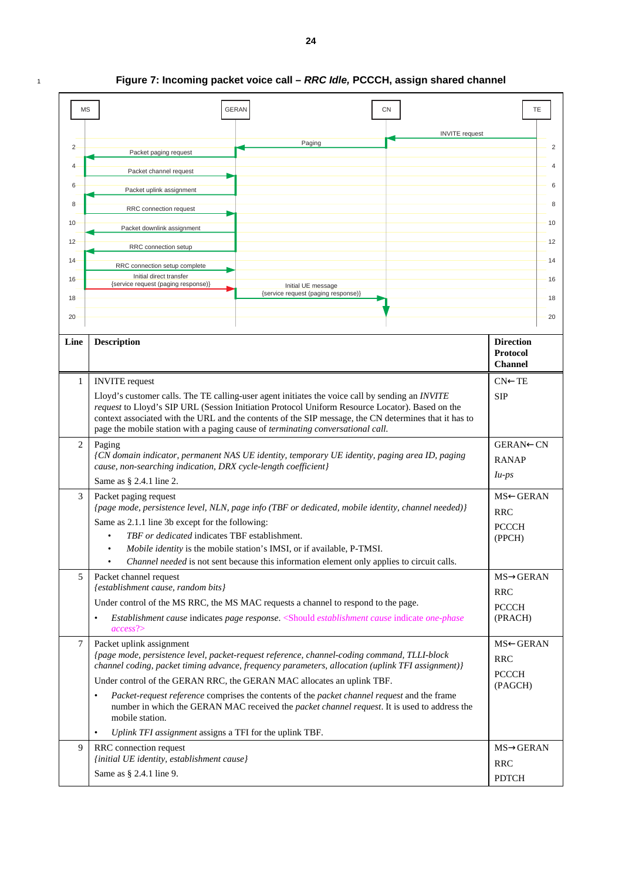**Figure 7: Incoming packet voice call – *RRC Idle,* PCCCH, assign shared channel**

MS
GERAN
CN
TE

INVITE request
Paging
Packet paging request
Packet channel request
Packet uplink assignment
RRC connection request
Packet downlink assignment
RRC connection setup
RRC connection setup complete
Initial direct transfer
{service request (paging response)}
Initial UE message
{service request (paging response)}

2 4 6 8 10 12 14 16 18 20

| Line | Description | Direction<br>Protocol<br>Channel |
|---|---|---|
| 1 | INVITE request<br><br>Lloyd's customer calls. The TE calling-user agent initiates the voice call by sending an *INVITE request* to Lloyd's SIP URL (Session Initiation Protocol Uniform Resource Locator). Based on the context associated with the URL and the contents of the SIP message, the CN determines that it has to page the mobile station with a paging cause of *terminating conversational call.* | CN← TE<br><br>SIP |
| 2 | Paging<br>*{CN domain indicator, permanent NAS UE identity, temporary UE identity, paging area ID, paging cause, non-searching indication, DRX cycle-length coefficient}*<br><br>Same as § 2.4.1 line 2. | GERAN← CN<br><br>RANAP<br><br>*Iu-ps* |
| 3 | Packet paging request<br>*{page mode, persistence level, NLN, page info (TBF or dedicated, mobile identity, channel needed)}*<br><br>Same as 2.1.1 line 3b except for the following:<br>• *TBF or dedicated* indicates TBF establishment.<br>• *Mobile identity* is the mobile station's IMSI, or if available, P-TMSI.<br>• *Channel needed* is not sent because this information element only applies to circuit calls. | MS← GERAN<br><br>RRC<br><br>PCCCH (PPCH) |
| 5 | Packet channel request<br>*{establishment cause, random bits}*<br><br>Under control of the MS RRC, the MS MAC requests a channel to respond to the page.<br><br>• *Establishment cause* indicates *page response*. <Should *establishment cause* indicate *one-phase access*?> | MS→ GERAN<br><br>RRC<br><br>PCCCH (PRACH) |
| 7 | Packet uplink assignment<br>*{page mode, persistence level, packet-request reference, channel-coding command, TLLI-block channel coding, packet timing advance, frequency parameters, allocation (uplink TFI assignment)}*<br><br>Under control of the GERAN RRC, the GERAN MAC allocates an uplink TBF.<br><br>• *Packet-request reference* comprises the contents of the *packet channel request* and the frame number in which the GERAN MAC received the *packet channel request*. It is used to address the mobile station.<br><br>• *Uplink TFI assignment* assigns a TFI for the uplink TBF. | MS← GERAN<br><br>RRC<br><br>PCCCH (PAGCH) |
| 9 | RRC connection request<br>*{initial UE identity, establishment cause}*<br><br>Same as § 2.4.1 line 9. | MS→ GERAN<br><br>RRC<br><br>PDTCH |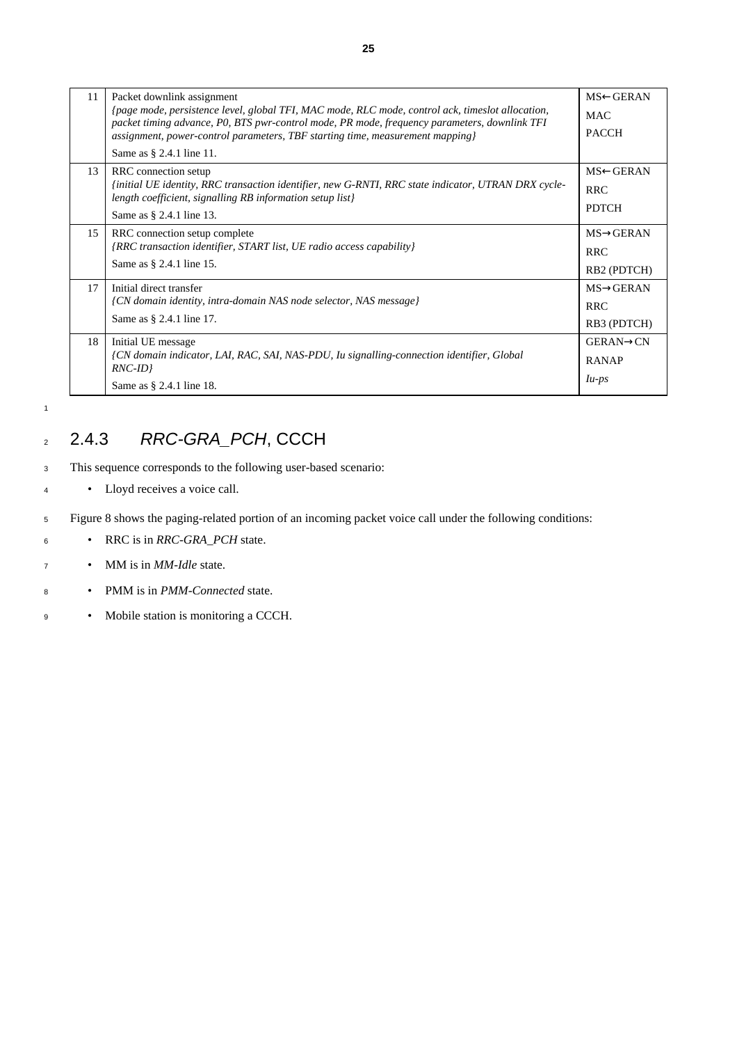| | | |
|---|---|---|
| 11 | Packet downlink assignment<br>*{page mode, persistence level, global TFI, MAC mode, RLC mode, control ack, timeslot allocation, packet timing advance, P0, BTS pwr-control mode, PR mode, frequency parameters, downlink TFI assignment, power-control parameters, TBF starting time, measurement mapping}*<br>Same as § 2.4.1 line 11. | MS←GERAN<br>MAC<br>PACCH |
| 13 | RRC connection setup<br>*{initial UE identity, RRC transaction identifier, new G-RNTI, RRC state indicator, UTRAN DRX cycle-length coefficient, signalling RB information setup list}*<br>Same as § 2.4.1 line 13. | MS←GERAN<br>RRC<br>PDTCH |
| 15 | RRC connection setup complete<br>*{RRC transaction identifier, START list, UE radio access capability}*<br>Same as § 2.4.1 line 15. | MS→GERAN<br>RRC<br>RB2 (PDTCH) |
| 17 | Initial direct transfer<br>*{CN domain identity, intra-domain NAS node selector, NAS message}*<br>Same as § 2.4.1 line 17. | MS→GERAN<br>RRC<br>RB3 (PDTCH) |
| 18 | Initial UE message<br>*{CN domain indicator, LAI, RAC, SAI, NAS-PDU, Iu signalling-connection identifier, Global RNC-ID}*<br>Same as § 2.4.1 line 18. | GERAN→CN<br>RANAP<br>*Iu-ps* |

### 2.4.3 *RRC-GRA_PCH*, CCCH

This sequence corresponds to the following user-based scenario:

- Lloyd receives a voice call.

Figure 8 shows the paging-related portion of an incoming packet voice call under the following conditions:

- RRC is in *RRC-GRA_PCH* state.
- MM is in *MM-Idle* state.
- PMM is in *PMM-Connected* state.
- Mobile station is monitoring a CCCH.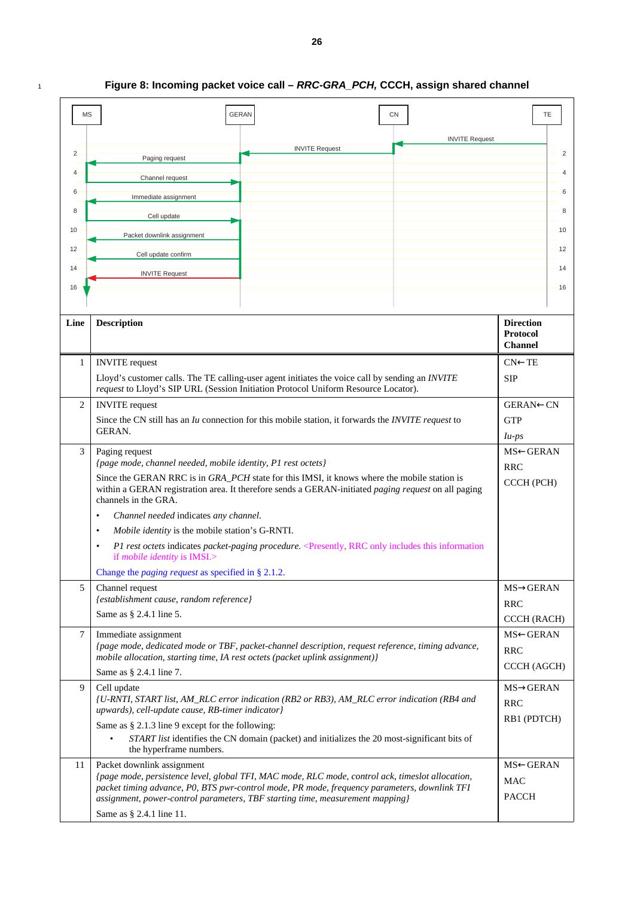**Figure 8: Incoming packet voice call – *RRC-GRA_PCH,* CCCH, assign shared channel**

MS
GERAN
CN
TE

INVITE Request
INVITE Request
Paging request
Channel request
Immediate assignment
Cell update
Packet downlink assignment
Cell update confirm
INVITE Request

2
4
6
8
10
12
14
16

| Line | Description | Direction Protocol Channel |
|---|---|---|
| 1 | INVITE request<br><br>Lloyd's customer calls. The TE calling-user agent initiates the voice call by sending an *INVITE request* to Lloyd's SIP URL (Session Initiation Protocol Uniform Resource Locator). | CN← TE<br><br>SIP |
| 2 | INVITE request<br><br>Since the CN still has an *Iu* connection for this mobile station, it forwards the *INVITE request* to GERAN. | GERAN← CN<br><br>GTP<br><br>*Iu-ps* |
| 3 | Paging request<br>*{page mode, channel needed, mobile identity, P1 rest octets}*<br><br>Since the GERAN RRC is in *GRA_PCH* state for this IMSI, it knows where the mobile station is within a GERAN registration area. It therefore sends a GERAN-initiated *paging request* on all paging channels in the GRA.<br><br>• *Channel needed* indicates *any channel*.<br>• *Mobile identity* is the mobile station's G-RNTI.<br>• *P1 rest octets* indicates *packet-paging procedure.* <Presently, RRC only includes this information if *mobile identity* is IMSI.><br><br>Change the *paging request* as specified in § 2.1.2. | MS← GERAN<br><br>RRC<br><br>CCCH (PCH) |
| 5 | Channel request<br>*{establishment cause, random reference}*<br><br>Same as § 2.4.1 line 5. | MS→ GERAN<br><br>RRC<br><br>CCCH (RACH) |
| 7 | Immediate assignment<br>*{page mode, dedicated mode or TBF, packet-channel description, request reference, timing advance, mobile allocation, starting time, IA rest octets (packet uplink assignment)}*<br><br>Same as § 2.4.1 line 7. | MS← GERAN<br><br>RRC<br><br>CCCH (AGCH) |
| 9 | Cell update<br>*{U-RNTI, START list, AM_RLC error indication (RB2 or RB3), AM_RLC error indication (RB4 and upwards), cell-update cause, RB-timer indicator}*<br><br>Same as § 2.1.3 line 9 except for the following:<br><br>• *START list* identifies the CN domain (packet) and initializes the 20 most-significant bits of the hyperframe numbers. | MS→ GERAN<br><br>RRC<br><br>RB1 (PDTCH) |
| 11 | Packet downlink assignment<br>*{page mode, persistence level, global TFI, MAC mode, RLC mode, control ack, timeslot allocation, packet timing advance, P0, BTS pwr-control mode, PR mode, frequency parameters, downlink TFI assignment, power-control parameters, TBF starting time, measurement mapping}*<br><br>Same as § 2.4.1 line 11. | MS← GERAN<br><br>MAC<br><br>PACCH |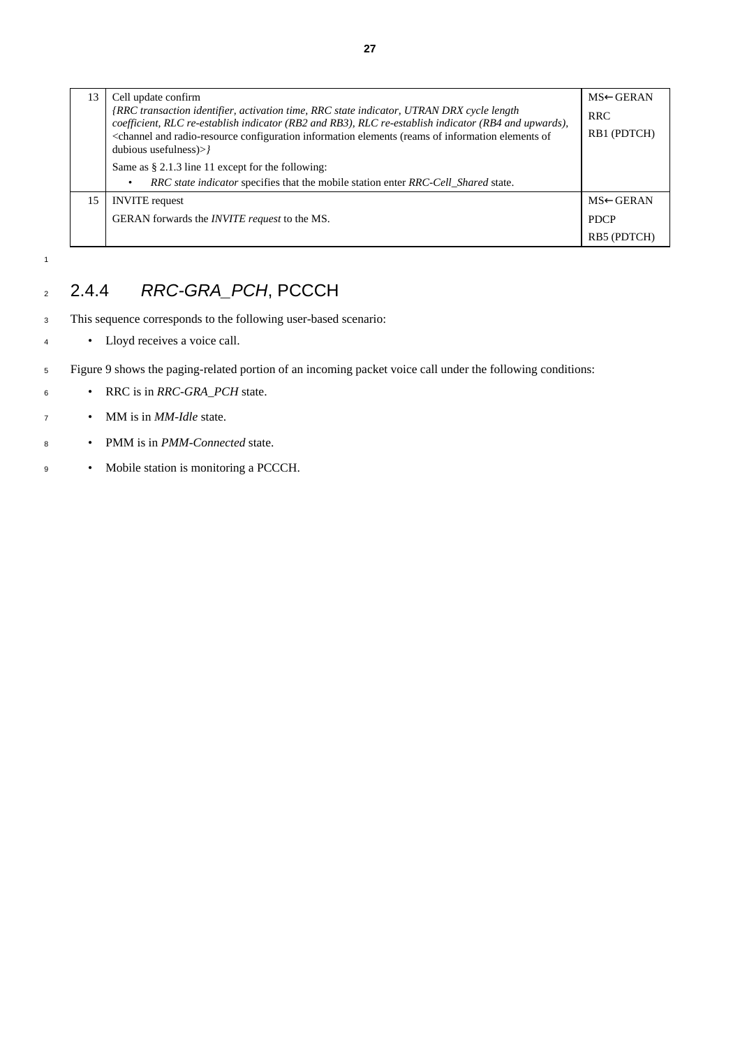| | | |
|---|---|---|
| 13 | Cell update confirm<br>*{RRC transaction identifier, activation time, RRC state indicator, UTRAN DRX cycle length coefficient, RLC re-establish indicator (RB2 and RB3), RLC re-establish indicator (RB4 and upwards),* <channel and radio-resource configuration information elements (reams of information elements of dubious usefulness)>*}*<br>Same as § 2.1.3 line 11 except for the following:<br>• *RRC state indicator* specifies that the mobile station enter *RRC-Cell_Shared* state. | MS←GERAN<br>RRC<br>RB1 (PDTCH) |
| 15 | INVITE request<br>GERAN forwards the *INVITE request* to the MS. | MS←GERAN<br>PDCP<br>RB5 (PDTCH) |

## 2.4.4 *RRC-GRA_PCH*, PCCCH

This sequence corresponds to the following user-based scenario:

- Lloyd receives a voice call.

Figure 9 shows the paging-related portion of an incoming packet voice call under the following conditions:

- RRC is in *RRC-GRA_PCH* state.
- MM is in *MM-Idle* state.
- PMM is in *PMM-Connected* state.
- Mobile station is monitoring a PCCCH.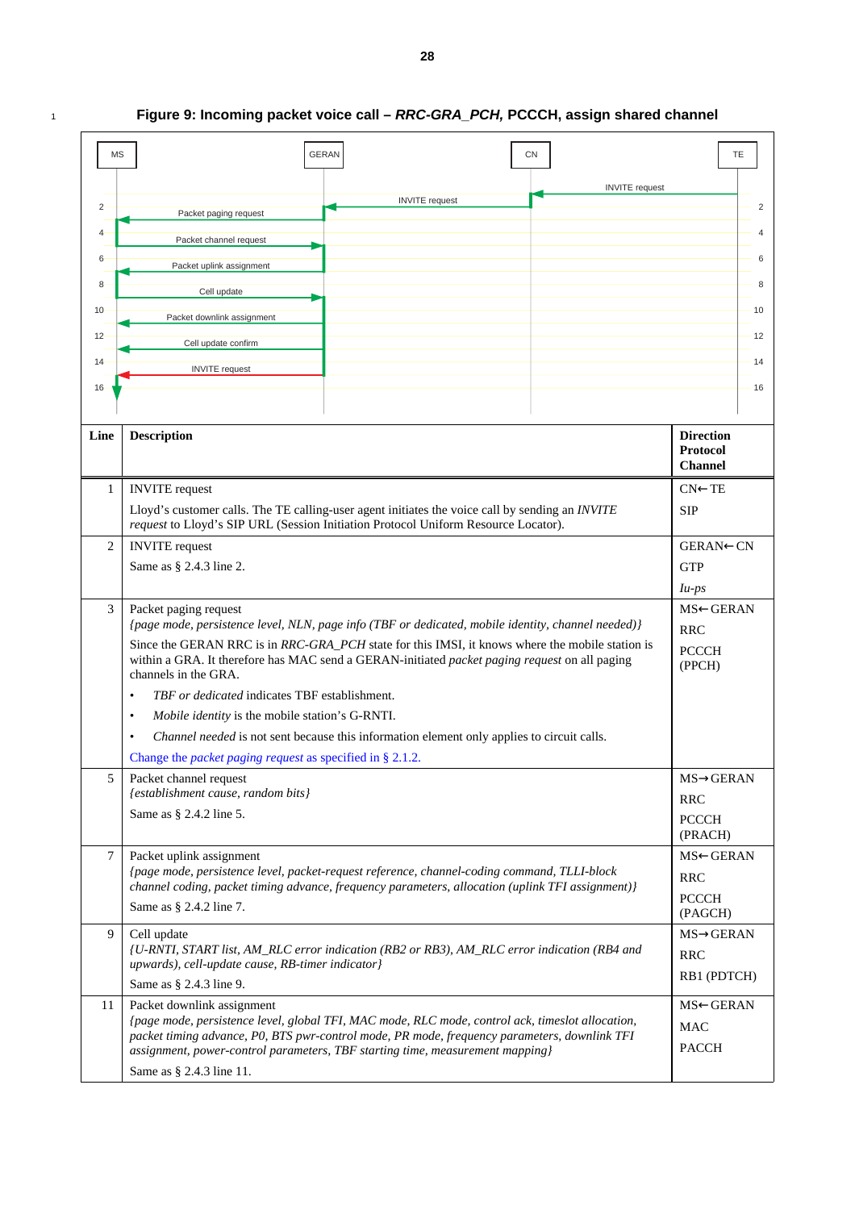**Figure 9: Incoming packet voice call – *RRC-GRA_PCH*, PCCCH, assign shared channel**

MS
GERAN
CN
TE

INVITE request
INVITE request
Packet paging request
Packet channel request
Packet uplink assignment
Cell update
Packet downlink assignment
Cell update confirm
INVITE request

2
4
6
8
10
12
14
16

| Line | Description | Direction Protocol Channel |
|---|---|---|
| 1 | INVITE request<br><br>Lloyd's customer calls. The TE calling-user agent initiates the voice call by sending an *INVITE request* to Lloyd's SIP URL (Session Initiation Protocol Uniform Resource Locator). | CN←TE<br><br>SIP |
| 2 | INVITE request<br><br>Same as § 2.4.3 line 2. | GERAN←CN<br><br>GTP<br><br>*Iu-ps* |
| 3 | Packet paging request<br>*{page mode, persistence level, NLN, page info (TBF or dedicated, mobile identity, channel needed)}*<br><br>Since the GERAN RRC is in *RRC-GRA_PCH* state for this IMSI, it knows where the mobile station is within a GRA. It therefore has MAC send a GERAN-initiated *packet paging request* on all paging channels in the GRA.<br><br>• *TBF or dedicated* indicates TBF establishment.<br>• *Mobile identity* is the mobile station's G-RNTI.<br>• *Channel needed* is not sent because this information element only applies to circuit calls.<br><br>Change the *packet paging request* as specified in § 2.1.2. | MS←GERAN<br><br>RRC<br><br>PCCCH (PPCH) |
| 5 | Packet channel request<br>*{establishment cause, random bits}*<br><br>Same as § 2.4.2 line 5. | MS→GERAN<br><br>RRC<br><br>PCCCH (PRACH) |
| 7 | Packet uplink assignment<br>*{page mode, persistence level, packet-request reference, channel-coding command, TLLI-block channel coding, packet timing advance, frequency parameters, allocation (uplink TFI assignment)}*<br><br>Same as § 2.4.2 line 7. | MS←GERAN<br><br>RRC<br><br>PCCCH (PAGCH) |
| 9 | Cell update<br>*{U-RNTI, START list, AM_RLC error indication (RB2 or RB3), AM_RLC error indication (RB4 and upwards), cell-update cause, RB-timer indicator}*<br><br>Same as § 2.4.3 line 9. | MS→GERAN<br><br>RRC<br><br>RB1 (PDTCH) |
| 11 | Packet downlink assignment<br>*{page mode, persistence level, global TFI, MAC mode, RLC mode, control ack, timeslot allocation, packet timing advance, P0, BTS pwr-control mode, PR mode, frequency parameters, downlink TFI assignment, power-control parameters, TBF starting time, measurement mapping}*<br><br>Same as § 2.4.3 line 11. | MS←GERAN<br><br>MAC<br><br>PACCH |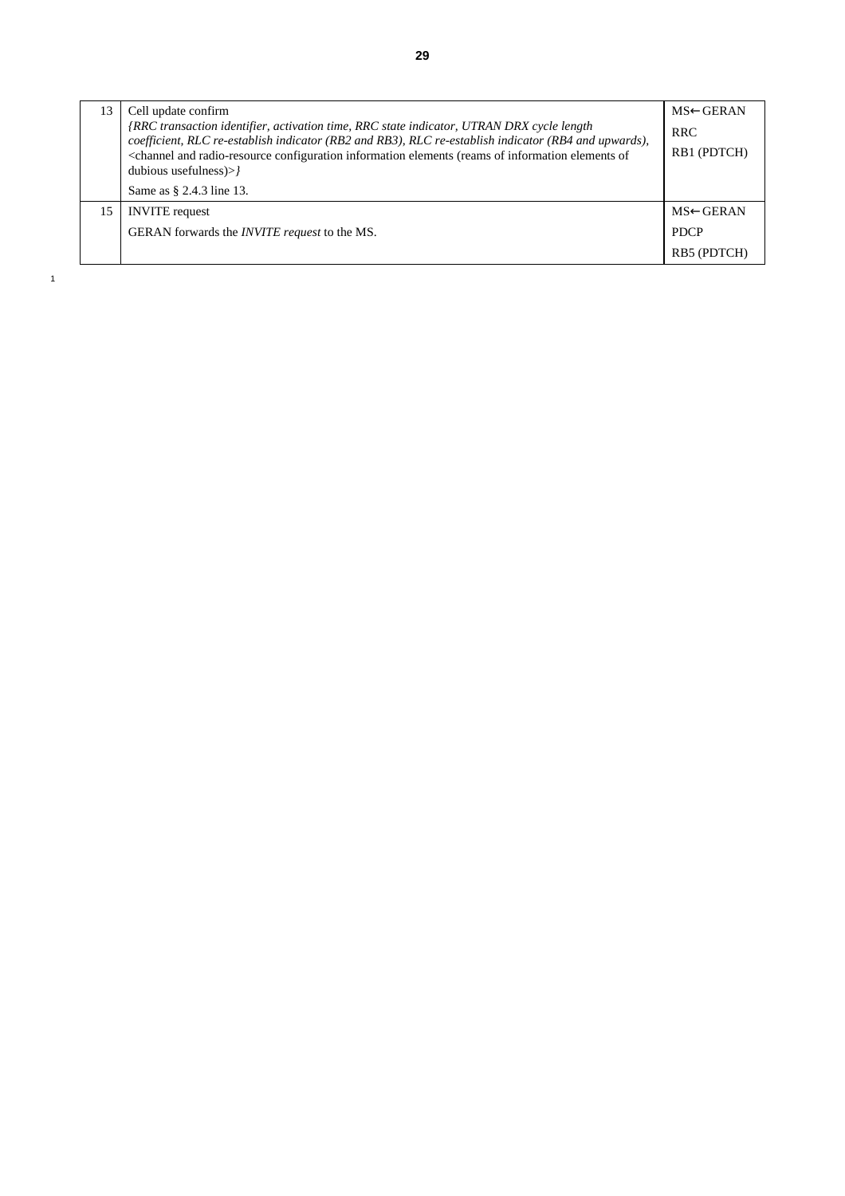| | | |
|---|---|---|
| 13 | Cell update confirm<br>*{RRC transaction identifier, activation time, RRC state indicator, UTRAN DRX cycle length coefficient, RLC re-establish indicator (RB2 and RB3), RLC re-establish indicator (RB4 and upwards),* <channel and radio-resource configuration information elements (reams of information elements of dubious usefulness)>*}*<br>Same as § 2.4.3 line 13. | MS←GERAN<br>RRC<br>RB1 (PDTCH) |
| 15 | INVITE request<br>GERAN forwards the *INVITE request* to the MS. | MS←GERAN<br>PDCP<br>RB5 (PDTCH) |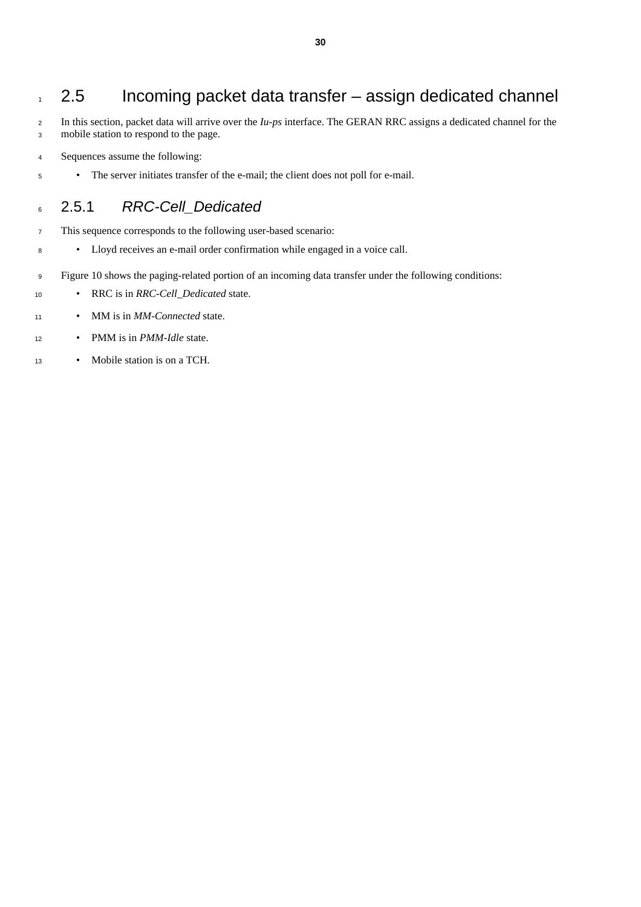## 2.5 Incoming packet data transfer – assign dedicated channel

In this section, packet data will arrive over the *Iu-ps* interface. The GERAN RRC assigns a dedicated channel for the mobile station to respond to the page.

Sequences assume the following:

- The server initiates transfer of the e-mail; the client does not poll for e-mail.

### 2.5.1 *RRC-Cell_Dedicated*

This sequence corresponds to the following user-based scenario:

- Lloyd receives an e-mail order confirmation while engaged in a voice call.

Figure 10 shows the paging-related portion of an incoming data transfer under the following conditions:

- RRC is in *RRC-Cell_Dedicated* state.
- MM is in *MM-Connected* state.
- PMM is in *PMM-Idle* state.
- Mobile station is on a TCH.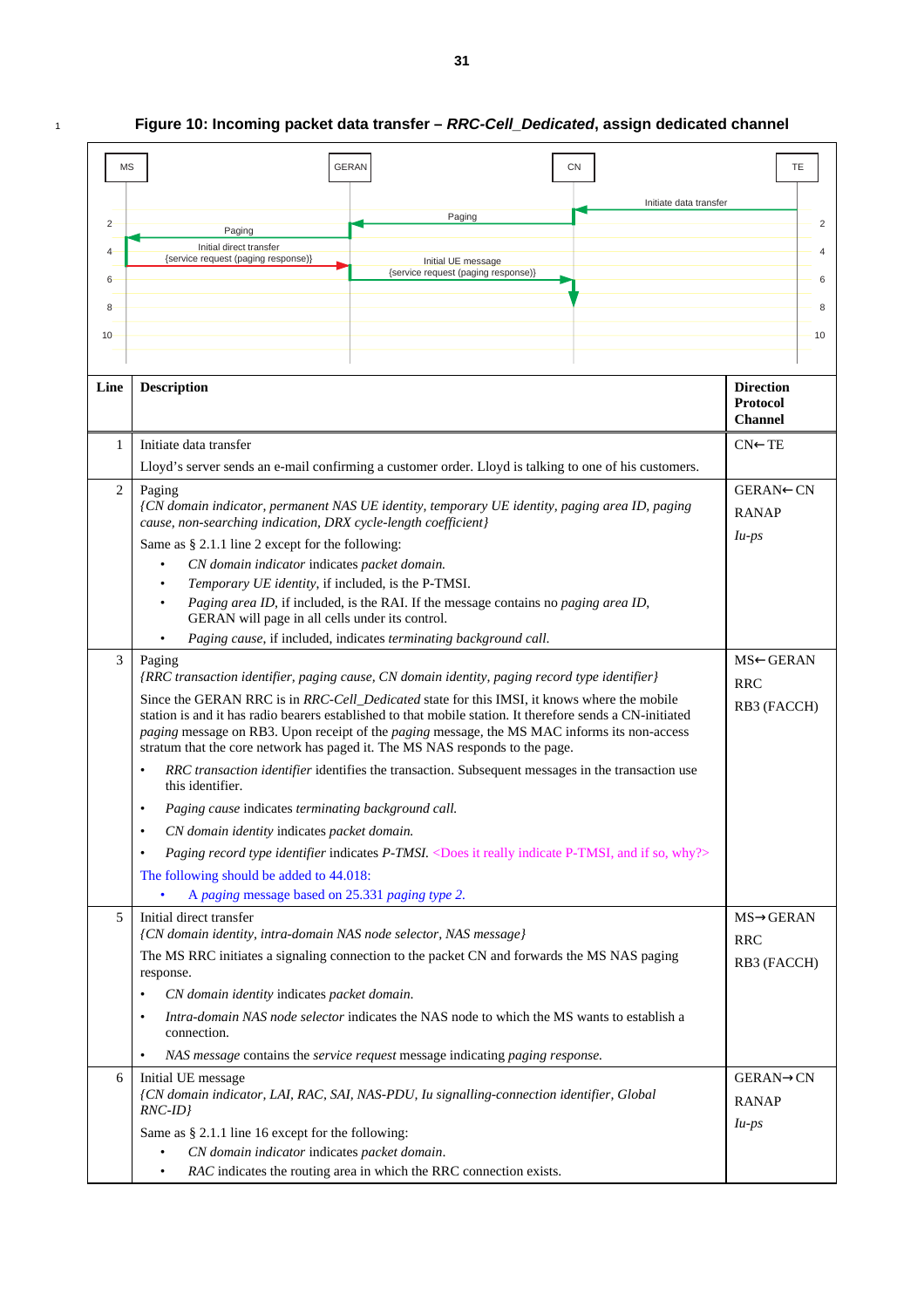**Figure 10: Incoming packet data transfer – *RRC-Cell_Dedicated*, assign dedicated channel**

MS
GERAN
CN
TE

Initiate data transfer
Paging
Paging
Initial direct transfer
{service request (paging response)}
Initial UE message
{service request (paging response)}

2
4
6
8
10

| Line | Description | Direction Protocol Channel |
|---|---|---|
| 1 | Initiate data transfer<br><br>Lloyd's server sends an e-mail confirming a customer order. Lloyd is talking to one of his customers. | CN← TE |
| 2 | Paging<br>*{CN domain indicator, permanent NAS UE identity, temporary UE identity, paging area ID, paging cause, non-searching indication, DRX cycle-length coefficient}*<br><br>Same as § 2.1.1 line 2 except for the following:<br>• *CN domain indicator* indicates *packet domain.*<br>• *Temporary UE identity*, if included, is the P-TMSI.<br>• *Paging area ID*, if included, is the RAI. If the message contains no *paging area ID*, GERAN will page in all cells under its control.<br>• *Paging cause*, if included, indicates *terminating background call*. | GERAN← CN<br><br>RANAP<br><br>*Iu-ps* |
| 3 | Paging<br>*{RRC transaction identifier, paging cause, CN domain identity, paging record type identifier}*<br><br>Since the GERAN RRC is in *RRC-Cell_Dedicated* state for this IMSI, it knows where the mobile station is and it has radio bearers established to that mobile station. It therefore sends a CN-initiated *paging* message on RB3. Upon receipt of the *paging* message, the MS MAC informs its non-access stratum that the core network has paged it. The MS NAS responds to the page.<br><br>• *RRC transaction identifier* identifies the transaction. Subsequent messages in the transaction use this identifier.<br>• *Paging cause* indicates *terminating background call.*<br>• *CN domain identity* indicates *packet domain.*<br>• *Paging record type identifier* indicates *P-TMSI.* <Does it really indicate P-TMSI, and if so, why?><br><br>The following should be added to 44.018:<br>• A *paging* message based on 25.331 *paging type 2*. | MS← GERAN<br><br>RRC<br><br>RB3 (FACCH) |
| 5 | Initial direct transfer<br>*{CN domain identity, intra-domain NAS node selector, NAS message}*<br><br>The MS RRC initiates a signaling connection to the packet CN and forwards the MS NAS paging response.<br><br>• *CN domain identity* indicates *packet domain*.<br>• *Intra-domain NAS node selector* indicates the NAS node to which the MS wants to establish a connection.<br>• *NAS message* contains the *service request* message indicating *paging response.* | MS→ GERAN<br><br>RRC<br><br>RB3 (FACCH) |
| 6 | Initial UE message<br>*{CN domain indicator, LAI, RAC, SAI, NAS-PDU, Iu signalling-connection identifier, Global RNC-ID}*<br><br>Same as § 2.1.1 line 16 except for the following:<br>• *CN domain indicator* indicates *packet domain*.<br>• *RAC* indicates the routing area in which the RRC connection exists. | GERAN→ CN<br><br>RANAP<br><br>*Iu-ps* |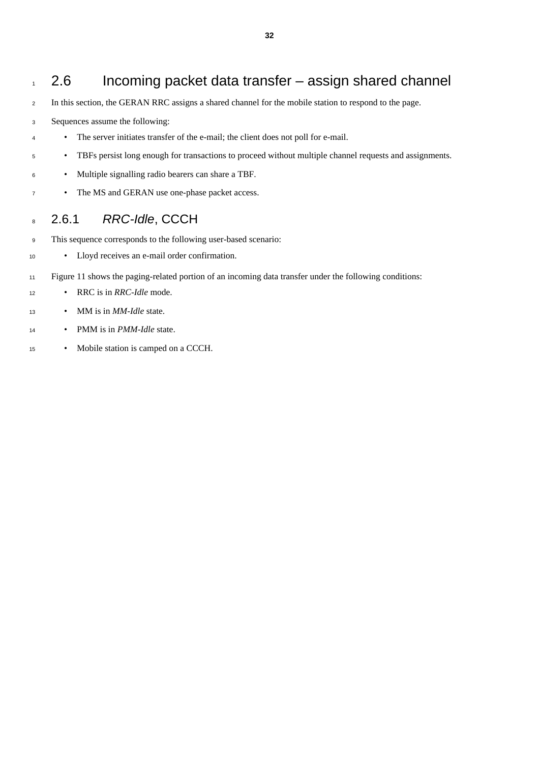## 2.6 Incoming packet data transfer – assign shared channel

In this section, the GERAN RRC assigns a shared channel for the mobile station to respond to the page.

Sequences assume the following:

- The server initiates transfer of the e-mail; the client does not poll for e-mail.
- TBFs persist long enough for transactions to proceed without multiple channel requests and assignments.
- Multiple signalling radio bearers can share a TBF.
- The MS and GERAN use one-phase packet access.

### 2.6.1 *RRC-Idle*, CCCH

This sequence corresponds to the following user-based scenario:

- Lloyd receives an e-mail order confirmation.

Figure 11 shows the paging-related portion of an incoming data transfer under the following conditions:

- RRC is in *RRC-Idle* mode.
- MM is in *MM-Idle* state.
- PMM is in *PMM-Idle* state.
- Mobile station is camped on a CCCH.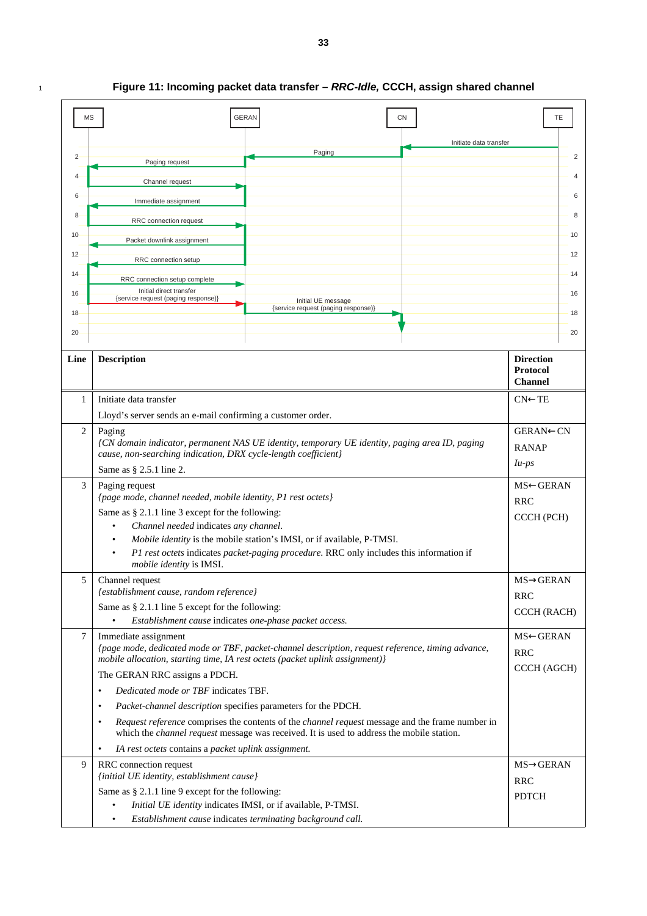**Figure 11: Incoming packet data transfer – *RRC-Idle,* CCCH, assign shared channel**

MS
GERAN
CN
TE

Initiate data transfer
Paging
Paging request
Channel request
Immediate assignment
RRC connection request
Packet downlink assignment
RRC connection setup
RRC connection setup complete
Initial direct transfer
{service request (paging response)}
Initial UE message
{service request (paging response)}

2
4
6
8
10
12
14
16
18
20

| Line | Description | Direction<br>Protocol<br>Channel |
|---|---|---|
| 1 | Initiate data transfer<br><br>Lloyd's server sends an e-mail confirming a customer order. | CN←TE |
| 2 | Paging<br>*{CN domain indicator, permanent NAS UE identity, temporary UE identity, paging area ID, paging cause, non-searching indication, DRX cycle-length coefficient}*<br><br>Same as § 2.5.1 line 2. | GERAN←CN<br><br>RANAP<br><br>*Iu-ps* |
| 3 | Paging request<br>*{page mode, channel needed, mobile identity, P1 rest octets}*<br><br>Same as § 2.1.1 line 3 except for the following:<br>• *Channel needed* indicates *any channel.*<br>• *Mobile identity* is the mobile station's IMSI, or if available, P-TMSI.<br>• *P1 rest octets* indicates *packet-paging procedure.* RRC only includes this information if *mobile identity* is IMSI. | MS←GERAN<br><br>RRC<br><br>CCCH (PCH) |
| 5 | Channel request<br>*{establishment cause, random reference}*<br><br>Same as § 2.1.1 line 5 except for the following:<br>• *Establishment cause* indicates *one-phase packet access.* | MS→GERAN<br><br>RRC<br><br>CCCH (RACH) |
| 7 | Immediate assignment<br>*{page mode, dedicated mode or TBF, packet-channel description, request reference, timing advance, mobile allocation, starting time, IA rest octets (packet uplink assignment)}*<br><br>The GERAN RRC assigns a PDCH.<br><br>• *Dedicated mode or TBF* indicates TBF.<br><br>• *Packet-channel description* specifies parameters for the PDCH.<br><br>• *Request reference* comprises the contents of the *channel request* message and the frame number in which the *channel request* message was received. It is used to address the mobile station.<br><br>• *IA rest octets* contains a *packet uplink assignment.* | MS←GERAN<br><br>RRC<br><br>CCCH (AGCH) |
| 9 | RRC connection request<br>*{initial UE identity, establishment cause}*<br><br>Same as § 2.1.1 line 9 except for the following:<br>• *Initial UE identity* indicates IMSI, or if available, P-TMSI.<br>• *Establishment cause* indicates *terminating background call.* | MS→GERAN<br><br>RRC<br><br>PDTCH |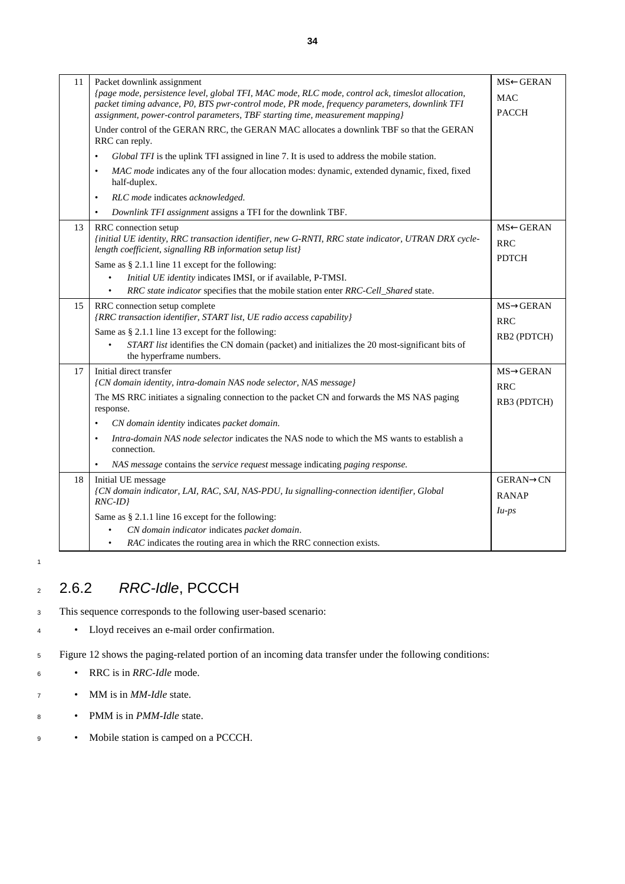| | | |
|---|---|---|
| 11 | Packet downlink assignment<br>*{page mode, persistence level, global TFI, MAC mode, RLC mode, control ack, timeslot allocation, packet timing advance, P0, BTS pwr-control mode, PR mode, frequency parameters, downlink TFI assignment, power-control parameters, TBF starting time, measurement mapping}*<br>Under control of the GERAN RRC, the GERAN MAC allocates a downlink TBF so that the GERAN RRC can reply.<br>• *Global TFI* is the uplink TFI assigned in line 7. It is used to address the mobile station.<br>• *MAC mode* indicates any of the four allocation modes: dynamic, extended dynamic, fixed, fixed half-duplex.<br>• *RLC mode* indicates *acknowledged*.<br>• *Downlink TFI assignment* assigns a TFI for the downlink TBF. | MS←GERAN<br>MAC<br>PACCH |
| 13 | RRC connection setup<br>*{initial UE identity, RRC transaction identifier, new G-RNTI, RRC state indicator, UTRAN DRX cycle-length coefficient, signalling RB information setup list}*<br>Same as § 2.1.1 line 11 except for the following:<br>• *Initial UE identity* indicates IMSI, or if available, P-TMSI.<br>• *RRC state indicator* specifies that the mobile station enter *RRC-Cell_Shared* state. | MS←GERAN<br>RRC<br>PDTCH |
| 15 | RRC connection setup complete<br>*{RRC transaction identifier, START list, UE radio access capability}*<br>Same as § 2.1.1 line 13 except for the following:<br>• *START list* identifies the CN domain (packet) and initializes the 20 most-significant bits of the hyperframe numbers. | MS→GERAN<br>RRC<br>RB2 (PDTCH) |
| 17 | Initial direct transfer<br>*{CN domain identity, intra-domain NAS node selector, NAS message}*<br>The MS RRC initiates a signaling connection to the packet CN and forwards the MS NAS paging response.<br>• *CN domain identity* indicates *packet domain*.<br>• *Intra-domain NAS node selector* indicates the NAS node to which the MS wants to establish a connection.<br>• *NAS message* contains the *service request* message indicating *paging response*. | MS→GERAN<br>RRC<br>RB3 (PDTCH) |
| 18 | Initial UE message<br>*{CN domain indicator, LAI, RAC, SAI, NAS-PDU, Iu signalling-connection identifier, Global RNC-ID}*<br>Same as § 2.1.1 line 16 except for the following:<br>• *CN domain indicator* indicates *packet domain*.<br>• *RAC* indicates the routing area in which the RRC connection exists. | GERAN→CN<br>RANAP<br>*Iu-ps* |

## 2.6.2 *RRC-Idle*, PCCCH

This sequence corresponds to the following user-based scenario:

- Lloyd receives an e-mail order confirmation.

Figure 12 shows the paging-related portion of an incoming data transfer under the following conditions:

- RRC is in *RRC-Idle* mode.
- MM is in *MM-Idle* state.
- PMM is in *PMM-Idle* state.
- Mobile station is camped on a PCCCH.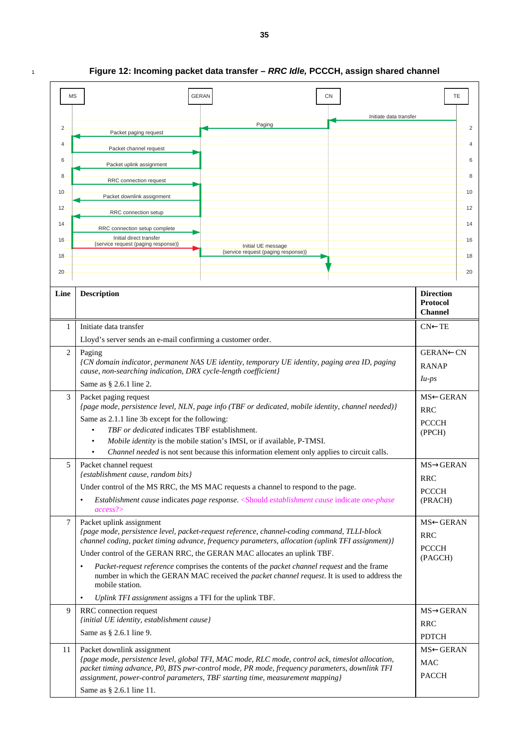**Figure 12: Incoming packet data transfer – *RRC Idle,* PCCCH, assign shared channel**

MS GERAN CN TE

Initiate data transfer

Paging

2 Packet paging request 2

4 Packet channel request 4

6 Packet uplink assignment 6

8 RRC connection request 8

10 Packet downlink assignment 10

12 RRC connection setup 12

14 RRC connection setup complete 14

16 Initial direct transfer {service request (paging response)} 16

Initial UE message {service request (paging response)}

18 18

20 20

| Line | Description | Direction Protocol Channel |
|---|---|---|
| 1 | Initiate data transfer<br><br>Lloyd's server sends an e-mail confirming a customer order. | CN←TE |
| 2 | Paging<br>*{CN domain indicator, permanent NAS UE identity, temporary UE identity, paging area ID, paging cause, non-searching indication, DRX cycle-length coefficient}*<br><br>Same as § 2.6.1 line 2. | GERAN←CN<br><br>RANAP<br><br>*Iu-ps* |
| 3 | Packet paging request<br>*{page mode, persistence level, NLN, page info (TBF or dedicated, mobile identity, channel needed)}*<br><br>Same as 2.1.1 line 3b except for the following:<br>• *TBF or dedicated* indicates TBF establishment.<br>• *Mobile identity* is the mobile station's IMSI, or if available, P-TMSI.<br>• *Channel needed* is not sent because this information element only applies to circuit calls. | MS←GERAN<br><br>RRC<br><br>PCCCH (PPCH) |
| 5 | Packet channel request<br>*{establishment cause, random bits}*<br><br>Under control of the MS RRC, the MS MAC requests a channel to respond to the page.<br><br>• *Establishment cause* indicates *page response*. <Should *establishment cause* indicate *one-phase access*?> | MS→GERAN<br><br>RRC<br><br>PCCCH (PRACH) |
| 7 | Packet uplink assignment<br>*{page mode, persistence level, packet-request reference, channel-coding command, TLLI-block channel coding, packet timing advance, frequency parameters, allocation (uplink TFI assignment)}*<br><br>Under control of the GERAN RRC, the GERAN MAC allocates an uplink TBF.<br><br>• *Packet-request reference* comprises the contents of the *packet channel request* and the frame number in which the GERAN MAC received the *packet channel request*. It is used to address the mobile station.<br><br>• *Uplink TFI assignment* assigns a TFI for the uplink TBF. | MS←GERAN<br><br>RRC<br><br>PCCCH (PAGCH) |
| 9 | RRC connection request<br>*{initial UE identity, establishment cause}*<br><br>Same as § 2.6.1 line 9. | MS→GERAN<br><br>RRC<br><br>PDTCH |
| 11 | Packet downlink assignment<br>*{page mode, persistence level, global TFI, MAC mode, RLC mode, control ack, timeslot allocation, packet timing advance, P0, BTS pwr-control mode, PR mode, frequency parameters, downlink TFI assignment, power-control parameters, TBF starting time, measurement mapping}*<br><br>Same as § 2.6.1 line 11. | MS←GERAN<br><br>MAC<br><br>PACCH |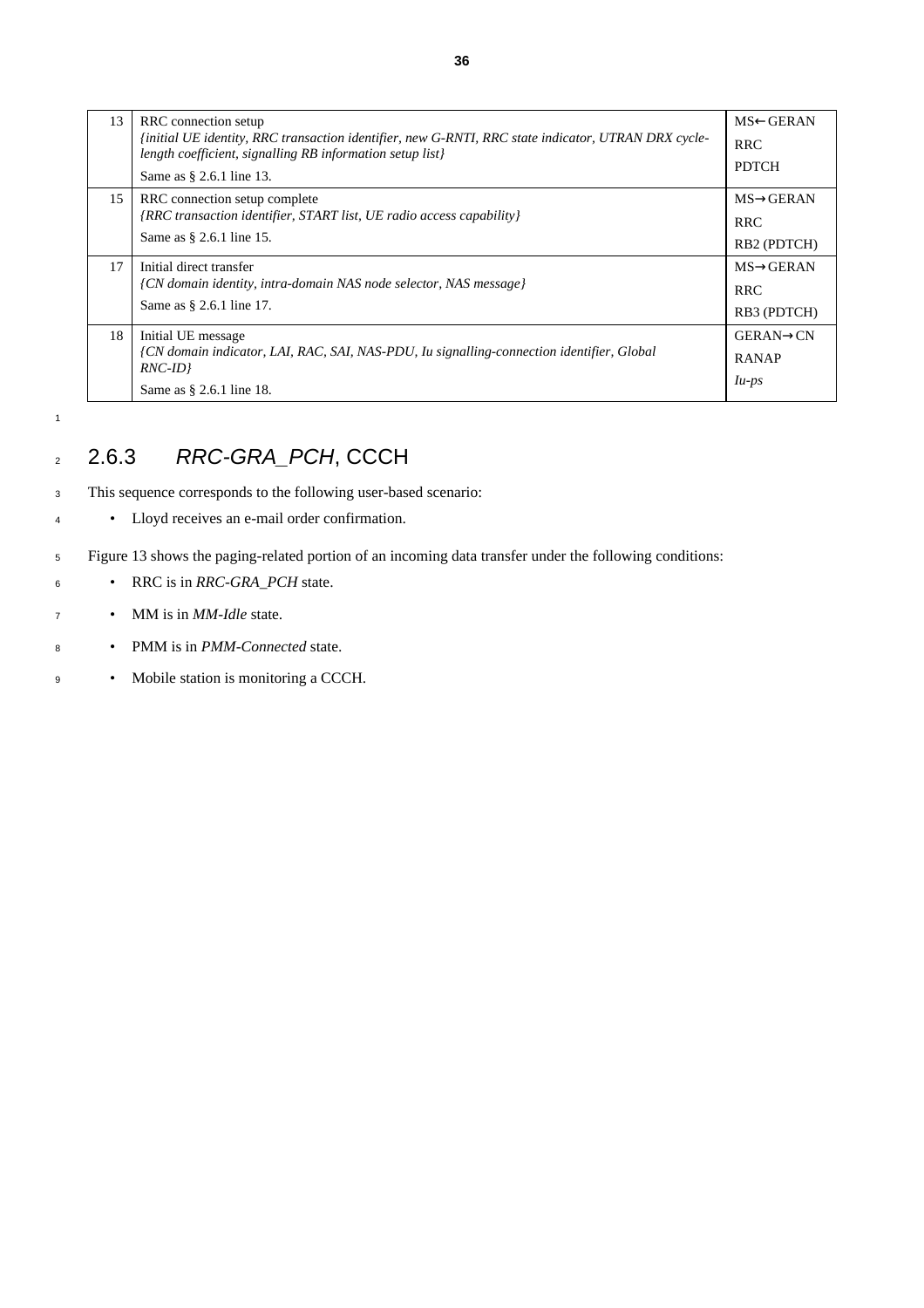| | | |
|---|---|---|
| 13 | RRC connection setup<br>*{initial UE identity, RRC transaction identifier, new G-RNTI, RRC state indicator, UTRAN DRX cycle-length coefficient, signalling RB information setup list}*<br>Same as § 2.6.1 line 13. | MS← GERAN<br>RRC<br>PDTCH |
| 15 | RRC connection setup complete<br>*{RRC transaction identifier, START list, UE radio access capability}*<br>Same as § 2.6.1 line 15. | MS→GERAN<br>RRC<br>RB2 (PDTCH) |
| 17 | Initial direct transfer<br>*{CN domain identity, intra-domain NAS node selector, NAS message}*<br>Same as § 2.6.1 line 17. | MS→GERAN<br>RRC<br>RB3 (PDTCH) |
| 18 | Initial UE message<br>*{CN domain indicator, LAI, RAC, SAI, NAS-PDU, Iu signalling-connection identifier, Global RNC-ID}*<br>Same as § 2.6.1 line 18. | GERAN→CN<br>RANAP<br>*Iu-ps* |

### 2.6.3 *RRC-GRA_PCH*, CCCH

This sequence corresponds to the following user-based scenario:

- Lloyd receives an e-mail order confirmation.

Figure 13 shows the paging-related portion of an incoming data transfer under the following conditions:

- RRC is in *RRC-GRA_PCH* state.
- MM is in *MM-Idle* state.
- PMM is in *PMM-Connected* state.
- Mobile station is monitoring a CCCH.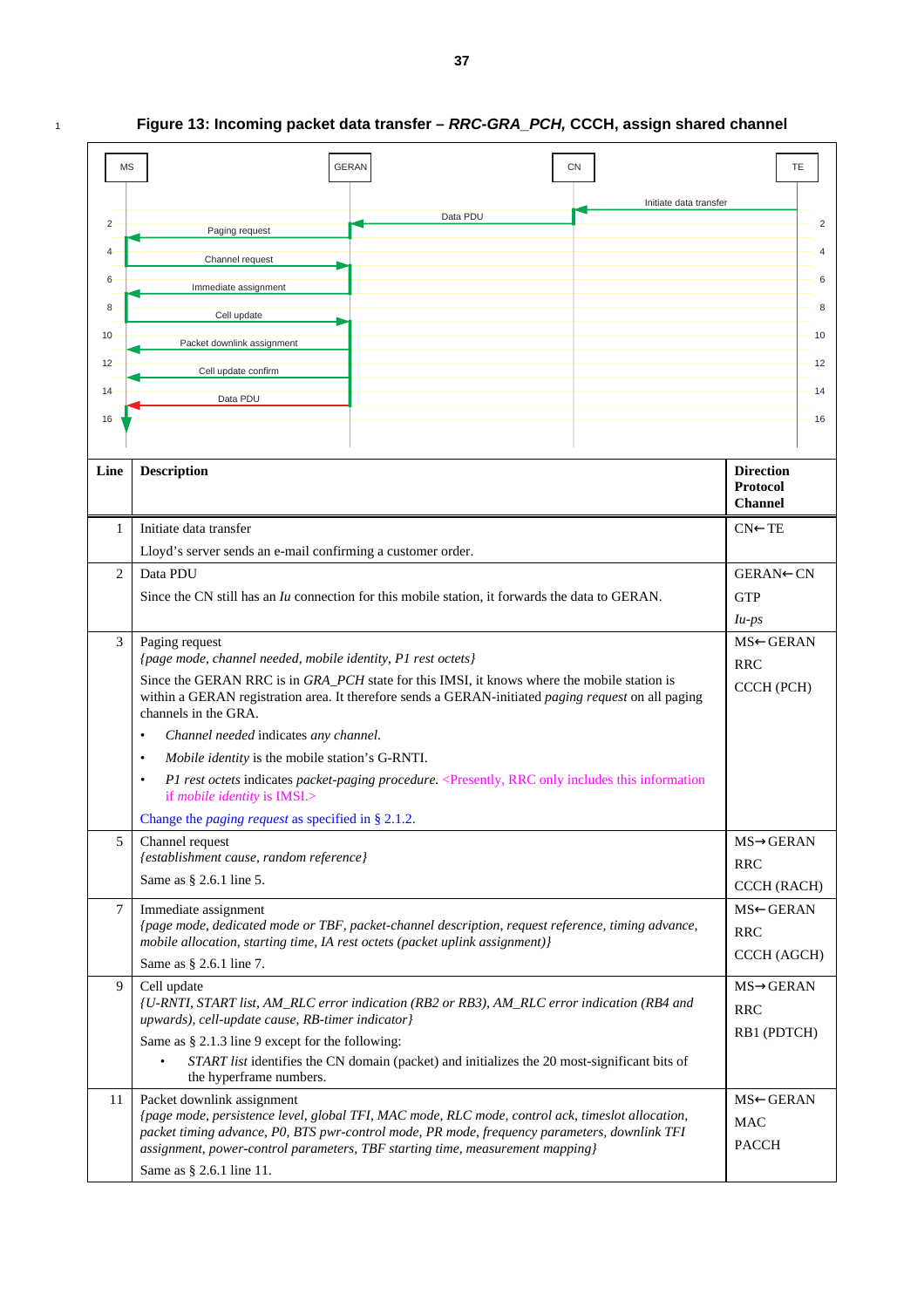**Figure 13: Incoming packet data transfer – *RRC-GRA_PCH,* CCCH, assign shared channel**

MS
GERAN
CN
TE

Initiate data transfer
Data PDU
2 Paging request 2
4 Channel request 4
6 Immediate assignment 6
8 Cell update 8
10 Packet downlink assignment 10
12 Cell update confirm 12
14 Data PDU 14
16 16

| Line | Description | Direction<br>Protocol<br>Channel |
|---|---|---|
| 1 | Initiate data transfer<br><br>Lloyd's server sends an e-mail confirming a customer order. | CN← TE |
| 2 | Data PDU<br><br>Since the CN still has an *Iu* connection for this mobile station, it forwards the data to GERAN. | GERAN← CN<br><br>GTP<br><br>*Iu-ps* |
| 3 | Paging request<br>*{page mode, channel needed, mobile identity, P1 rest octets}*<br><br>Since the GERAN RRC is in *GRA_PCH* state for this IMSI, it knows where the mobile station is within a GERAN registration area. It therefore sends a GERAN-initiated *paging request* on all paging channels in the GRA.<br><br>• *Channel needed* indicates *any channel*.<br>• *Mobile identity* is the mobile station's G-RNTI.<br>• *P1 rest octets* indicates *packet-paging procedure.* <Presently, RRC only includes this information if *mobile identity* is IMSI.><br><br>Change the *paging request* as specified in § 2.1.2. | MS← GERAN<br><br>RRC<br><br>CCCH (PCH) |
| 5 | Channel request<br>*{establishment cause, random reference}*<br><br>Same as § 2.6.1 line 5. | MS→ GERAN<br><br>RRC<br><br>CCCH (RACH) |
| 7 | Immediate assignment<br>*{page mode, dedicated mode or TBF, packet-channel description, request reference, timing advance, mobile allocation, starting time, IA rest octets (packet uplink assignment)}*<br><br>Same as § 2.6.1 line 7. | MS← GERAN<br><br>RRC<br><br>CCCH (AGCH) |
| 9 | Cell update<br>*{U-RNTI, START list, AM_RLC error indication (RB2 or RB3), AM_RLC error indication (RB4 and upwards), cell-update cause, RB-timer indicator}*<br><br>Same as § 2.1.3 line 9 except for the following:<br><br>• *START list* identifies the CN domain (packet) and initializes the 20 most-significant bits of the hyperframe numbers. | MS→ GERAN<br><br>RRC<br><br>RB1 (PDTCH) |
| 11 | Packet downlink assignment<br>*{page mode, persistence level, global TFI, MAC mode, RLC mode, control ack, timeslot allocation, packet timing advance, P0, BTS pwr-control mode, PR mode, frequency parameters, downlink TFI assignment, power-control parameters, TBF starting time, measurement mapping}*<br><br>Same as § 2.6.1 line 11. | MS← GERAN<br><br>MAC<br><br>PACCH |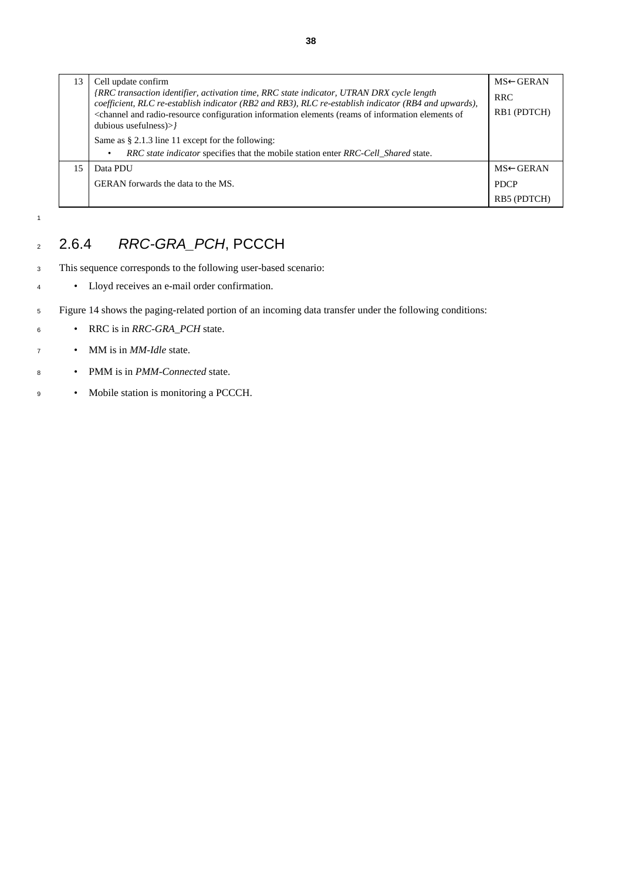| 13 | Cell update confirm<br>*{RRC transaction identifier, activation time, RRC state indicator, UTRAN DRX cycle length coefficient, RLC re-establish indicator (RB2 and RB3), RLC re-establish indicator (RB4 and upwards),* <channel and radio-resource configuration information elements (reams of information elements of dubious usefulness)>*}*<br>Same as § 2.1.3 line 11 except for the following:<br>• *RRC state indicator* specifies that the mobile station enter *RRC-Cell_Shared* state. | MS← GERAN<br>RRC<br>RB1 (PDTCH) |
|---|---|---|
| 15 | Data PDU<br>GERAN forwards the data to the MS. | MS← GERAN<br>PDCP<br>RB5 (PDTCH) |

## 2.6.4 *RRC-GRA_PCH*, PCCCH

This sequence corresponds to the following user-based scenario:

- Lloyd receives an e-mail order confirmation.

Figure 14 shows the paging-related portion of an incoming data transfer under the following conditions:

- RRC is in *RRC-GRA_PCH* state.
- MM is in *MM-Idle* state.
- PMM is in *PMM-Connected* state.
- Mobile station is monitoring a PCCCH.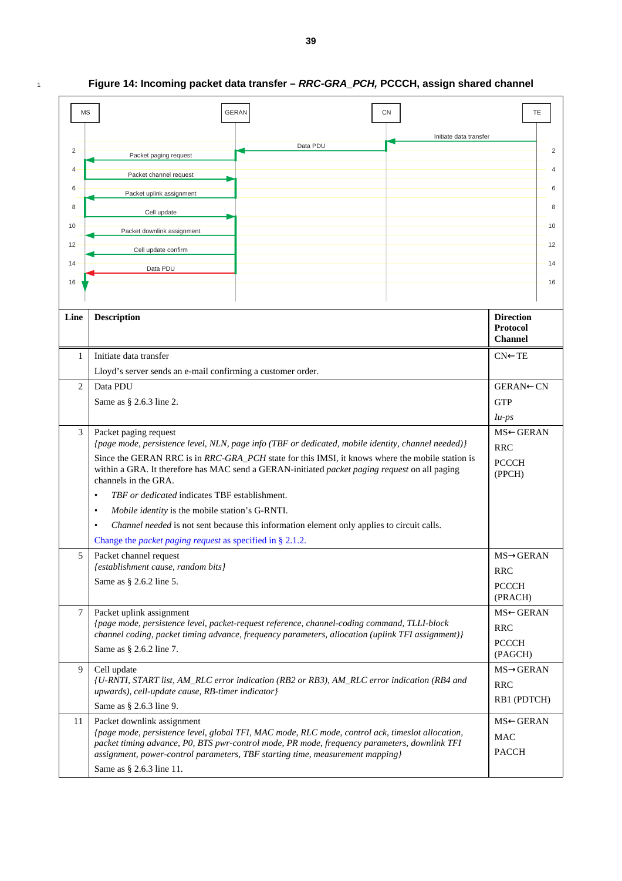**Figure 14: Incoming packet data transfer – *RRC-GRA_PCH,* PCCCH, assign shared channel**

MS
GERAN
CN
TE
Initiate data transfer
Data PDU
Packet paging request
Packet channel request
Packet uplink assignment
Cell update
Packet downlink assignment
Cell update confirm
Data PDU
2
4
6
8
10
12
14
16

| Line | Description | Direction Protocol Channel |
|---|---|---|
| 1 | Initiate data transfer<br>Lloyd's server sends an e-mail confirming a customer order. | CN← TE |
| 2 | Data PDU<br>Same as § 2.6.3 line 2. | GERAN← CN<br>GTP<br>*Iu-ps* |
| 3 | Packet paging request<br>*{page mode, persistence level, NLN, page info (TBF or dedicated, mobile identity, channel needed)}*<br>Since the GERAN RRC is in *RRC-GRA_PCH* state for this IMSI, it knows where the mobile station is within a GRA. It therefore has MAC send a GERAN-initiated *packet paging request* on all paging channels in the GRA.<br>• *TBF or dedicated* indicates TBF establishment.<br>• *Mobile identity* is the mobile station's G-RNTI.<br>• *Channel needed* is not sent because this information element only applies to circuit calls.<br>Change the *packet paging request* as specified in § 2.1.2. | MS← GERAN<br>RRC<br>PCCCH (PPCH) |
| 5 | Packet channel request<br>*{establishment cause, random bits}*<br>Same as § 2.6.2 line 5. | MS→ GERAN<br>RRC<br>PCCCH (PRACH) |
| 7 | Packet uplink assignment<br>*{page mode, persistence level, packet-request reference, channel-coding command, TLLI-block channel coding, packet timing advance, frequency parameters, allocation (uplink TFI assignment)}*<br>Same as § 2.6.2 line 7. | MS← GERAN<br>RRC<br>PCCCH (PAGCH) |
| 9 | Cell update<br>*{U-RNTI, START list, AM_RLC error indication (RB2 or RB3), AM_RLC error indication (RB4 and upwards), cell-update cause, RB-timer indicator}*<br>Same as § 2.6.3 line 9. | MS→ GERAN<br>RRC<br>RB1 (PDTCH) |
| 11 | Packet downlink assignment<br>*{page mode, persistence level, global TFI, MAC mode, RLC mode, control ack, timeslot allocation, packet timing advance, P0, BTS pwr-control mode, PR mode, frequency parameters, downlink TFI assignment, power-control parameters, TBF starting time, measurement mapping}*<br>Same as § 2.6.3 line 11. | MS← GERAN<br>MAC<br>PACCH |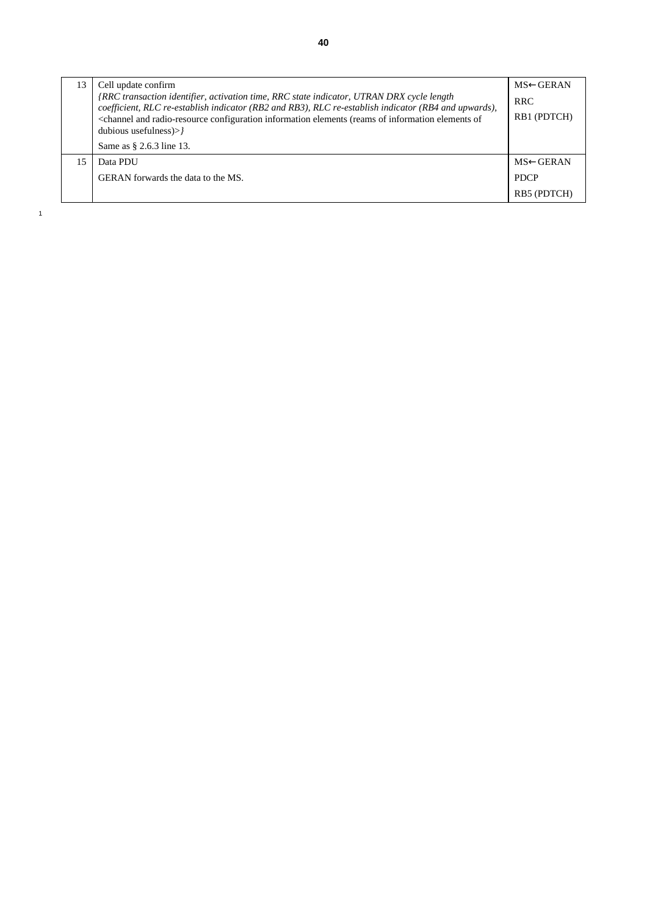| | | |
|---|---|---|
| 13 | Cell update confirm<br>*{RRC transaction identifier, activation time, RRC state indicator, UTRAN DRX cycle length coefficient, RLC re-establish indicator (RB2 and RB3), RLC re-establish indicator (RB4 and upwards),* <channel and radio-resource configuration information elements (reams of information elements of dubious usefulness)>*}*<br>Same as § 2.6.3 line 13. | MS← GERAN<br>RRC<br>RB1 (PDTCH) |
| 15 | Data PDU<br>GERAN forwards the data to the MS. | MS← GERAN<br>PDCP<br>RB5 (PDTCH) |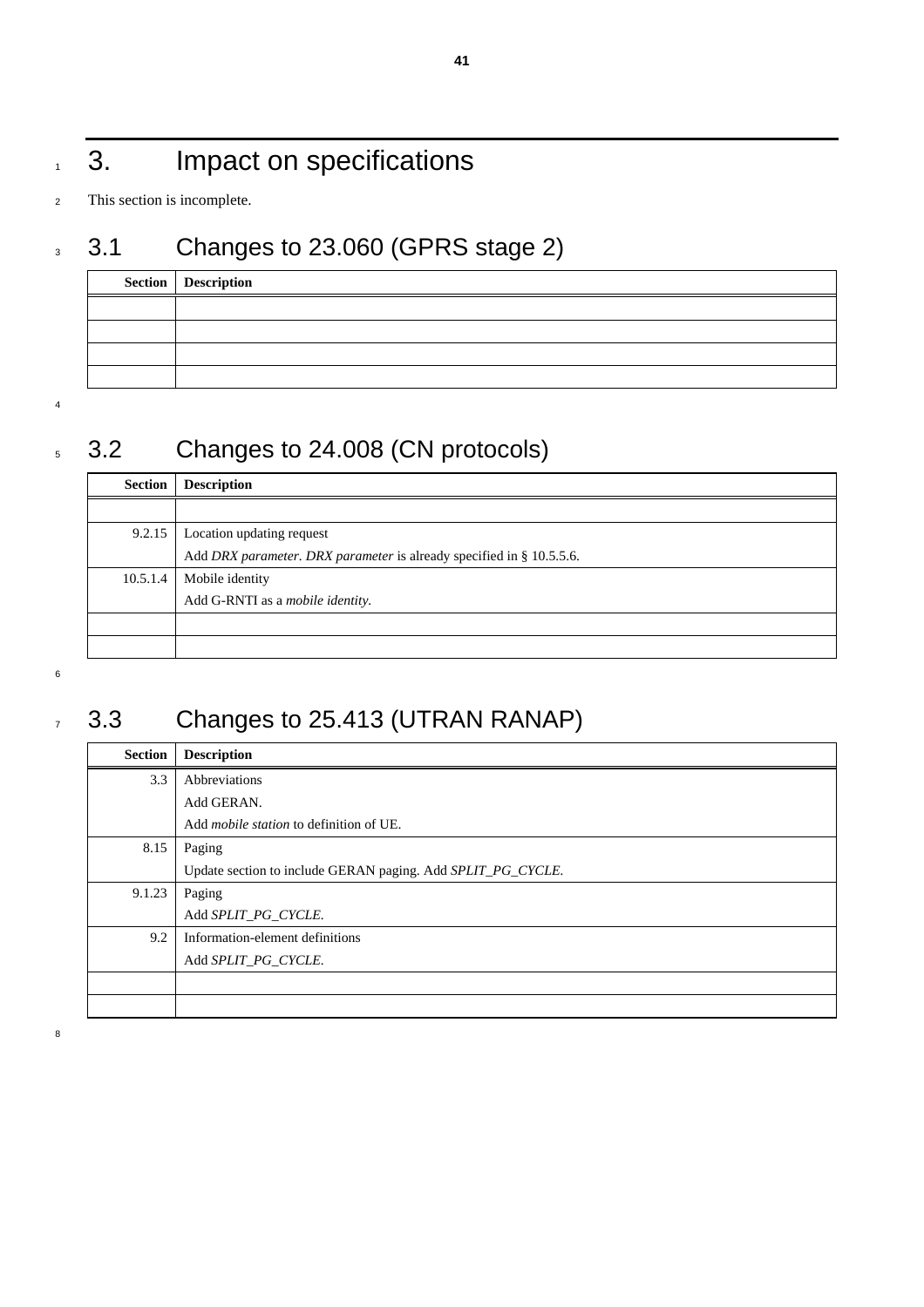# 3. Impact on specifications

This section is incomplete.

## 3.1 Changes to 23.060 (GPRS stage 2)

| Section | Description |
|---|---|
| | |
| | |
| | |
| | |

## 3.2 Changes to 24.008 (CN protocols)

| Section | Description |
|---|---|
| | |
| 9.2.15 | Location updating request<br>Add *DRX parameter*. *DRX parameter* is already specified in § 10.5.5.6. |
| 10.5.1.4 | Mobile identity<br>Add G-RNTI as a *mobile identity*. |
| | |
| | |

## 3.3 Changes to 25.413 (UTRAN RANAP)

| Section | Description |
|---|---|
| 3.3 | Abbreviations<br>Add GERAN.<br>Add *mobile station* to definition of UE. |
| 8.15 | Paging<br>Update section to include GERAN paging. Add *SPLIT_PG_CYCLE*. |
| 9.1.23 | Paging<br>Add *SPLIT_PG_CYCLE*. |
| 9.2 | Information-element definitions<br>Add *SPLIT_PG_CYCLE*. |
| | |
| | |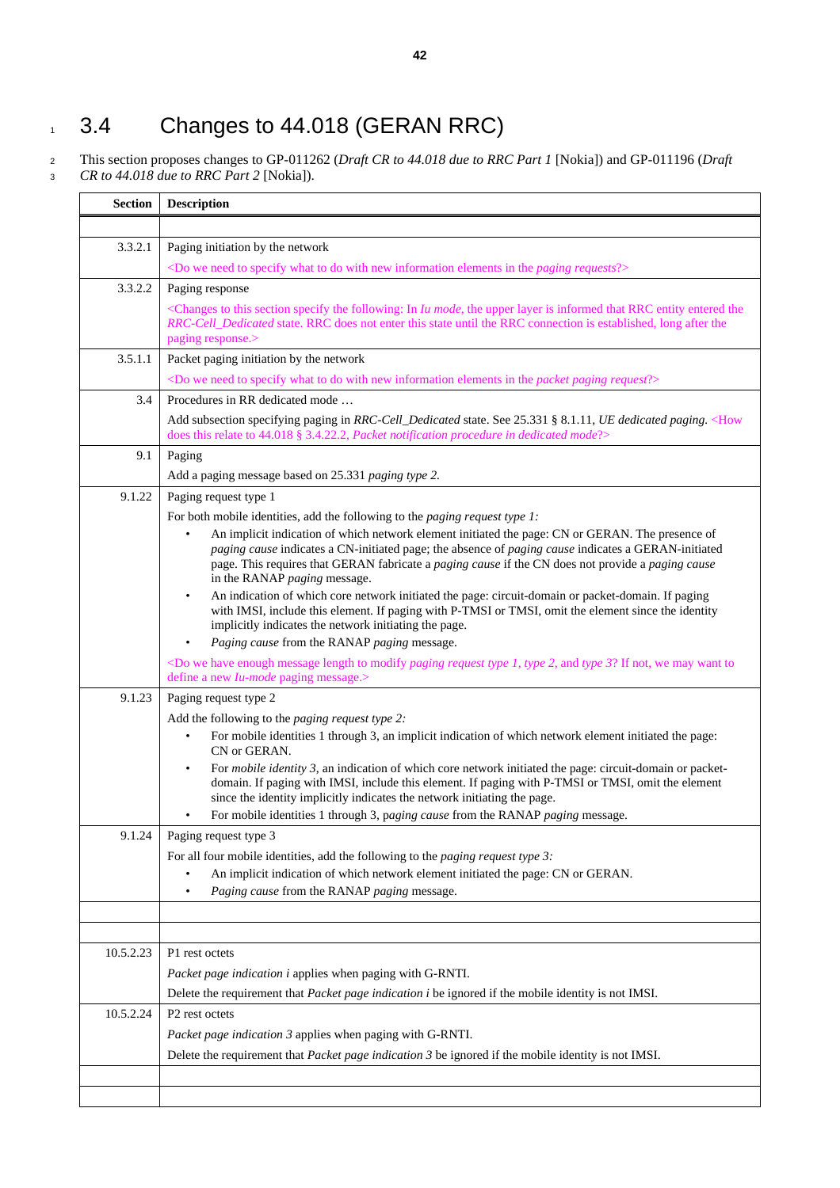# 3.4 Changes to 44.018 (GERAN RRC)

This section proposes changes to GP-011262 (*Draft CR to 44.018 due to RRC Part 1* [Nokia]) and GP-011196 (*Draft CR to 44.018 due to RRC Part 2* [Nokia]).

| Section | Description |
|---|---|
| | |
| 3.3.2.1 | Paging initiation by the network<br><br><Do we need to specify what to do with new information elements in the *paging requests*?> |
| 3.3.2.2 | Paging response<br><br><Changes to this section specify the following: In *Iu mode*, the upper layer is informed that RRC entity entered the *RRC-Cell_Dedicated* state. RRC does not enter this state until the RRC connection is established, long after the paging response.> |
| 3.5.1.1 | Packet paging initiation by the network<br><br><Do we need to specify what to do with new information elements in the *packet paging request*?> |
| 3.4 | Procedures in RR dedicated mode …<br><br>Add subsection specifying paging in *RRC-Cell_Dedicated* state. See 25.331 § 8.1.11, *UE dedicated paging.* <How does this relate to 44.018 § 3.4.22.2, *Packet notification procedure in dedicated mode*?> |
| 9.1 | Paging<br><br>Add a paging message based on 25.331 *paging type 2.* |
| 9.1.22 | Paging request type 1<br><br>For both mobile identities, add the following to the *paging request type 1:*<br>• An implicit indication of which network element initiated the page: CN or GERAN. The presence of *paging cause* indicates a CN-initiated page; the absence of *paging cause* indicates a GERAN-initiated page. This requires that GERAN fabricate a *paging cause* if the CN does not provide a *paging cause* in the RANAP *paging* message.<br>• An indication of which core network initiated the page: circuit-domain or packet-domain. If paging with IMSI, include this element. If paging with P-TMSI or TMSI, omit the element since the identity implicitly indicates the network initiating the page.<br>• *Paging cause* from the RANAP *paging* message.<br><br><Do we have enough message length to modify *paging request type 1*, *type 2*, and *type 3*? If not, we may want to define a new *Iu-mode* paging message.> |
| 9.1.23 | Paging request type 2<br><br>Add the following to the *paging request type 2:*<br>• For mobile identities 1 through 3, an implicit indication of which network element initiated the page: CN or GERAN.<br>• For *mobile identity 3*, an indication of which core network initiated the page: circuit-domain or packet-domain. If paging with IMSI, include this element. If paging with P-TMSI or TMSI, omit the element since the identity implicitly indicates the network initiating the page.<br>• For mobile identities 1 through 3, *paging cause* from the RANAP *paging* message. |
| 9.1.24 | Paging request type 3<br><br>For all four mobile identities, add the following to the *paging request type 3:*<br>• An implicit indication of which network element initiated the page: CN or GERAN.<br>• *Paging cause* from the RANAP *paging* message. |
| | |
| | |
| 10.5.2.23 | P1 rest octets<br><br>*Packet page indication i* applies when paging with G-RNTI.<br><br>Delete the requirement that *Packet page indication i* be ignored if the mobile identity is not IMSI. |
| 10.5.2.24 | P2 rest octets<br><br>*Packet page indication 3* applies when paging with G-RNTI.<br><br>Delete the requirement that *Packet page indication 3* be ignored if the mobile identity is not IMSI. |
| | |
| | |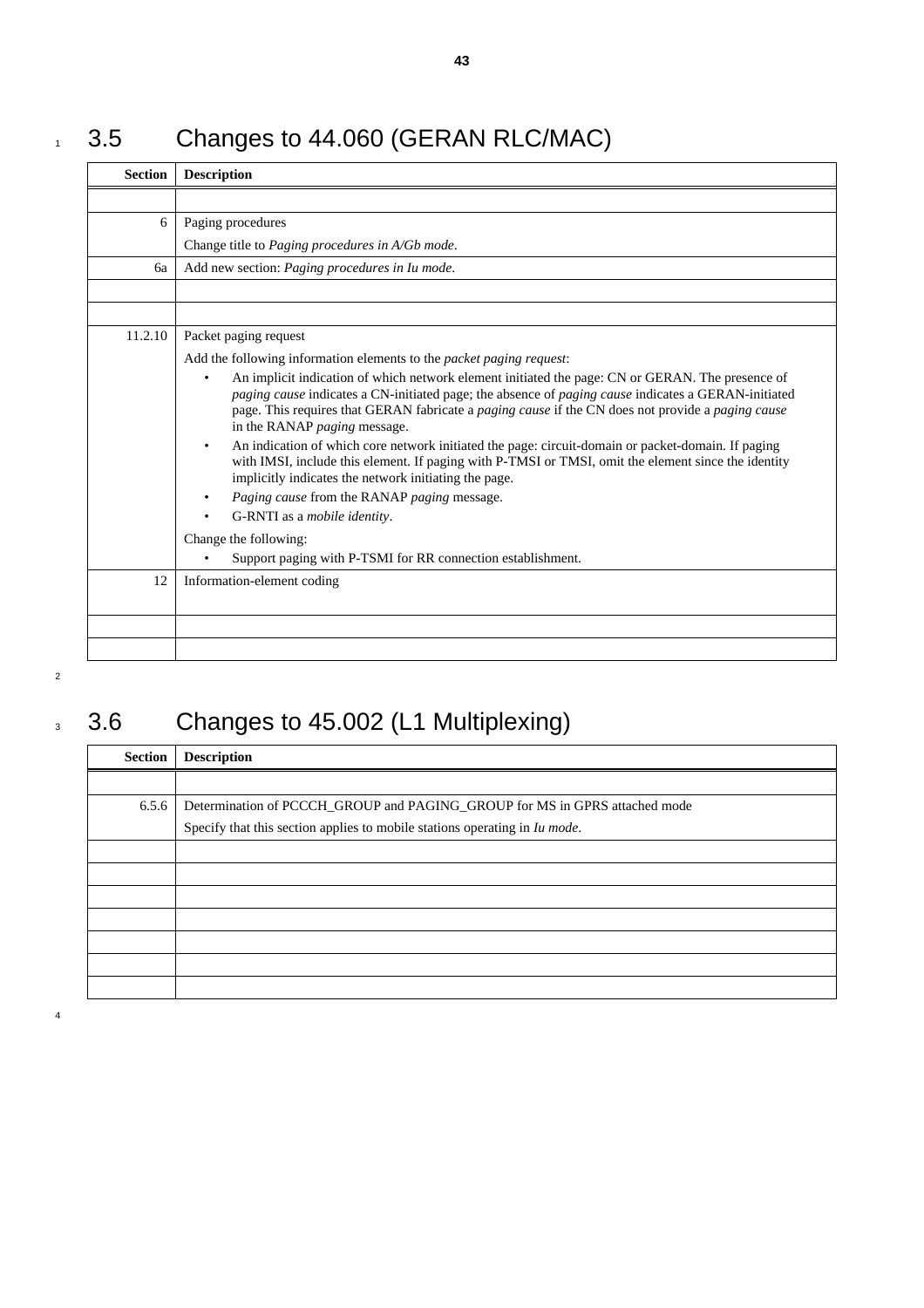## 3.5 Changes to 44.060 (GERAN RLC/MAC)

| Section | Description |
|---|---|
| | |
| 6 | Paging procedures<br>Change title to *Paging procedures in A/Gb mode*. |
| 6a | Add new section: *Paging procedures in Iu mode*. |
| | |
| | |
| 11.2.10 | Packet paging request<br>Add the following information elements to the *packet paging request*:<br>• An implicit indication of which network element initiated the page: CN or GERAN. The presence of *paging cause* indicates a CN-initiated page; the absence of *paging cause* indicates a GERAN-initiated page. This requires that GERAN fabricate a *paging cause* if the CN does not provide a *paging cause* in the RANAP *paging* message.<br>• An indication of which core network initiated the page: circuit-domain or packet-domain. If paging with IMSI, include this element. If paging with P-TMSI or TMSI, omit the element since the identity implicitly indicates the network initiating the page.<br>• *Paging cause* from the RANAP *paging* message.<br>• G-RNTI as a *mobile identity*.<br>Change the following:<br>• Support paging with P-TSMI for RR connection establishment. |
| 12 | Information-element coding |
| | |
| | |

## 3.6 Changes to 45.002 (L1 Multiplexing)

| Section | Description |
|---|---|
| | |
| 6.5.6 | Determination of PCCCH_GROUP and PAGING_GROUP for MS in GPRS attached mode<br>Specify that this section applies to mobile stations operating in *Iu mode*. |
| | |
| | |
| | |
| | |
| | |
| | |
| | |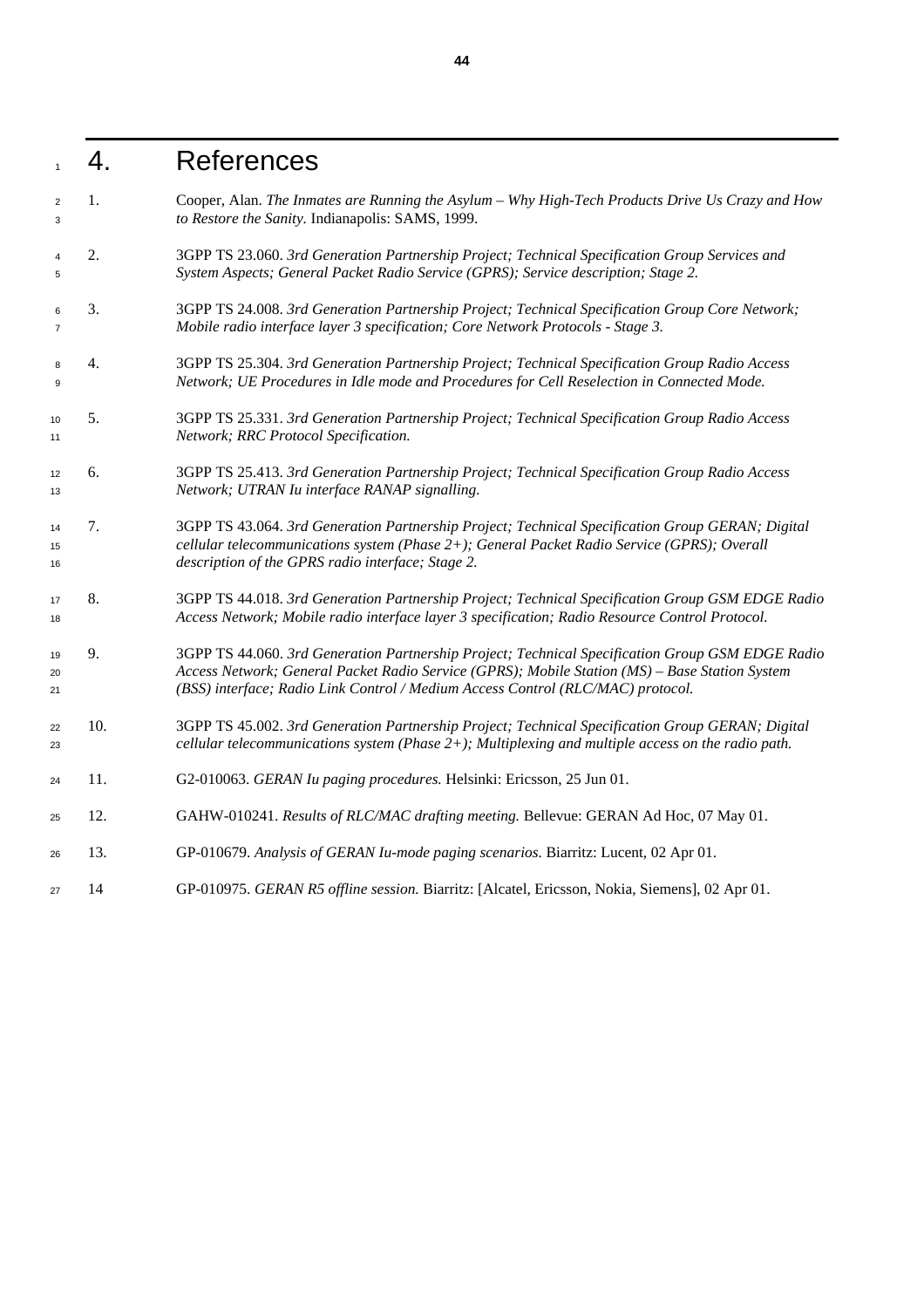# 4. References

1. Cooper, Alan. *The Inmates are Running the Asylum – Why High-Tech Products Drive Us Crazy and How to Restore the Sanity.* Indianapolis: SAMS, 1999.

2. 3GPP TS 23.060. *3rd Generation Partnership Project; Technical Specification Group Services and System Aspects; General Packet Radio Service (GPRS); Service description; Stage 2.*

3. 3GPP TS 24.008. *3rd Generation Partnership Project; Technical Specification Group Core Network; Mobile radio interface layer 3 specification; Core Network Protocols - Stage 3.*

4. 3GPP TS 25.304. *3rd Generation Partnership Project; Technical Specification Group Radio Access Network; UE Procedures in Idle mode and Procedures for Cell Reselection in Connected Mode.*

5. 3GPP TS 25.331. *3rd Generation Partnership Project; Technical Specification Group Radio Access Network; RRC Protocol Specification.*

6. 3GPP TS 25.413. *3rd Generation Partnership Project; Technical Specification Group Radio Access Network; UTRAN Iu interface RANAP signalling.*

7. 3GPP TS 43.064. *3rd Generation Partnership Project; Technical Specification Group GERAN; Digital cellular telecommunications system (Phase 2+); General Packet Radio Service (GPRS); Overall description of the GPRS radio interface; Stage 2.*

8. 3GPP TS 44.018. *3rd Generation Partnership Project; Technical Specification Group GSM EDGE Radio Access Network; Mobile radio interface layer 3 specification; Radio Resource Control Protocol.*

9. 3GPP TS 44.060. *3rd Generation Partnership Project; Technical Specification Group GSM EDGE Radio Access Network; General Packet Radio Service (GPRS); Mobile Station (MS) – Base Station System (BSS) interface; Radio Link Control / Medium Access Control (RLC/MAC) protocol.*

10. 3GPP TS 45.002. *3rd Generation Partnership Project; Technical Specification Group GERAN; Digital cellular telecommunications system (Phase 2+); Multiplexing and multiple access on the radio path.*

11. G2-010063. *GERAN Iu paging procedures.* Helsinki: Ericsson, 25 Jun 01.

12. GAHW-010241. *Results of RLC/MAC drafting meeting.* Bellevue: GERAN Ad Hoc, 07 May 01.

13. GP-010679. *Analysis of GERAN Iu-mode paging scenarios.* Biarritz: Lucent, 02 Apr 01.

14 GP-010975. *GERAN R5 offline session.* Biarritz: [Alcatel, Ericsson, Nokia, Siemens], 02 Apr 01.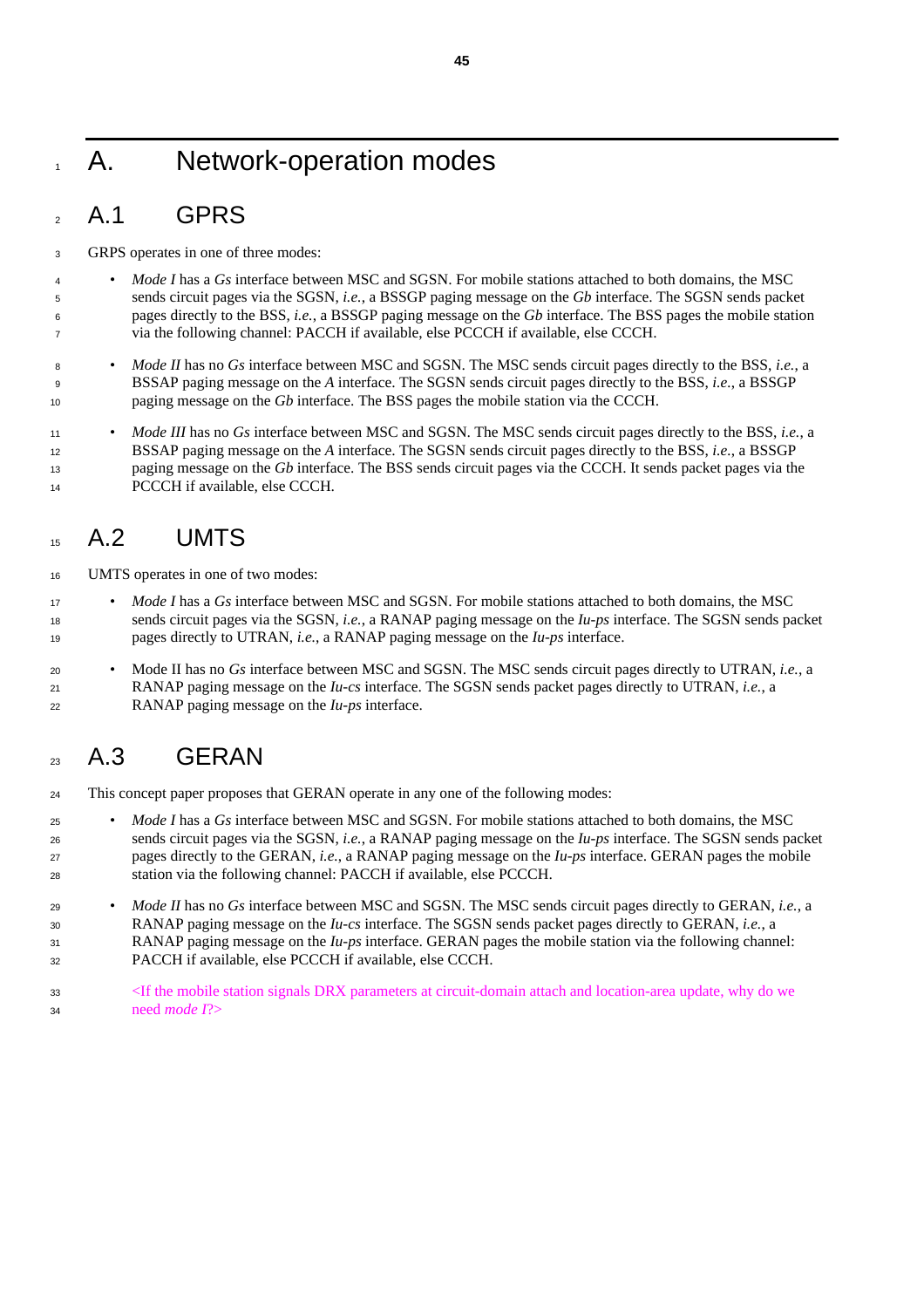# A. Network-operation modes

## A.1 GPRS

GRPS operates in one of three modes:

- *Mode I* has a *Gs* interface between MSC and SGSN. For mobile stations attached to both domains, the MSC sends circuit pages via the SGSN, *i.e.*, a BSSGP paging message on the *Gb* interface. The SGSN sends packet pages directly to the BSS, *i.e.*, a BSSGP paging message on the *Gb* interface. The BSS pages the mobile station via the following channel: PACCH if available, else PCCCH if available, else CCCH.
- *Mode II* has no *Gs* interface between MSC and SGSN. The MSC sends circuit pages directly to the BSS, *i.e.*, a BSSAP paging message on the *A* interface. The SGSN sends circuit pages directly to the BSS, *i.e.*, a BSSGP paging message on the *Gb* interface. The BSS pages the mobile station via the CCCH.
- *Mode III* has no *Gs* interface between MSC and SGSN. The MSC sends circuit pages directly to the BSS, *i.e.*, a BSSAP paging message on the *A* interface. The SGSN sends circuit pages directly to the BSS, *i.e.*, a BSSGP paging message on the *Gb* interface. The BSS sends circuit pages via the CCCH. It sends packet pages via the PCCCH if available, else CCCH.

## A.2 UMTS

UMTS operates in one of two modes:

- *Mode I* has a *Gs* interface between MSC and SGSN. For mobile stations attached to both domains, the MSC sends circuit pages via the SGSN, *i.e.*, a RANAP paging message on the *Iu-ps* interface. The SGSN sends packet pages directly to UTRAN, *i.e.*, a RANAP paging message on the *Iu-ps* interface.
- Mode II has no *Gs* interface between MSC and SGSN. The MSC sends circuit pages directly to UTRAN, *i.e.*, a RANAP paging message on the *Iu-cs* interface. The SGSN sends packet pages directly to UTRAN, *i.e.*, a RANAP paging message on the *Iu-ps* interface.

## A.3 GERAN

This concept paper proposes that GERAN operate in any one of the following modes:

- *Mode I* has a *Gs* interface between MSC and SGSN. For mobile stations attached to both domains, the MSC sends circuit pages via the SGSN, *i.e.*, a RANAP paging message on the *Iu-ps* interface. The SGSN sends packet pages directly to the GERAN, *i.e.*, a RANAP paging message on the *Iu-ps* interface. GERAN pages the mobile station via the following channel: PACCH if available, else PCCCH.
- *Mode II* has no *Gs* interface between MSC and SGSN. The MSC sends circuit pages directly to GERAN, *i.e.*, a RANAP paging message on the *Iu-cs* interface. The SGSN sends packet pages directly to GERAN, *i.e.*, a RANAP paging message on the *Iu-ps* interface. GERAN pages the mobile station via the following channel: PACCH if available, else PCCCH if available, else CCCH.

  <If the mobile station signals DRX parameters at circuit-domain attach and location-area update, why do we need *mode I*?>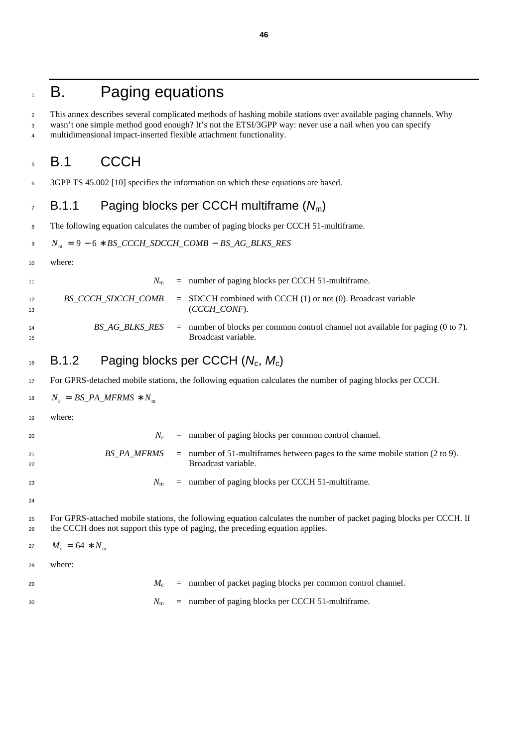# B. Paging equations

This annex describes several complicated methods of hashing mobile stations over available paging channels. Why wasn't one simple method good enough? It's not the ETSI/3GPP way: never use a nail when you can specify multidimensional impact-inserted flexible attachment functionality.

## B.1 CCCH

3GPP TS 45.002 [10] specifies the information on which these equations are based.

### B.1.1 Paging blocks per CCCH multiframe ($N_m$)

The following equation calculates the number of paging blocks per CCCH 51-multiframe.

$$N_m = 9 - 6 * BS\_CCCH\_SDCCH\_COMB - BS\_AG\_BLKS\_RES$$

where:

| | | |
|---|---|---|
| $N_m$ | = | number of paging blocks per CCCH 51-multiframe. |
| *BS_CCCH_SDCCH_COMB* | = | SDCCH combined with CCCH (1) or not (0). Broadcast variable (*CCCH_CONF*). |
| *BS_AG_BLKS_RES* | = | number of blocks per common control channel not available for paging (0 to 7). Broadcast variable. |

### B.1.2 Paging blocks per CCCH ($N_c$, $M_c$)

For GPRS-detached mobile stations, the following equation calculates the number of paging blocks per CCCH.

$$N_c = BS\_PA\_MFRMS * N_m$$

where:

| | | |
|---|---|---|
| $N_c$ | = | number of paging blocks per common control channel. |
| *BS_PA_MFRMS* | = | number of 51-multiframes between pages to the same mobile station (2 to 9). Broadcast variable. |
| $N_m$ | = | number of paging blocks per CCCH 51-multiframe. |

For GPRS-attached mobile stations, the following equation calculates the number of packet paging blocks per CCCH. If the CCCH does not support this type of paging, the preceding equation applies.

$$M_c = 64 * N_m$$

where:

| | | |
|---|---|---|
| $M_c$ | = | number of packet paging blocks per common control channel. |
| $N_m$ | = | number of paging blocks per CCCH 51-multiframe. |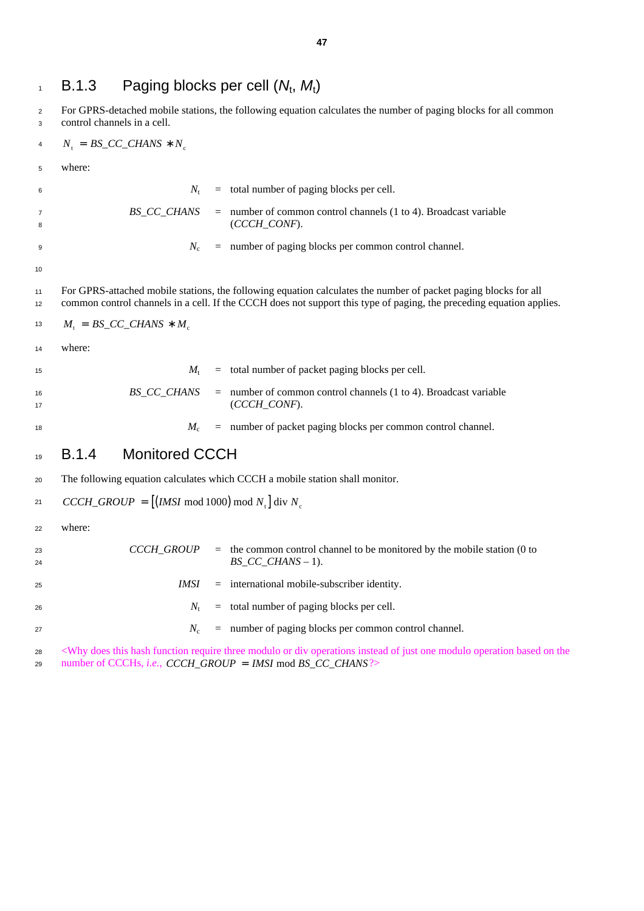### B.1.3 Paging blocks per cell ($N_t$, $M_t$)

For GPRS-detached mobile stations, the following equation calculates the number of paging blocks for all common control channels in a cell.

$$N_t = BS\_CC\_CHANS * N_c$$

where:

- $N_t$ = total number of paging blocks per cell.
- $BS\_CC\_CHANS$ = number of common control channels (1 to 4). Broadcast variable (*CCCH_CONF*).
- $N_c$ = number of paging blocks per common control channel.

For GPRS-attached mobile stations, the following equation calculates the number of packet paging blocks for all common control channels in a cell. If the CCCH does not support this type of paging, the preceding equation applies.

$$M_t = BS\_CC\_CHANS * M_c$$

where:

- $M_t$ = total number of packet paging blocks per cell.
- $BS\_CC\_CHANS$ = number of common control channels (1 to 4). Broadcast variable (*CCCH_CONF*).
- $M_c$ = number of packet paging blocks per common control channel.

### B.1.4 Monitored CCCH

The following equation calculates which CCCH a mobile station shall monitor.

$$CCCH\_GROUP = \left[ (IMSI \bmod 1000) \bmod N_t \right] \operatorname{div} N_c$$

where:

- $CCCH\_GROUP$ = the common control channel to be monitored by the mobile station (0 to $BS\_CC\_CHANS - 1$).
- $IMSI$ = international mobile-subscriber identity.
- $N_t$ = total number of paging blocks per cell.
- $N_c$ = number of paging blocks per common control channel.

<Why does this hash function require three modulo or div operations instead of just one modulo operation based on the number of CCCHs, *i.e.*, $CCCH\_GROUP = IMSI \bmod BS\_CC\_CHANS$?>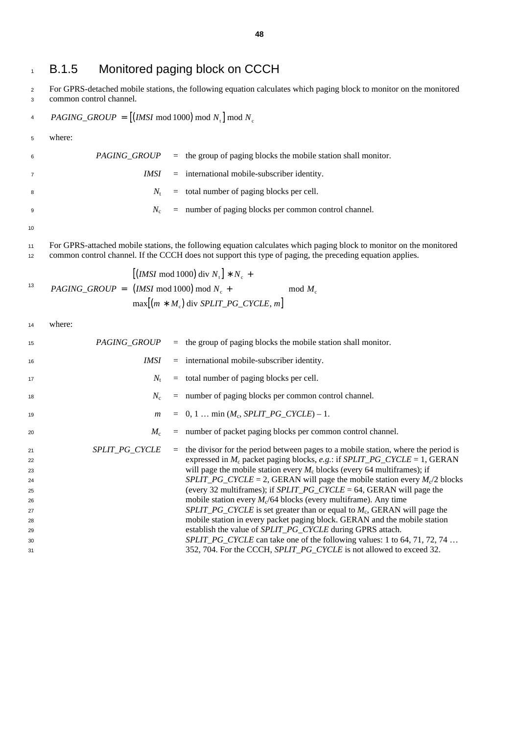### B.1.5 Monitored paging block on CCCH

For GPRS-detached mobile stations, the following equation calculates which paging block to monitor on the monitored common control channel.

$$PAGING\_GROUP = \left[ (IMSI \bmod 1000) \bmod N_t \right] \bmod N_c$$

where:

| | | |
|---|---|---|
| $PAGING\_GROUP$ | = | the group of paging blocks the mobile station shall monitor. |
| $IMSI$ | = | international mobile-subscriber identity. |
| $N_t$ | = | total number of paging blocks per cell. |
| $N_c$ | = | number of paging blocks per common control channel. |

For GPRS-attached mobile stations, the following equation calculates which paging block to monitor on the monitored common control channel. If the CCCH does not support this type of paging, the preceding equation applies.

$$PAGING\_GROUP = \begin{pmatrix} \left[ (IMSI \bmod 1000) \text{ div } N_t \right] * N_c + \\ (IMSI \bmod 1000) \bmod N_c + \\ \max\left[ (m * M_c) \text{ div } SPLIT\_PG\_CYCLE, m \right] \end{pmatrix} \bmod M_c$$

where:

| | | |
|---|---|---|
| $PAGING\_GROUP$ | = | the group of paging blocks the mobile station shall monitor. |
| $IMSI$ | = | international mobile-subscriber identity. |
| $N_t$ | = | total number of paging blocks per cell. |
| $N_c$ | = | number of paging blocks per common control channel. |
| $m$ | = | 0, 1 … min ($M_c$, $SPLIT\_PG\_CYCLE$) – 1. |
| $M_c$ | = | number of packet paging blocks per common control channel. |
| $SPLIT\_PG\_CYCLE$ | = | the divisor for the period between pages to a mobile station, where the period is expressed in $M_c$ packet paging blocks, *e.g.*: if $SPLIT\_PG\_CYCLE = 1$, GERAN will page the mobile station every $M_c$ blocks (every 64 multiframes); if $SPLIT\_PG\_CYCLE = 2$, GERAN will page the mobile station every $M_c/2$ blocks (every 32 multiframes); if $SPLIT\_PG\_CYCLE = 64$, GERAN will page the mobile station every $M_c/64$ blocks (every multiframe). Any time $SPLIT\_PG\_CYCLE$ is set greater than or equal to $M_c$, GERAN will page the mobile station in every packet paging block. GERAN and the mobile station establish the value of $SPLIT\_PG\_CYCLE$ during GPRS attach. $SPLIT\_PG\_CYCLE$ can take one of the following values: 1 to 64, 71, 72, 74 … 352, 704. For the CCCH, $SPLIT\_PG\_CYCLE$ is not allowed to exceed 32. |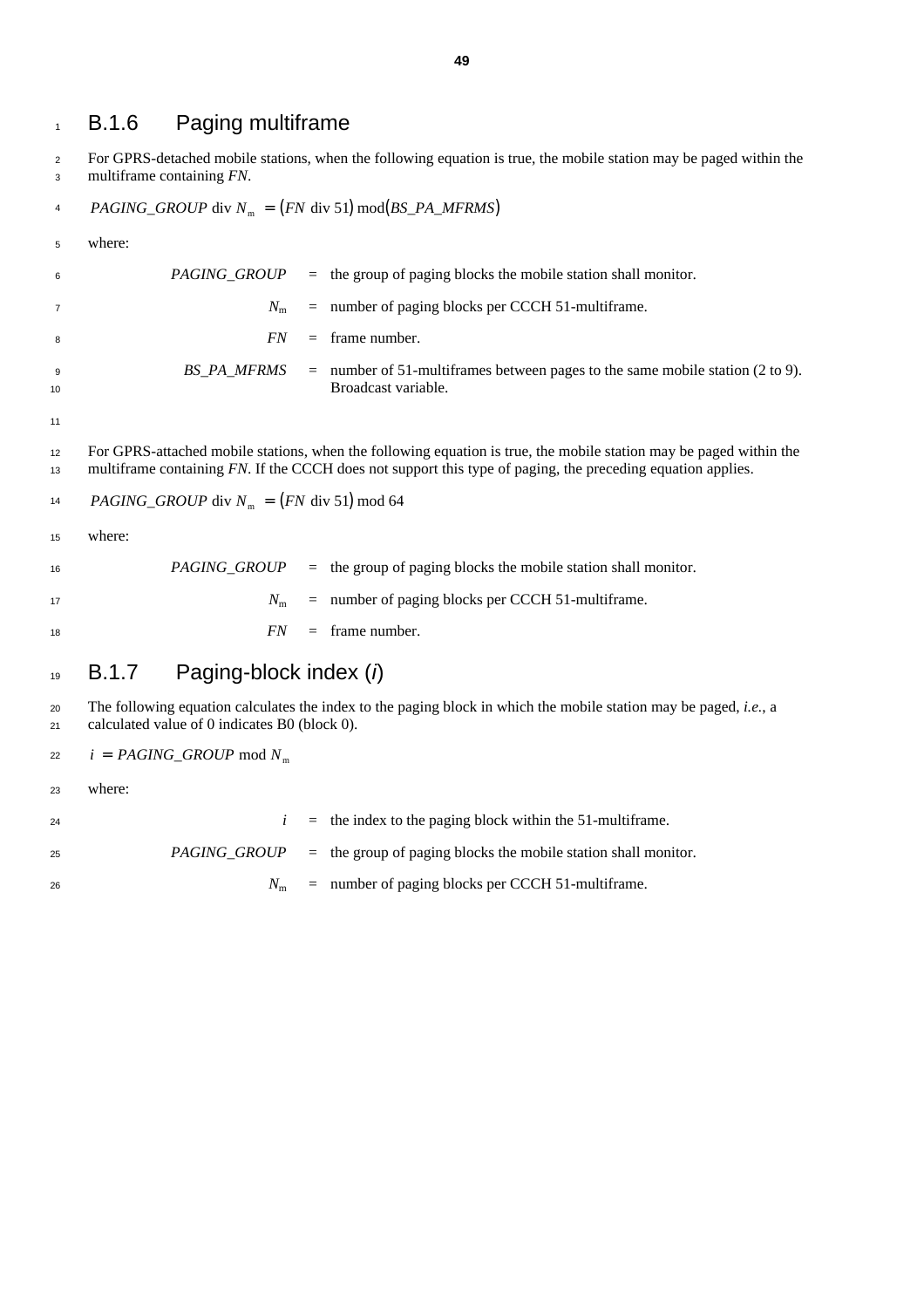### B.1.6 Paging multiframe

For GPRS-detached mobile stations, when the following equation is true, the mobile station may be paged within the multiframe containing *FN*.

$$PAGING\_GROUP \text{ div } N_{\mathrm{m}} = (FN \text{ div } 51) \bmod (BS\_PA\_MFRMS)$$

where:

$PAGING\_GROUP$ = the group of paging blocks the mobile station shall monitor.

$N_{\mathrm{m}}$ = number of paging blocks per CCCH 51-multiframe.

$FN$ = frame number.

$BS\_PA\_MFRMS$ = number of 51-multiframes between pages to the same mobile station (2 to 9). Broadcast variable.

For GPRS-attached mobile stations, when the following equation is true, the mobile station may be paged within the multiframe containing *FN*. If the CCCH does not support this type of paging, the preceding equation applies.

$$PAGING\_GROUP \text{ div } N_{\mathrm{m}} = (FN \text{ div } 51) \bmod 64$$

where:

$PAGING\_GROUP$ = the group of paging blocks the mobile station shall monitor.

$N_{\mathrm{m}}$ = number of paging blocks per CCCH 51-multiframe.

$FN$ = frame number.

### B.1.7 Paging-block index (*i*)

The following equation calculates the index to the paging block in which the mobile station may be paged, *i.e.*, a calculated value of 0 indicates B0 (block 0).

$$i = PAGING\_GROUP \bmod N_{\mathrm{m}}$$

where:

$i$ = the index to the paging block within the 51-multiframe.

$PAGING\_GROUP$ = the group of paging blocks the mobile station shall monitor.

$N_{\mathrm{m}}$ = number of paging blocks per CCCH 51-multiframe.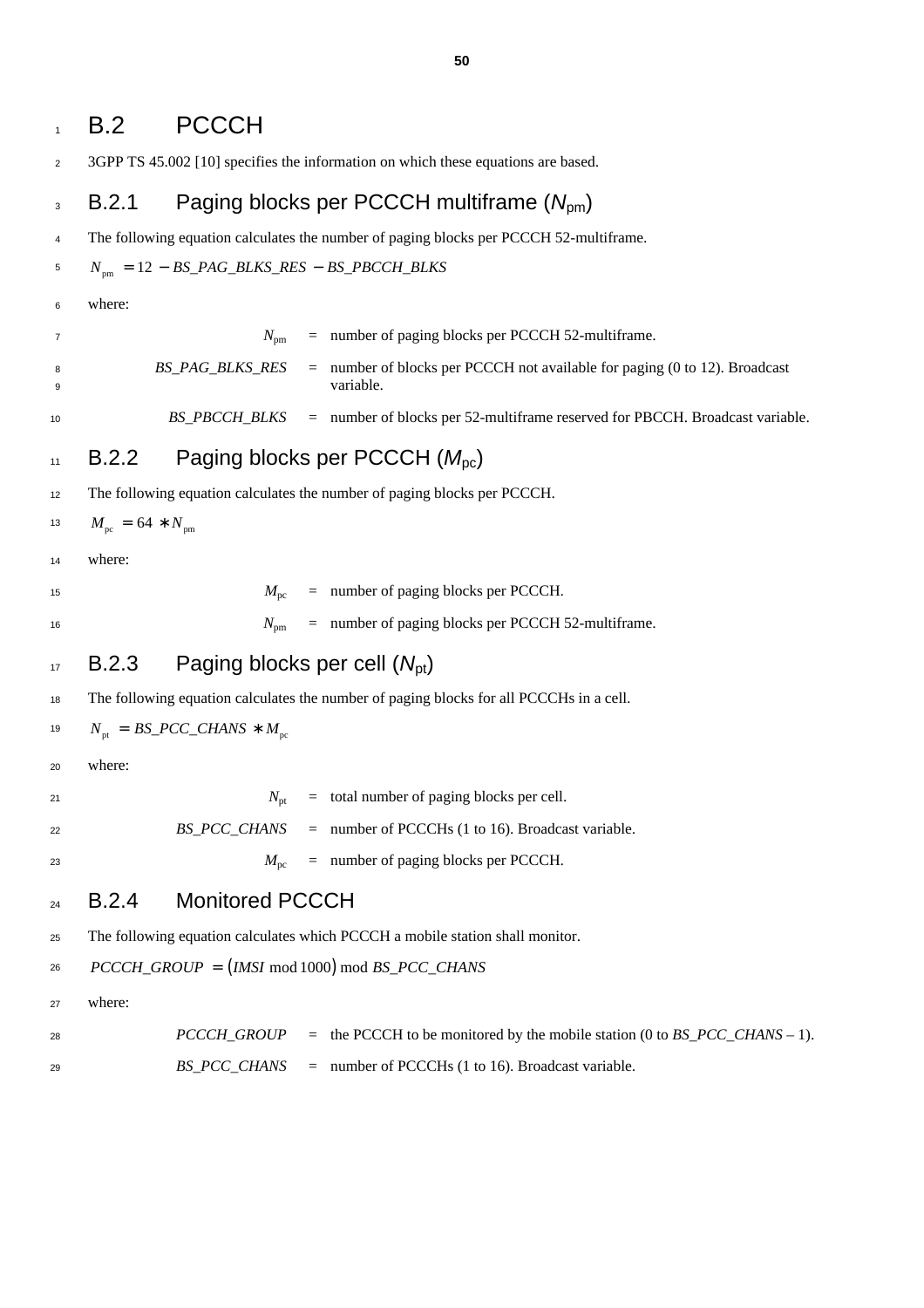## B.2 PCCCH

3GPP TS 45.002 [10] specifies the information on which these equations are based.

### B.2.1 Paging blocks per PCCCH multiframe ($N_{pm}$)

The following equation calculates the number of paging blocks per PCCCH 52-multiframe.

$$N_{pm} = 12 - BS\_PAG\_BLKS\_RES - BS\_PBCCH\_BLKS$$

where:

| | | |
|---|---|---|
| $N_{pm}$ | = | number of paging blocks per PCCCH 52-multiframe. |
| *BS_PAG_BLKS_RES* | = | number of blocks per PCCCH not available for paging (0 to 12). Broadcast variable. |
| *BS_PBCCH_BLKS* | = | number of blocks per 52-multiframe reserved for PBCCH. Broadcast variable. |

### B.2.2 Paging blocks per PCCCH ($M_{pc}$)

The following equation calculates the number of paging blocks per PCCCH.

$$M_{pc} = 64 * N_{pm}$$

where:

| | | |
|---|---|---|
| $M_{pc}$ | = | number of paging blocks per PCCCH. |
| $N_{pm}$ | = | number of paging blocks per PCCCH 52-multiframe. |

### B.2.3 Paging blocks per cell ($N_{pt}$)

The following equation calculates the number of paging blocks for all PCCCHs in a cell.

$$N_{pt} = BS\_PCC\_CHANS * M_{pc}$$

where:

| | | |
|---|---|---|
| $N_{pt}$ | = | total number of paging blocks per cell. |
| *BS_PCC_CHANS* | = | number of PCCCHs (1 to 16). Broadcast variable. |
| $M_{pc}$ | = | number of paging blocks per PCCCH. |

### B.2.4 Monitored PCCCH

The following equation calculates which PCCCH a mobile station shall monitor.

$$PCCCH\_GROUP = (IMSI \bmod 1000) \bmod BS\_PCC\_CHANS$$

where:

| | | |
|---|---|---|
| *PCCCH_GROUP* | = | the PCCCH to be monitored by the mobile station (0 to *BS_PCC_CHANS* – 1). |
| *BS_PCC_CHANS* | = | number of PCCCHs (1 to 16). Broadcast variable. |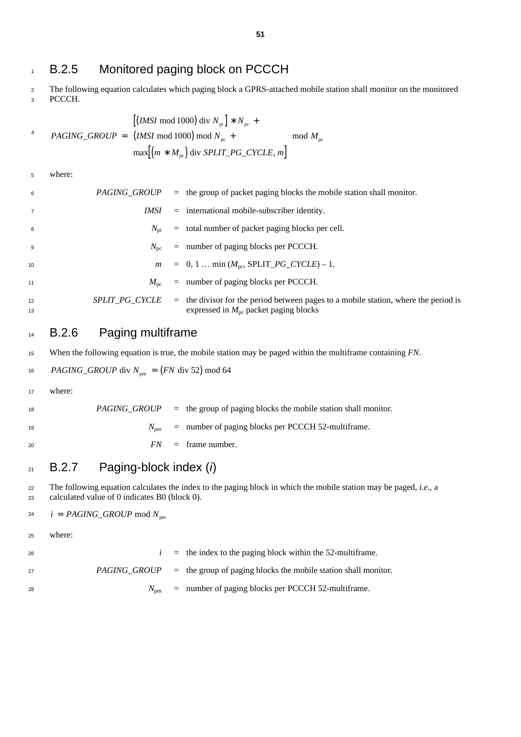## B.2.5 Monitored paging block on PCCCH

The following equation calculates which paging block a GPRS-attached mobile station shall monitor on the monitored PCCCH.

$$PAGING\_GROUP = \left( \begin{array}{l} \left[ (IMSI \bmod 1000) \operatorname{div} N_{pt} \right] * N_{pc} + \\ (IMSI \bmod 1000) \bmod N_{pc} + \\ \max\left[ (m * M_{pc}) \operatorname{div} SPLIT\_PG\_CYCLE, m \right] \end{array} \right) \bmod M_{pc}$$

where:

| | | |
|---|---|---|
| $PAGING\_GROUP$ | = | the group of packet paging blocks the mobile station shall monitor. |
| $IMSI$ | = | international mobile-subscriber identity. |
| $N_{pt}$ | = | total number of packet paging blocks per cell. |
| $N_{pc}$ | = | number of paging blocks per PCCCH. |
| $m$ | = | 0, 1 … min ($M_{pc}$, SPLIT_$PG\_CYCLE$) – 1. |
| $M_{pc}$ | = | number of paging blocks per PCCCH. |
| $SPLIT\_PG\_CYCLE$ | = | the divisor for the period between pages to a mobile station, where the period is expressed in $M_{pc}$ packet paging blocks |

## B.2.6 Paging multiframe

When the following equation is true, the mobile station may be paged within the multiframe containing *FN*.

$$PAGING\_GROUP \operatorname{div} N_{pm} = (FN \operatorname{div} 52) \bmod 64$$

where:

| | | |
|---|---|---|
| $PAGING\_GROUP$ | = | the group of paging blocks the mobile station shall monitor. |
| $N_{pm}$ | = | number of paging blocks per PCCCH 52-multiframe. |
| $FN$ | = | frame number. |

## B.2.7 Paging-block index (*i*)

The following equation calculates the index to the paging block in which the mobile station may be paged, *i.e.*, a calculated value of 0 indicates B0 (block 0).

$$i = PAGING\_GROUP \bmod N_{pm}$$

where:

| | | |
|---|---|---|
| $i$ | = | the index to the paging block within the 52-multiframe. |
| $PAGING\_GROUP$ | = | the group of paging blocks the mobile station shall monitor. |
| $N_{pm}$ | = | number of paging blocks per PCCCH 52-multiframe. |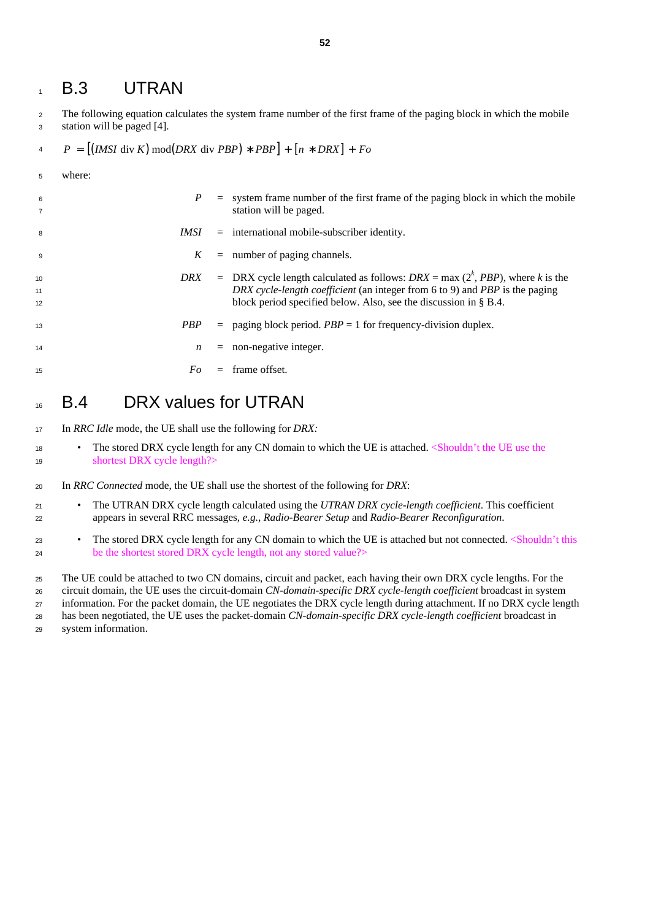## B.3 UTRAN

The following equation calculates the system frame number of the first frame of the paging block in which the mobile station will be paged [4].

$$P = [(IMSI \text{ div } K) \bmod (DRX \text{ div } PBP) * PBP] + [n * DRX] + Fo$$

where:

- $P$ = system frame number of the first frame of the paging block in which the mobile station will be paged.
- $IMSI$ = international mobile-subscriber identity.
- $K$ = number of paging channels.
- $DRX$ = DRX cycle length calculated as follows: $DRX = \max(2^k, PBP)$, where $k$ is the *DRX cycle-length coefficient* (an integer from 6 to 9) and $PBP$ is the paging block period specified below. Also, see the discussion in § B.4.
- $PBP$ = paging block period. $PBP = 1$ for frequency-division duplex.
- $n$ = non-negative integer.
- $Fo$ = frame offset.

## B.4 DRX values for UTRAN

In *RRC Idle* mode, the UE shall use the following for *DRX:*

- The stored DRX cycle length for any CN domain to which the UE is attached. <Shouldn't the UE use the shortest DRX cycle length?>

In *RRC Connected* mode, the UE shall use the shortest of the following for *DRX*:

- The UTRAN DRX cycle length calculated using the *UTRAN DRX cycle-length coefficient*. This coefficient appears in several RRC messages, *e.g., Radio-Bearer Setup* and *Radio-Bearer Reconfiguration*.
- The stored DRX cycle length for any CN domain to which the UE is attached but not connected. <Shouldn't this be the shortest stored DRX cycle length, not any stored value?>

The UE could be attached to two CN domains, circuit and packet, each having their own DRX cycle lengths. For the circuit domain, the UE uses the circuit-domain *CN-domain-specific DRX cycle-length coefficient* broadcast in system information. For the packet domain, the UE negotiates the DRX cycle length during attachment. If no DRX cycle length has been negotiated, the UE uses the packet-domain *CN-domain-specific DRX cycle-length coefficient* broadcast in system information.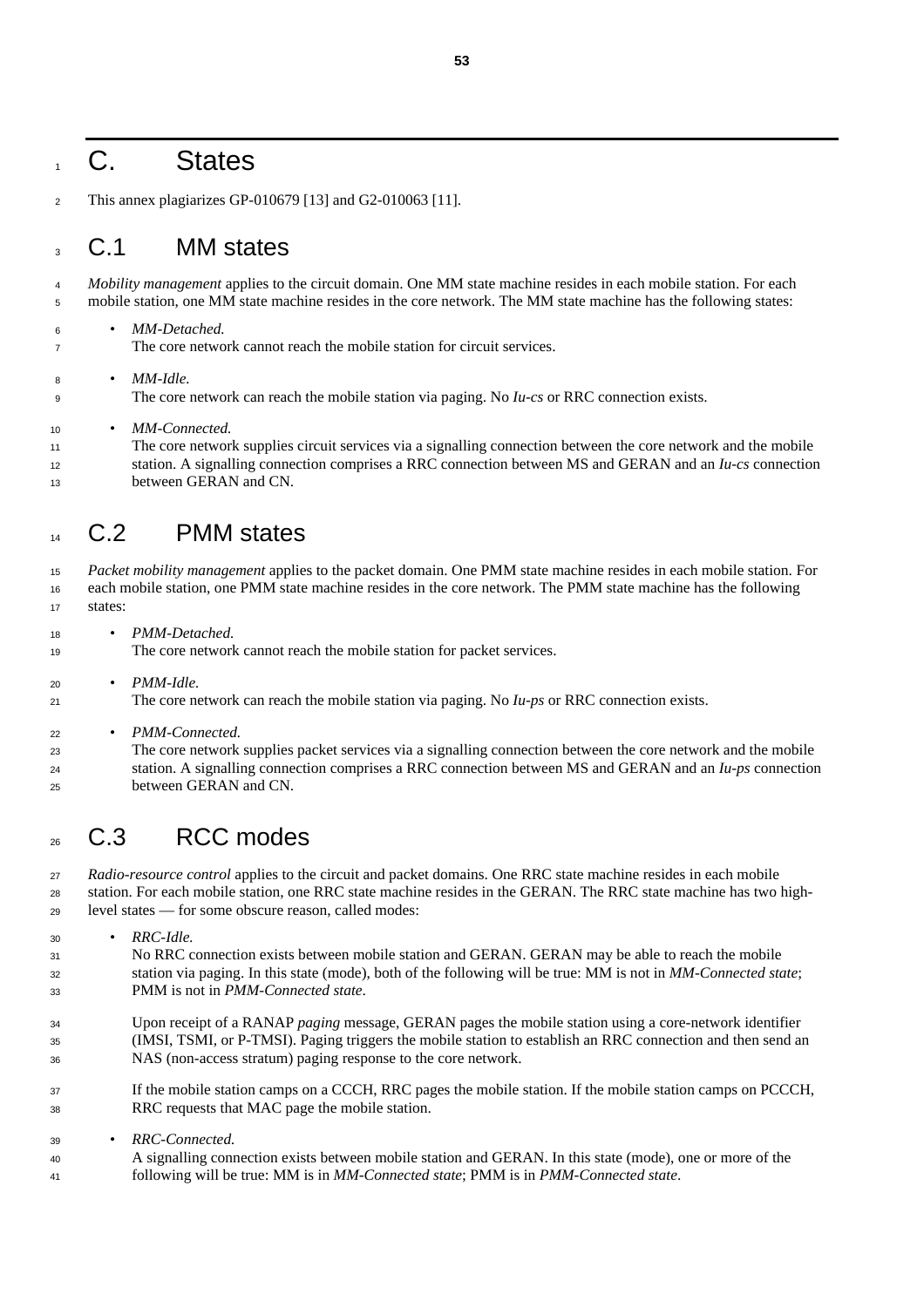# C. States

This annex plagiarizes GP-010679 [13] and G2-010063 [11].

## C.1 MM states

*Mobility management* applies to the circuit domain. One MM state machine resides in each mobile station. For each mobile station, one MM state machine resides in the core network. The MM state machine has the following states:

- *MM-Detached.*
  The core network cannot reach the mobile station for circuit services.
- *MM-Idle.*
  The core network can reach the mobile station via paging. No *Iu-cs* or RRC connection exists.
- *MM-Connected.*
  The core network supplies circuit services via a signalling connection between the core network and the mobile station. A signalling connection comprises a RRC connection between MS and GERAN and an *Iu-cs* connection between GERAN and CN.

## C.2 PMM states

*Packet mobility management* applies to the packet domain. One PMM state machine resides in each mobile station. For each mobile station, one PMM state machine resides in the core network. The PMM state machine has the following states:

- *PMM-Detached.*
  The core network cannot reach the mobile station for packet services.
- *PMM-Idle.*
  The core network can reach the mobile station via paging. No *Iu-ps* or RRC connection exists.
- *PMM-Connected.*
  The core network supplies packet services via a signalling connection between the core network and the mobile station. A signalling connection comprises a RRC connection between MS and GERAN and an *Iu-ps* connection between GERAN and CN.

## C.3 RCC modes

*Radio-resource control* applies to the circuit and packet domains. One RRC state machine resides in each mobile station. For each mobile station, one RRC state machine resides in the GERAN. The RRC state machine has two high-level states — for some obscure reason, called modes:

- *RRC-Idle.*
  No RRC connection exists between mobile station and GERAN. GERAN may be able to reach the mobile station via paging. In this state (mode), both of the following will be true: MM is not in *MM-Connected state*; PMM is not in *PMM-Connected state*.

  Upon receipt of a RANAP *paging* message, GERAN pages the mobile station using a core-network identifier (IMSI, TSMI, or P-TMSI). Paging triggers the mobile station to establish an RRC connection and then send an NAS (non-access stratum) paging response to the core network.

  If the mobile station camps on a CCCH, RRC pages the mobile station. If the mobile station camps on PCCCH, RRC requests that MAC page the mobile station.

- *RRC-Connected.*
  A signalling connection exists between mobile station and GERAN. In this state (mode), one or more of the following will be true: MM is in *MM-Connected state*; PMM is in *PMM-Connected state*.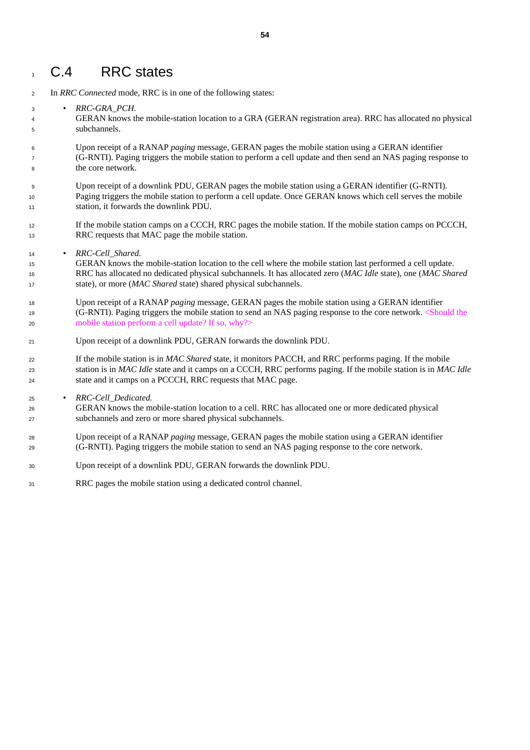# C.4 RRC states

In *RRC Connected* mode, RRC is in one of the following states:

- *RRC-GRA_PCH.*
  GERAN knows the mobile-station location to a GRA (GERAN registration area). RRC has allocated no physical subchannels.

  Upon receipt of a RANAP *paging* message, GERAN pages the mobile station using a GERAN identifier (G-RNTI). Paging triggers the mobile station to perform a cell update and then send an NAS paging response to the core network.

  Upon receipt of a downlink PDU, GERAN pages the mobile station using a GERAN identifier (G-RNTI). Paging triggers the mobile station to perform a cell update. Once GERAN knows which cell serves the mobile station, it forwards the downlink PDU.

  If the mobile station camps on a CCCH, RRC pages the mobile station. If the mobile station camps on PCCCH, RRC requests that MAC page the mobile station.

- *RRC-Cell_Shared.*
  GERAN knows the mobile-station location to the cell where the mobile station last performed a cell update. RRC has allocated no dedicated physical subchannels. It has allocated zero (*MAC Idle* state), one (*MAC Shared* state), or more (*MAC Shared* state) shared physical subchannels.

  Upon receipt of a RANAP *paging* message, GERAN pages the mobile station using a GERAN identifier (G-RNTI). Paging triggers the mobile station to send an NAS paging response to the core network. <Should the mobile station perform a cell update? If so, why?>

  Upon receipt of a downlink PDU, GERAN forwards the downlink PDU.

  If the mobile station is in *MAC Shared* state, it monitors PACCH, and RRC performs paging. If the mobile station is in *MAC Idle* state and it camps on a CCCH, RRC performs paging. If the mobile station is in *MAC Idle* state and it camps on a PCCCH, RRC requests that MAC page.

- *RRC-Cell_Dedicated.*
  GERAN knows the mobile-station location to a cell. RRC has allocated one or more dedicated physical subchannels and zero or more shared physical subchannels.

  Upon receipt of a RANAP *paging* message, GERAN pages the mobile station using a GERAN identifier (G-RNTI). Paging triggers the mobile station to send an NAS paging response to the core network.

  Upon receipt of a downlink PDU, GERAN forwards the downlink PDU.

  RRC pages the mobile station using a dedicated control channel.